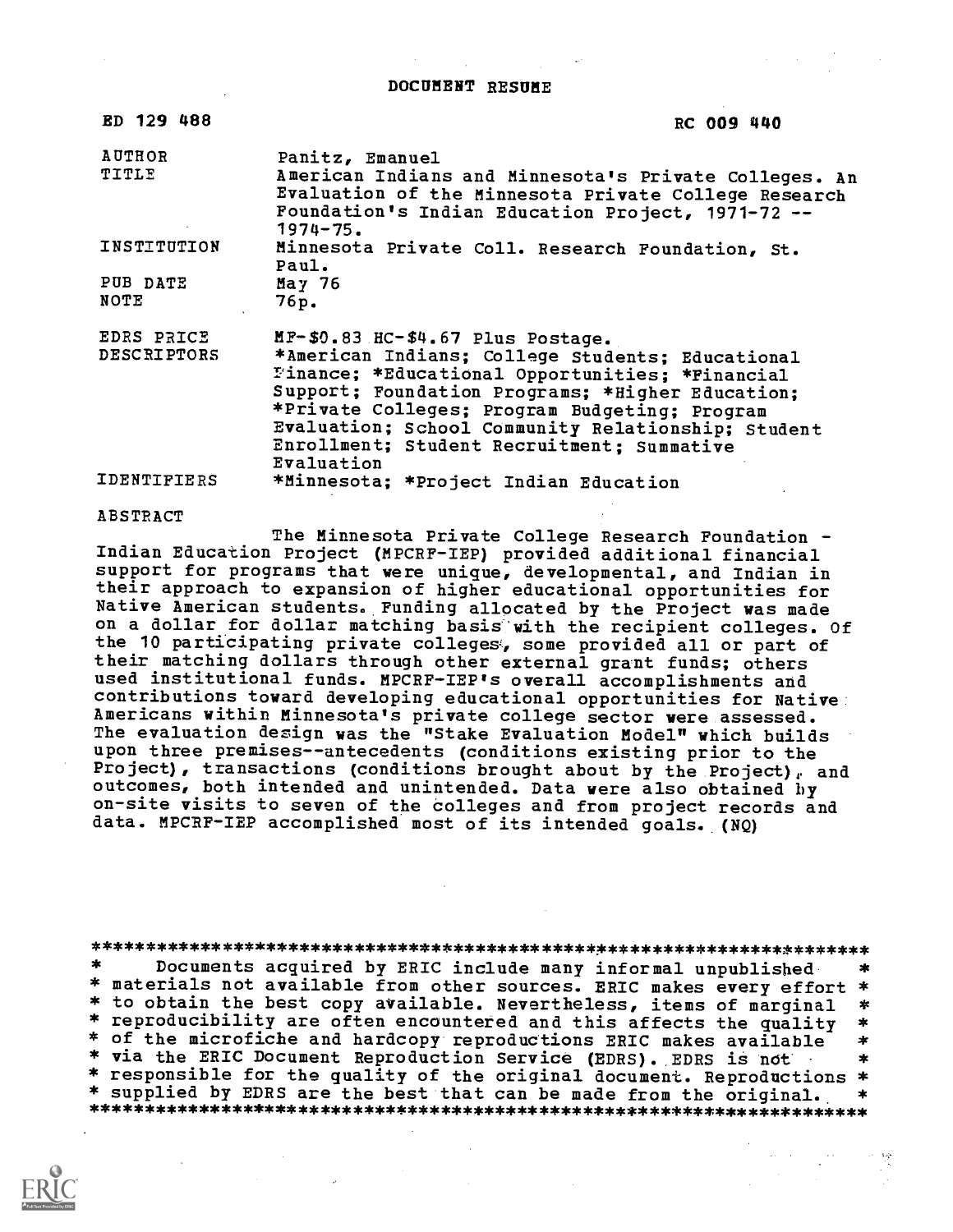# DOCUMENT RESUME

| | |
|---|---|
| ED 129 488 | RC 009 440 |
| AUTHOR | Panitz, Emanuel |
| TITLE | American Indians and Minnesota's Private Colleges. An Evaluation of the Minnesota Private College Research Foundation's Indian Education Project, 1971-72 -- 1974-75. |
| INSTITUTION | Minnesota Private Coll. Research Foundation, St. Paul. |
| PUB DATE | May 76 |
| NOTE | 76p. |
| EDRS PRICE | MF-$0.83 HC-$4.67 Plus Postage. |
| DESCRIPTORS | *American Indians; College Students; Educational Finance; *Educational Opportunities; *Financial Support; Foundation Programs; *Higher Education; *Private Colleges; Program Budgeting; Program Evaluation; School Community Relationship; Student Enrollment; Student Recruitment; Summative Evaluation |
| IDENTIFIERS | *Minnesota; *Project Indian Education |

ABSTRACT

The Minnesota Private College Research Foundation - Indian Education Project (MPCRF-IEP) provided additional financial support for programs that were unique, developmental, and Indian in their approach to expansion of higher educational opportunities for Native American students. Funding allocated by the Project was made on a dollar for dollar matching basis with the recipient colleges. Of the 10 participating private colleges, some provided all or part of their matching dollars through other external grant funds; others used institutional funds. MPCRF-IEP's overall accomplishments and contributions toward developing educational opportunities for Native Americans within Minnesota's private college sector were assessed. The evaluation design was the "Stake Evaluation Model" which builds upon three premises--antecedents (conditions existing prior to the Project), transactions (conditions brought about by the Project), and outcomes, both intended and unintended. Data were also obtained by on-site visits to seven of the colleges and from project records and data. MPCRF-IEP accomplished most of its intended goals. (NQ)

***********************************************************************
* Documents acquired by ERIC include many informal unpublished *
* materials not available from other sources. ERIC makes every effort *
* to obtain the best copy available. Nevertheless, items of marginal *
* reproducibility are often encountered and this affects the quality *
* of the microfiche and hardcopy reproductions ERIC makes available *
* via the ERIC Document Reproduction Service (EDRS). EDRS is not *
* responsible for the quality of the original document. Reproductions *
* supplied by EDRS are the best that can be made from the original. *
***********************************************************************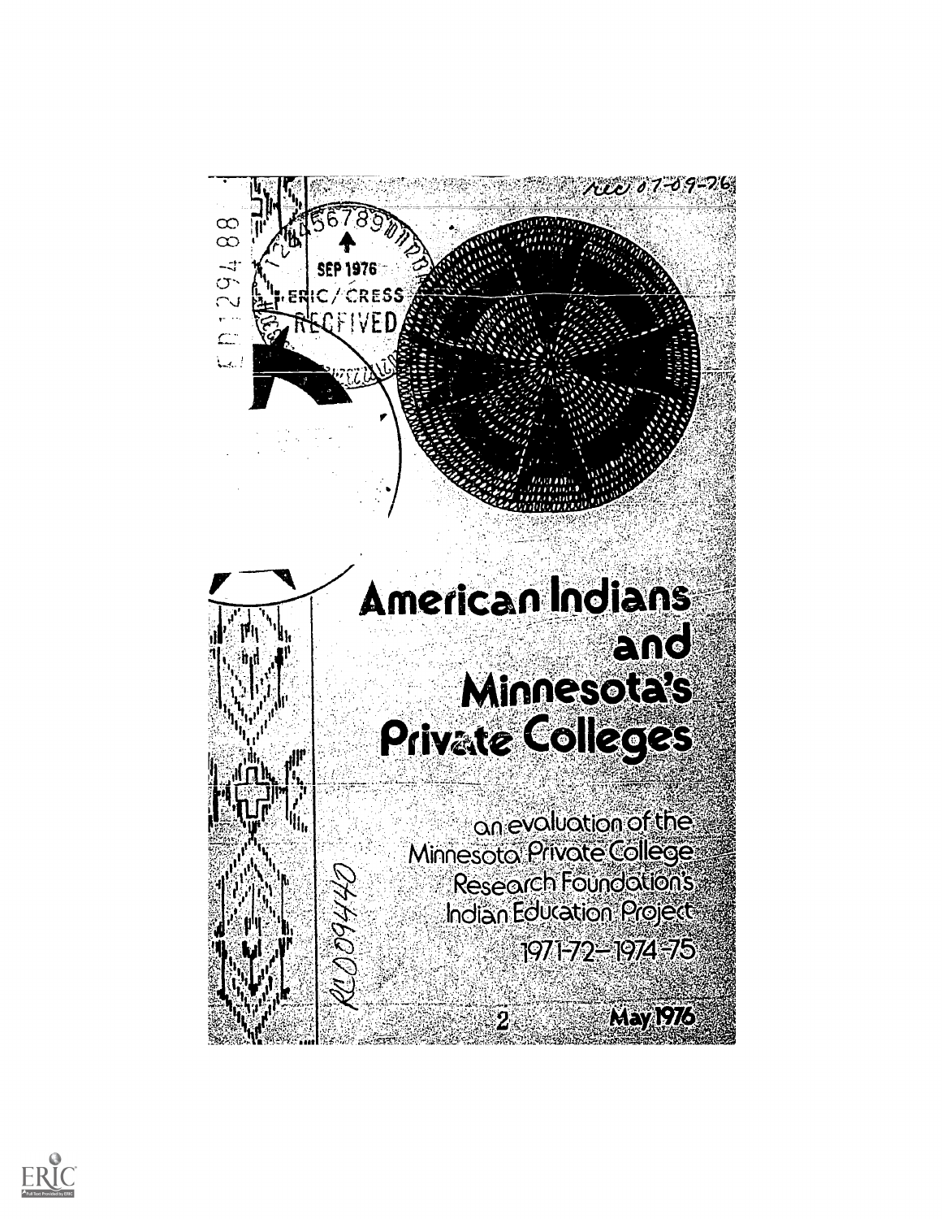# American Indians and Minnesota's Private Colleges

an evaluation of the Minnesota Private College Research Foundation's Indian Education Project

1971-72—1974-75

May 1976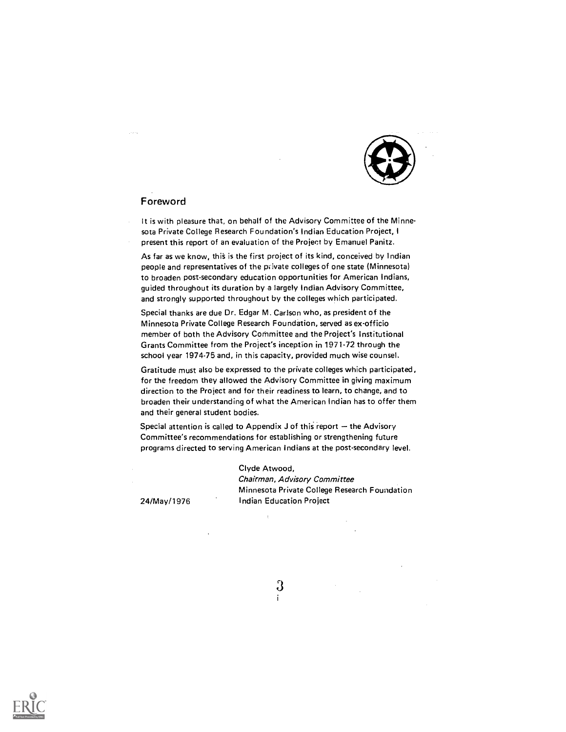## Foreword

It is with pleasure that, on behalf of the Advisory Committee of the Minnesota Private College Research Foundation's Indian Education Project, I present this report of an evaluation of the Project by Emanuel Panitz.

As far as we know, this is the first project of its kind, conceived by Indian people and representatives of the private colleges of one state (Minnesota) to broaden post-secondary education opportunities for American Indians, guided throughout its duration by a largely Indian Advisory Committee, and strongly supported throughout by the colleges which participated.

Special thanks are due Dr. Edgar M. Carlson who, as president of the Minnesota Private College Research Foundation, served as ex-officio member of both the Advisory Committee and the Project's Institutional Grants Committee from the Project's inception in 1971-72 through the school year 1974-75 and, in this capacity, provided much wise counsel.

Gratitude must also be expressed to the private colleges which participated, for the freedom they allowed the Advisory Committee in giving maximum direction to the Project and for their readiness to learn, to change, and to broaden their understanding of what the American Indian has to offer them and their general student bodies.

Special attention is called to Appendix J of this report — the Advisory Committee's recommendations for establishing or strengthening future programs directed to serving American Indians at the post-secondary level.

Clyde Atwood,
*Chairman, Advisory Committee*
Minnesota Private College Research Foundation
Indian Education Project

24/May/1976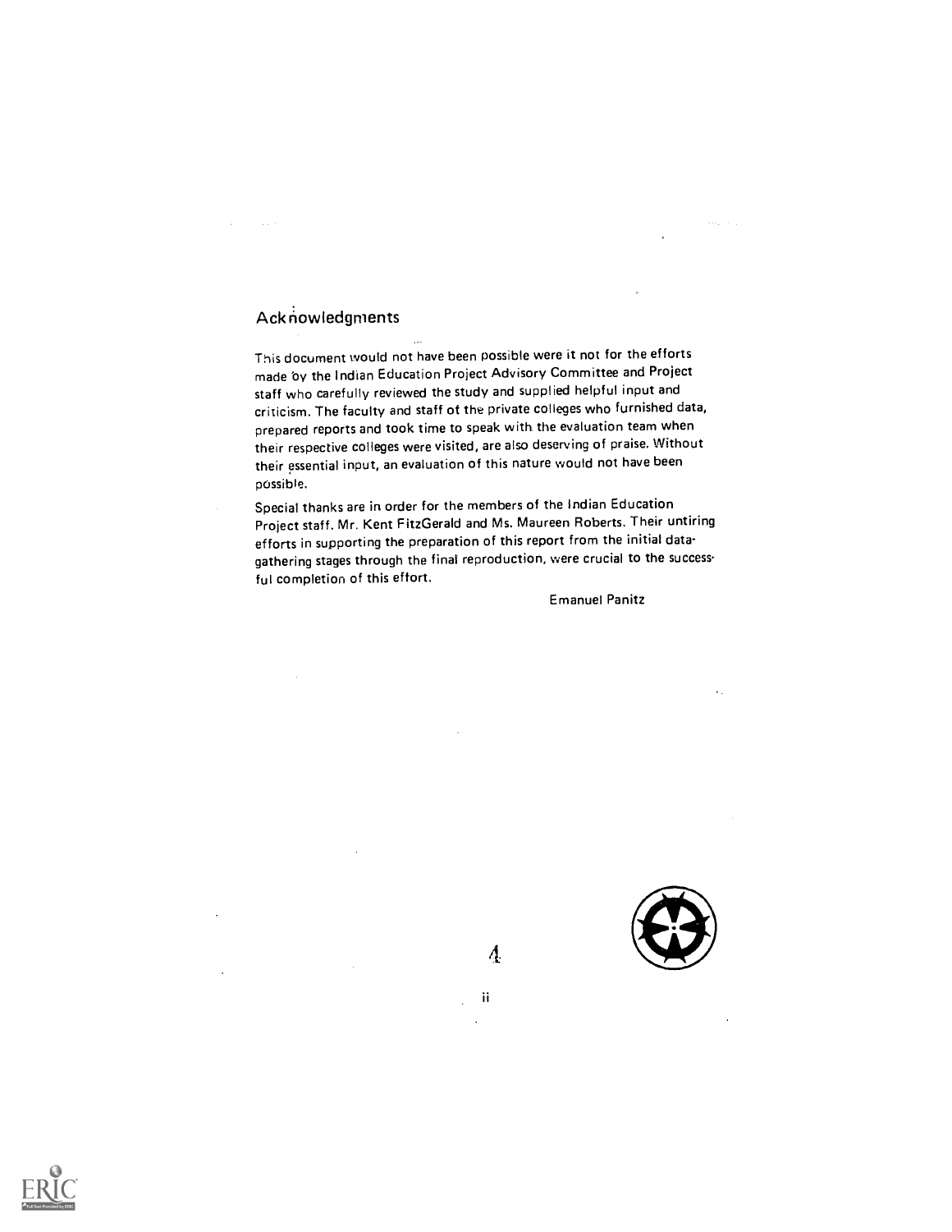## Acknowledgments

This document would not have been possible were it not for the efforts made by the Indian Education Project Advisory Committee and Project staff who carefully reviewed the study and supplied helpful input and criticism. The faculty and staff of the private colleges who furnished data, prepared reports and took time to speak with the evaluation team when their respective colleges were visited, are also deserving of praise. Without their essential input, an evaluation of this nature would not have been possible.

Special thanks are in order for the members of the Indian Education Project staff. Mr. Kent FitzGerald and Ms. Maureen Roberts. Their untiring efforts in supporting the preparation of this report from the initial data-gathering stages through the final reproduction, were crucial to the successful completion of this effort.

Emanuel Panitz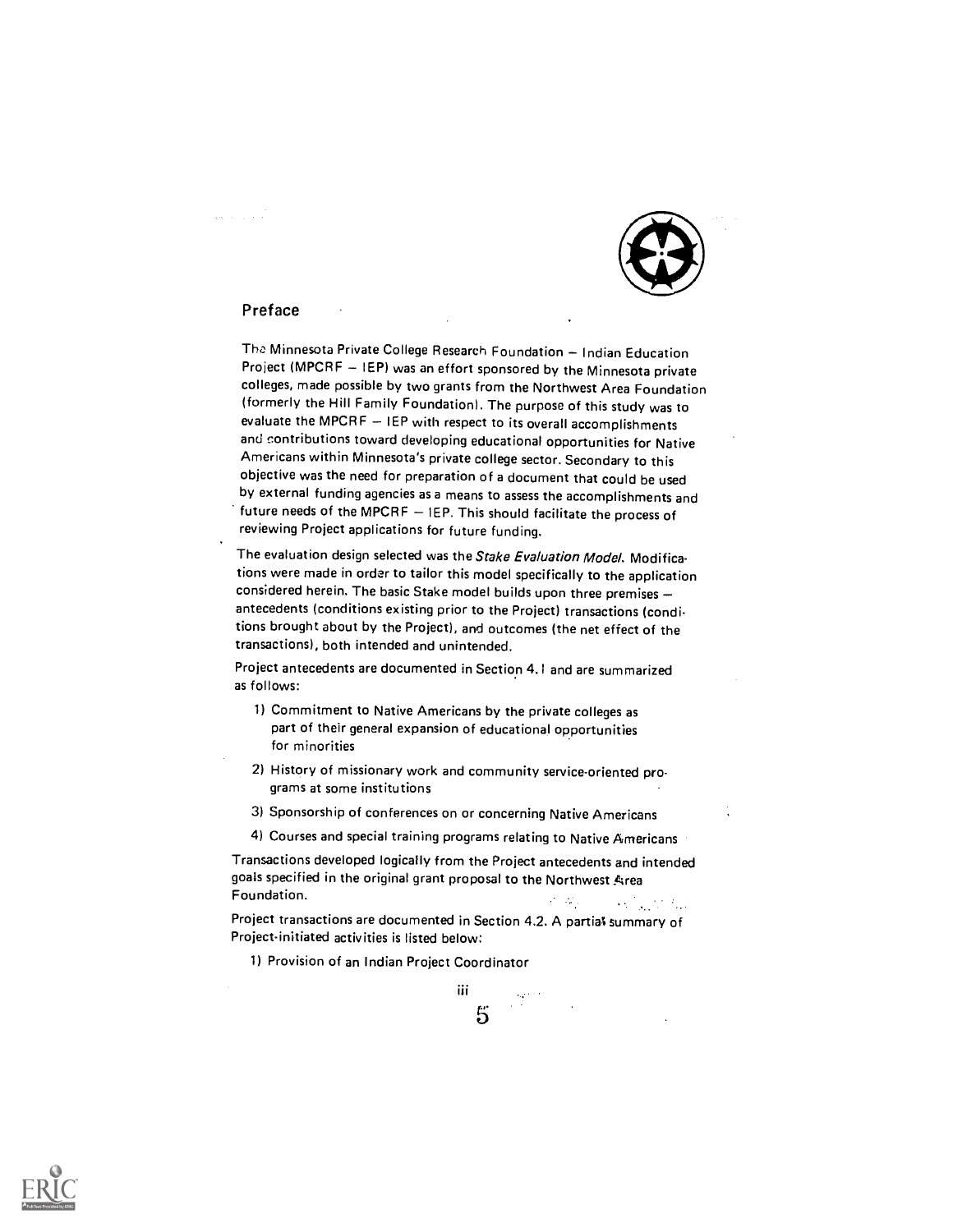## Preface

The Minnesota Private College Research Foundation – Indian Education Project (MPCRF – IEP) was an effort sponsored by the Minnesota private colleges, made possible by two grants from the Northwest Area Foundation (formerly the Hill Family Foundation). The purpose of this study was to evaluate the MPCRF – IEP with respect to its overall accomplishments and contributions toward developing educational opportunities for Native Americans within Minnesota's private college sector. Secondary to this objective was the need for preparation of a document that could be used by external funding agencies as a means to assess the accomplishments and future needs of the MPCRF – IEP. This should facilitate the process of reviewing Project applications for future funding.

The evaluation design selected was the *Stake Evaluation Model*. Modifications were made in order to tailor this model specifically to the application considered herein. The basic Stake model builds upon three premises – antecedents (conditions existing prior to the Project) transactions (conditions brought about by the Project), and outcomes (the net effect of the transactions), both intended and unintended.

Project antecedents are documented in Section 4.1 and are summarized as follows:

1) Commitment to Native Americans by the private colleges as part of their general expansion of educational opportunities for minorities

2) History of missionary work and community service-oriented programs at some institutions

3) Sponsorship of conferences on or concerning Native Americans

4) Courses and special training programs relating to Native Americans

Transactions developed logically from the Project antecedents and intended goals specified in the original grant proposal to the Northwest Area Foundation.

Project transactions are documented in Section 4.2. A partial summary of Project-initiated activities is listed below:

1) Provision of an Indian Project Coordinator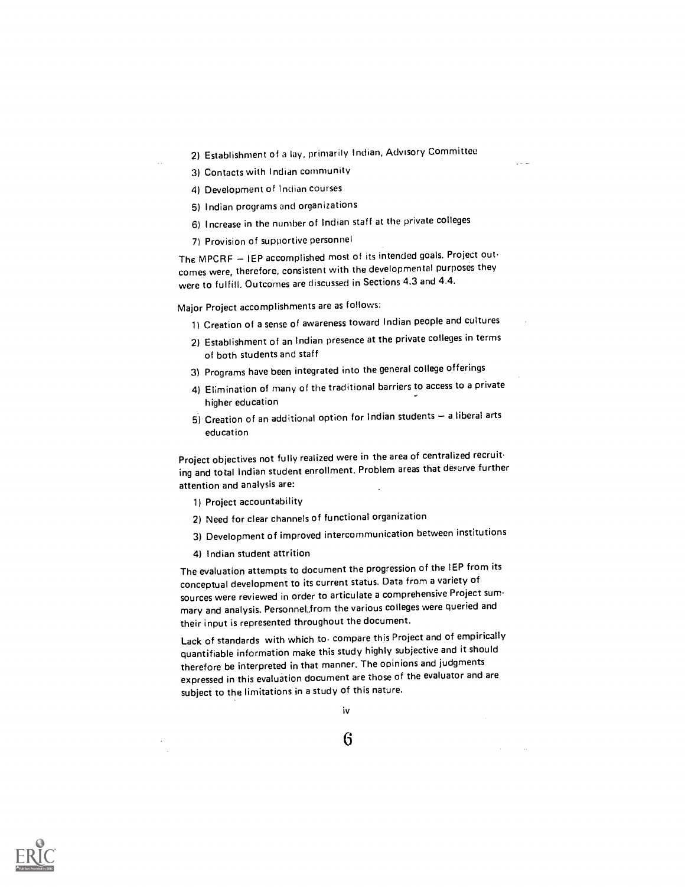2) Establishment of a lay, primarily Indian, Advisory Committee
3) Contacts with Indian community
4) Development of Indian courses
5) Indian programs and organizations
6) Increase in the number of Indian staff at the private colleges
7) Provision of supportive personnel

The MPCRF – IEP accomplished most of its intended goals. Project outcomes were, therefore, consistent with the developmental purposes they were to fulfill. Outcomes are discussed in Sections 4.3 and 4.4.

Major Project accomplishments are as follows:

1) Creation of a sense of awareness toward Indian people and cultures
2) Establishment of an Indian presence at the private colleges in terms of both students and staff
3) Programs have been integrated into the general college offerings
4) Elimination of many of the traditional barriers to access to a private higher education
5) Creation of an additional option for Indian students – a liberal arts education

Project objectives not fully realized were in the area of centralized recruiting and total Indian student enrollment. Problem areas that deserve further attention and analysis are:

1) Project accountability
2) Need for clear channels of functional organization
3) Development of improved intercommunication between institutions
4) Indian student attrition

The evaluation attempts to document the progression of the IEP from its conceptual development to its current status. Data from a variety of sources were reviewed in order to articulate a comprehensive Project summary and analysis. Personnel from the various colleges were queried and their input is represented throughout the document.

Lack of standards with which to compare this Project and of empirically quantifiable information make this study highly subjective and it should therefore be interpreted in that manner. The opinions and judgments expressed in this evaluation document are those of the evaluator and are subject to the limitations in a study of this nature.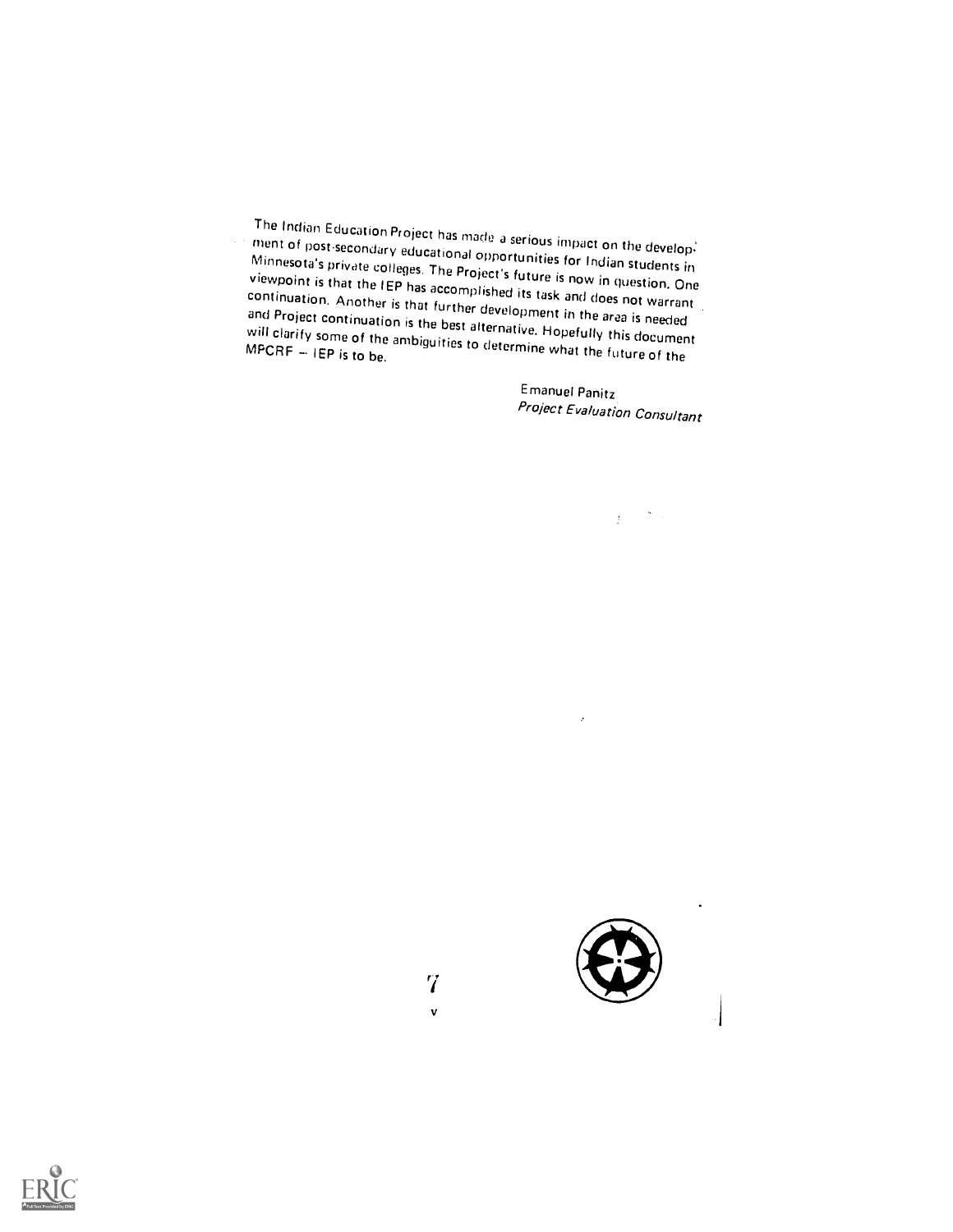The Indian Education Project has made a serious impact on the development of post-secondary educational opportunities for Indian students in Minnesota's private colleges. The Project's future is now in question. One viewpoint is that the IEP has accomplished its task and does not warrant continuation. Another is that further development in the area is needed and Project continuation is the best alternative. Hopefully this document will clarify some of the ambiguities to determine what the future of the MPCRF – IEP is to be.

Emanuel Panitz
*Project Evaluation Consultant*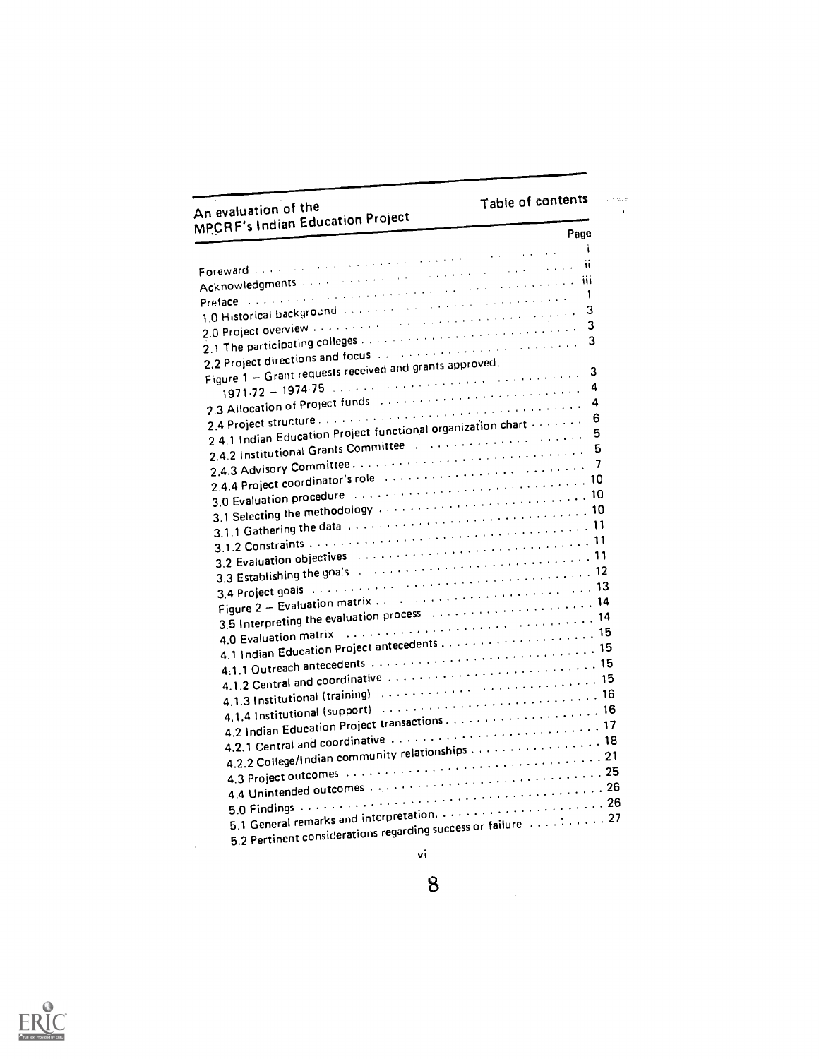# Table of contents

| | Page |
|---|---|
| | i |
| Foreward | ii |
| Acknowledgments | iii |
| Preface | 1 |
| 1.0 Historical background | 3 |
| 2.0 Project overview | 3 |
| 2.1 The participating colleges | 3 |
| 2.2 Project directions and focus | |
| Figure 1 – Grant requests received and grants approved. | 3 |
| 1971-72 – 1974-75 | 4 |
| 2.3 Allocation of Project funds | 4 |
| 2.4 Project structure | 6 |
| 2.4.1 Indian Education Project functional organization chart | 5 |
| 2.4.2 Institutional Grants Committee | 5 |
| 2.4.3 Advisory Committee | 7 |
| 2.4.4 Project coordinator's role | 10 |
| 3.0 Evaluation procedure | 10 |
| 3.1 Selecting the methodology | 10 |
| 3.1.1 Gathering the data | 11 |
| 3.1.2 Constraints | 11 |
| 3.2 Evaluation objectives | 11 |
| 3.3 Establishing the goals | 12 |
| 3.4 Project goals | 13 |
| Figure 2 – Evaluation matrix | 14 |
| 3.5 Interpreting the evaluation process | 14 |
| 4.0 Evaluation matrix | 15 |
| 4.1 Indian Education Project antecedents | 15 |
| 4.1.1 Outreach antecedents | 15 |
| 4.1.2 Central and coordinative | 15 |
| 4.1.3 Institutional (training) | 16 |
| 4.1.4 Institutional (support) | 16 |
| 4.2 Indian Education Project transactions | 17 |
| 4.2.1 Central and coordinative | 18 |
| 4.2.2 College/Indian community relationships | 21 |
| 4.3 Project outcomes | 25 |
| 4.4 Unintended outcomes | 26 |
| 5.0 Findings | 26 |
| 5.1 General remarks and interpretation | 27 |
| 5.2 Pertinent considerations regarding success or failure | |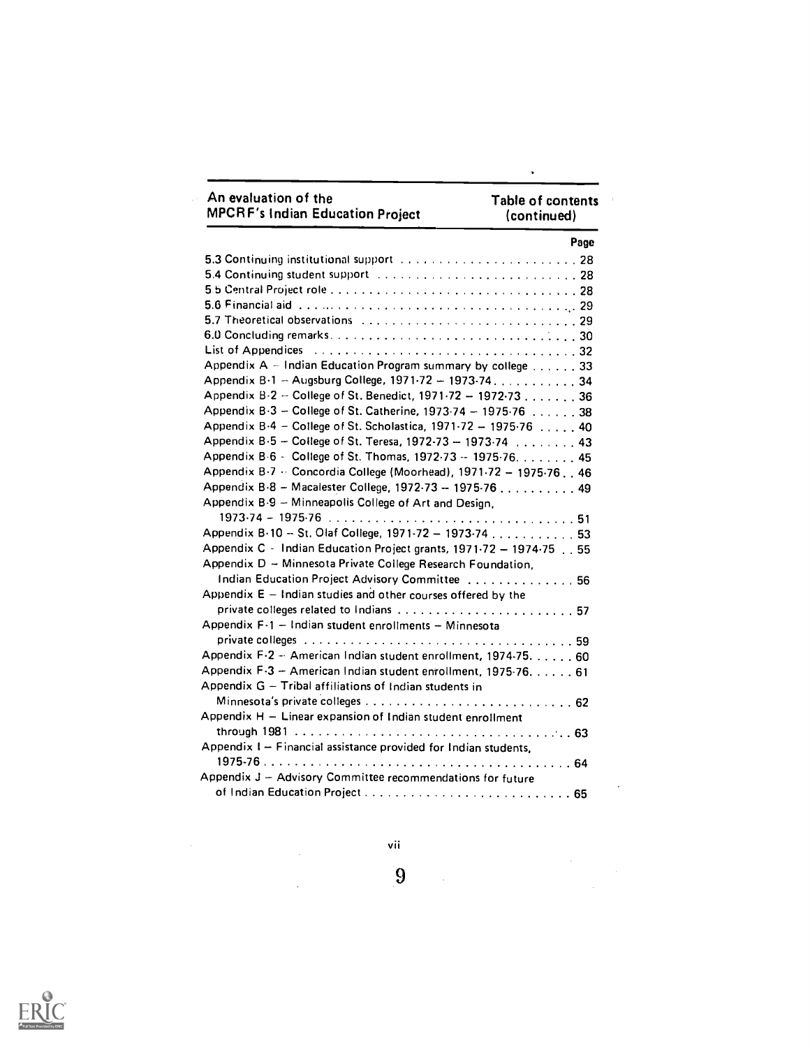An evaluation of the MPCRF's Indian Education Project — Table of contents (continued)

| | Page |
|---|---|
| 5.3 Continuing institutional support | 28 |
| 5.4 Continuing student support | 28 |
| 5.5 Central Project role | 28 |
| 5.6 Financial aid | 29 |
| 5.7 Theoretical observations | 29 |
| 6.0 Concluding remarks | 30 |
| List of Appendices | 32 |
| Appendix A – Indian Education Program summary by college | 33 |
| Appendix B-1 – Augsburg College, 1971-72 – 1973-74 | 34 |
| Appendix B-2 – College of St. Benedict, 1971-72 – 1972-73 | 36 |
| Appendix B-3 – College of St. Catherine, 1973-74 – 1975-76 | 38 |
| Appendix B-4 – College of St. Scholastica, 1971-72 – 1975-76 | 40 |
| Appendix B-5 – College of St. Teresa, 1972-73 – 1973-74 | 43 |
| Appendix B-6 – College of St. Thomas, 1972-73 – 1975-76 | 45 |
| Appendix B-7 – Concordia College (Moorhead), 1971-72 – 1975-76 | 46 |
| Appendix B-8 – Macalester College, 1972-73 – 1975-76 | 49 |
| Appendix B-9 – Minneapolis College of Art and Design, 1973-74 – 1975-76 | 51 |
| Appendix B-10 – St. Olaf College, 1971-72 – 1973-74 | 53 |
| Appendix C – Indian Education Project grants, 1971-72 – 1974-75 | 55 |
| Appendix D – Minnesota Private College Research Foundation, Indian Education Project Advisory Committee | 56 |
| Appendix E – Indian studies and other courses offered by the private colleges related to Indians | 57 |
| Appendix F-1 – Indian student enrollments – Minnesota private colleges | 59 |
| Appendix F-2 – American Indian student enrollment, 1974-75 | 60 |
| Appendix F-3 – American Indian student enrollment, 1975-76 | 61 |
| Appendix G – Tribal affiliations of Indian students in Minnesota's private colleges | 62 |
| Appendix H – Linear expansion of Indian student enrollment through 1981 | 63 |
| Appendix I – Financial assistance provided for Indian students, 1975-76 | 64 |
| Appendix J – Advisory Committee recommendations for future of Indian Education Project | 65 |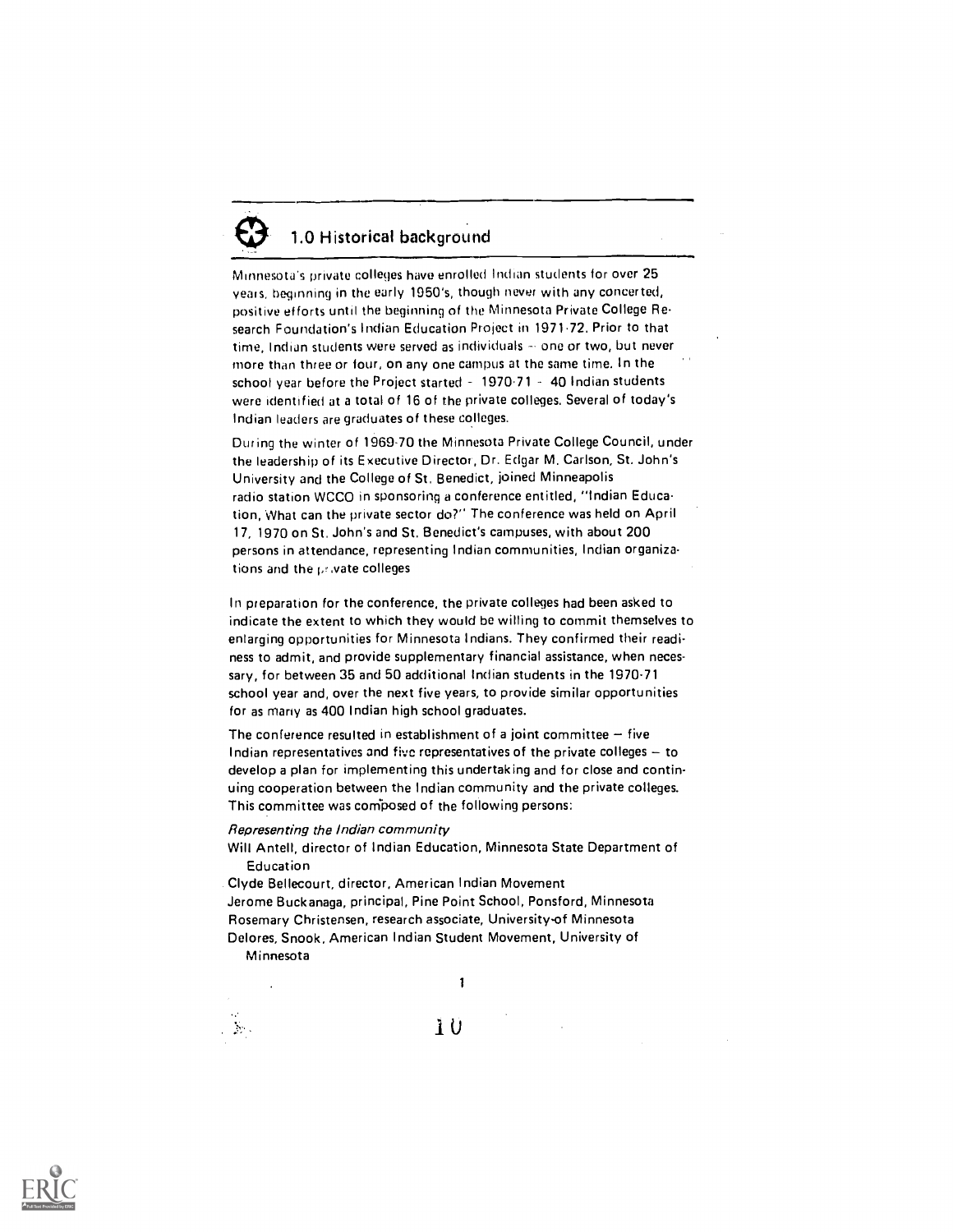## 1.0 Historical background

Minnesota's private colleges have enrolled Indian students for over 25 years, beginning in the early 1950's, though never with any concerted, positive efforts until the beginning of the Minnesota Private College Research Foundation's Indian Education Project in 1971-72. Prior to that time, Indian students were served as individuals -- one or two, but never more than three or four, on any one campus at the same time. In the school year before the Project started - 1970-71 - 40 Indian students were identified at a total of 16 of the private colleges. Several of today's Indian leaders are graduates of these colleges.

During the winter of 1969-70 the Minnesota Private College Council, under the leadership of its Executive Director, Dr. Edgar M. Carlson, St. John's University and the College of St. Benedict, joined Minneapolis radio station WCCO in sponsoring a conference entitled, "Indian Education, What can the private sector do?" The conference was held on April 17, 1970 on St. John's and St. Benedict's campuses, with about 200 persons in attendance, representing Indian communities, Indian organizations and the private colleges

In preparation for the conference, the private colleges had been asked to indicate the extent to which they would be willing to commit themselves to enlarging opportunities for Minnesota Indians. They confirmed their readiness to admit, and provide supplementary financial assistance, when necessary, for between 35 and 50 additional Indian students in the 1970-71 school year and, over the next five years, to provide similar opportunities for as many as 400 Indian high school graduates.

The conference resulted in establishment of a joint committee – five Indian representatives and five representatives of the private colleges – to develop a plan for implementing this undertaking and for close and continuing cooperation between the Indian community and the private colleges. This committee was composed of the following persons:

*Representing the Indian community*

Will Antell, director of Indian Education, Minnesota State Department of Education

Clyde Bellecourt, director, American Indian Movement

Jerome Buckanaga, principal, Pine Point School, Ponsford, Minnesota

Rosemary Christensen, research associate, University of Minnesota

Delores, Snook, American Indian Student Movement, University of Minnesota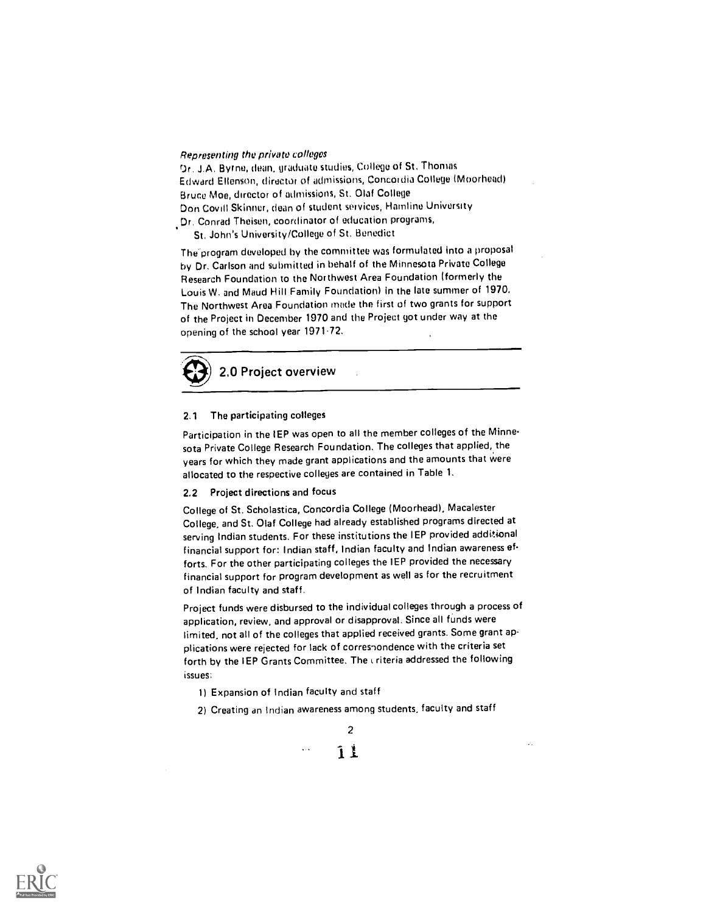*Representing the private colleges*

Dr. J.A. Byrne, dean, graduate studies, College of St. Thomas
Edward Ellenson, director of admissions, Concordia College (Moorhead)
Bruce Moe, director of admissions, St. Olaf College
Don Covill Skinner, dean of student services, Hamline University
Dr. Conrad Theisen, coordinator of education programs,
St. John's University/College of St. Benedict

The program developed by the committee was formulated into a proposal by Dr. Carlson and submitted in behalf of the Minnesota Private College Research Foundation to the Northwest Area Foundation (formerly the Louis W. and Maud Hill Family Foundation) in the late summer of 1970. The Northwest Area Foundation made the first of two grants for support of the Project in December 1970 and the Project got under way at the opening of the school year 1971-72.

## 2.0 Project overview

### 2.1 The participating colleges

Participation in the IEP was open to all the member colleges of the Minnesota Private College Research Foundation. The colleges that applied, the years for which they made grant applications and the amounts that were allocated to the respective colleges are contained in Table 1.

### 2.2 Project directions and focus

College of St. Scholastica, Concordia College (Moorhead), Macalester College, and St. Olaf College had already established programs directed at serving Indian students. For these institutions the IEP provided additional financial support for: Indian staff, Indian faculty and Indian awareness efforts. For the other participating colleges the IEP provided the necessary financial support for program development as well as for the recruitment of Indian faculty and staff.

Project funds were disbursed to the individual colleges through a process of application, review, and approval or disapproval. Since all funds were limited, not all of the colleges that applied received grants. Some grant applications were rejected for lack of correspondence with the criteria set forth by the IEP Grants Committee. The criteria addressed the following issues:

1) Expansion of Indian faculty and staff
2) Creating an Indian awareness among students, faculty and staff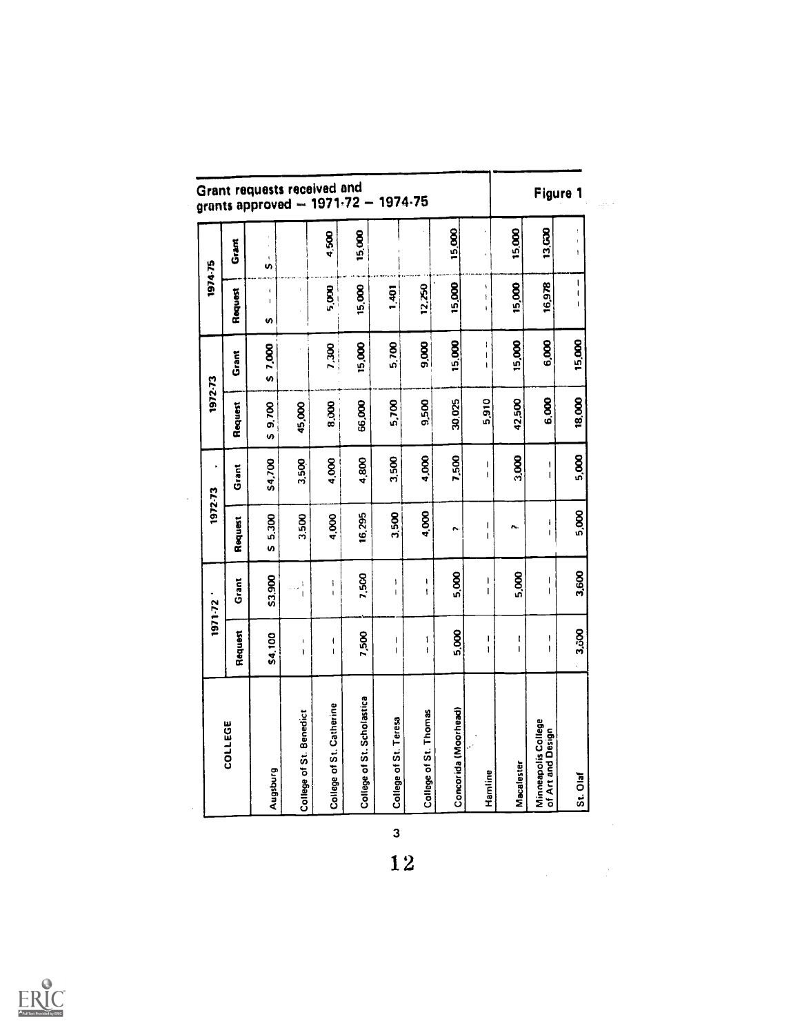## Grant requests received and grants approved — 1971-72 — 1974-75

**Figure 1**

| COLLEGE | 1971-72 | | 1972-73 | | 1972-73 | | 1974-75 | |
|---|---|---|---|---|---|---|---|---|
| | Request | Grant | Request | Grant | Request | Grant | Request | Grant |
| Augsburg | $4,100 | $3,900 | $ 5,300 | $4,700 | $ 9,700 | $ 7,000 | $ - - | $ - - |
| College of St. Benedict | - - | - - | 3,500 | 3,500 | 45,000 | | | |
| College of St. Catherine | - - | - - | 4,000 | 4,000 | 8,000 | 7,300 | 5,000 | 4,500 |
| College of St. Scholastica | 7,500 | 7,500 | 16,295 | 4,800 | 66,000 | 15,000 | 15,000 | 15,000 |
| College of St. Teresa | - - | - - | 3,500 | 3,500 | 5,700 | 5,700 | 1,401 | |
| College of St. Thomas | - - | - - | 4,000 | 4,000 | 9,500 | 9,000 | 12,250 | |
| Concordia (Moorhead) | 5,000 | 5,000 | ? | 7,500 | 30,025 | 15,000 | 15,000 | 15,000 |
| Hamline | - - | - - | - - | - - | 5,910 | - - | - - | |
| Macalester | - - | 5,000 | ? | 3,000 | 42,500 | 15,000 | 15,000 | 15,000 |
| Minneapolis College of Art and Design | - - | - - | - - | - - | 6,000 | 6,000 | 16,978 | 13,000 |
| St. Olaf | 3,500 | 3,600 | 5,000 | 5,000 | 18,000 | 15,000 | - - | - - |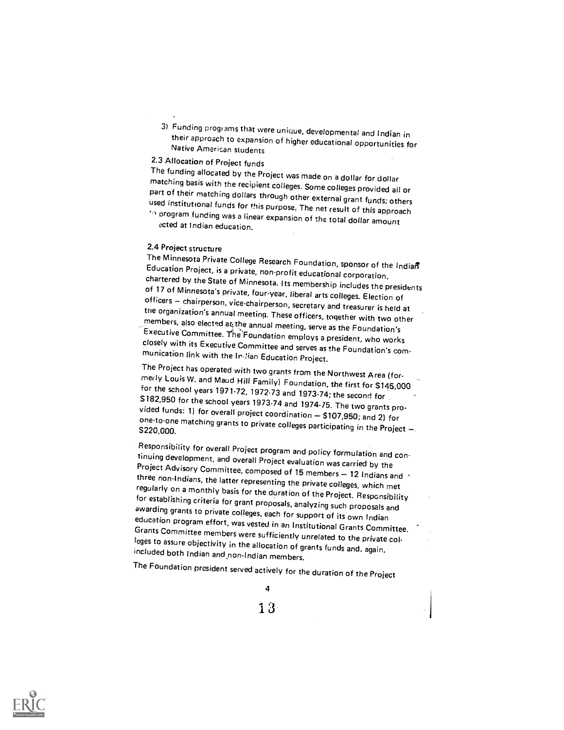3) Funding programs that were unique, developmental and Indian in their approach to expansion of higher educational opportunities for Native American students

### 2.3 Allocation of Project funds

The funding allocated by the Project was made on a dollar for dollar matching basis with the recipient colleges. Some colleges provided all or part of their matching dollars through other external grant funds; others used institutional funds for this purpose. The net result of this approach to program funding was a linear expansion of the total dollar amount directed at Indian education.

### 2.4 Project structure

The Minnesota Private College Research Foundation, sponsor of the Indian Education Project, is a private, non-profit educational corporation, chartered by the State of Minnesota. Its membership includes the presidents of 17 of Minnesota's private, four-year, liberal arts colleges. Election of officers – chairperson, vice-chairperson, secretary and treasurer is held at the organization's annual meeting. These officers, together with two other members, also elected at the annual meeting, serve as the Foundation's Executive Committee. The Foundation employs a president, who works closely with its Executive Committee and serves as the Foundation's communication link with the Indian Education Project.

The Project has operated with two grants from the Northwest Area (formerly Louis W. and Maud Hill Family) Foundation, the first for $145,000 for the school years 1971-72, 1972-73 and 1973-74; the second for $182,950 for the school years 1973-74 and 1974-75. The two grants provided funds: 1) for overall project coordination – $107,950; and 2) for one-to-one matching grants to private colleges participating in the Project – $220,000.

Responsibility for overall Project program and policy formulation and continuing development, and overall Project evaluation was carried by the Project Advisory Committee, composed of 15 members – 12 Indians and three non-Indians, the latter representing the private colleges, which met regularly on a monthly basis for the duration of the Project. Responsibility for establishing criteria for grant proposals, analyzing such proposals and awarding grants to private colleges, each for support of its own Indian education program effort, was vested in an Institutional Grants Committee. Grants Committee members were sufficiently unrelated to the private colleges to assure objectivity in the allocation of grants funds and, again, included both Indian and non-Indian members.

The Foundation president served actively for the duration of the Project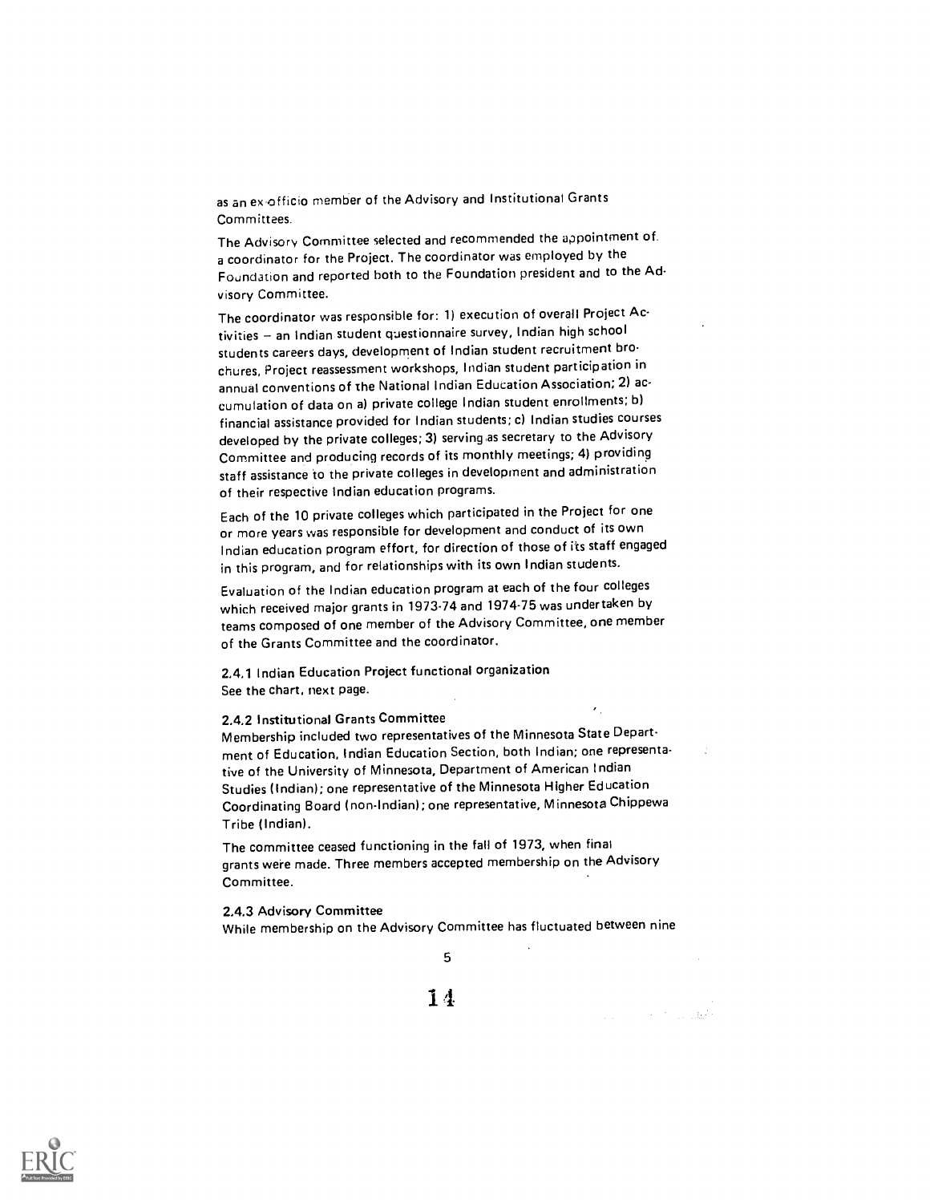as an ex-officio member of the Advisory and Institutional Grants Committees.

The Advisory Committee selected and recommended the appointment of a coordinator for the Project. The coordinator was employed by the Foundation and reported both to the Foundation president and to the Advisory Committee.

The coordinator was responsible for: 1) execution of overall Project Activities – an Indian student questionnaire survey, Indian high school students careers days, development of Indian student recruitment brochures, Project reassessment workshops, Indian student participation in annual conventions of the National Indian Education Association; 2) accumulation of data on a) private college Indian student enrollments; b) financial assistance provided for Indian students; c) Indian studies courses developed by the private colleges; 3) serving as secretary to the Advisory Committee and producing records of its monthly meetings; 4) providing staff assistance to the private colleges in development and administration of their respective Indian education programs.

Each of the 10 private colleges which participated in the Project for one or more years was responsible for development and conduct of its own Indian education program effort, for direction of those of its staff engaged in this program, and for relationships with its own Indian students.

Evaluation of the Indian education program at each of the four colleges which received major grants in 1973-74 and 1974-75 was undertaken by teams composed of one member of the Advisory Committee, one member of the Grants Committee and the coordinator.

### 2.4.1 Indian Education Project functional organization

See the chart, next page.

### 2.4.2 Institutional Grants Committee

Membership included two representatives of the Minnesota State Department of Education, Indian Education Section, both Indian; one representative of the University of Minnesota, Department of American Indian Studies (Indian); one representative of the Minnesota Higher Education Coordinating Board (non-Indian); one representative, Minnesota Chippewa Tribe (Indian).

The committee ceased functioning in the fall of 1973, when final grants were made. Three members accepted membership on the Advisory Committee.

### 2.4.3 Advisory Committee

While membership on the Advisory Committee has fluctuated between nine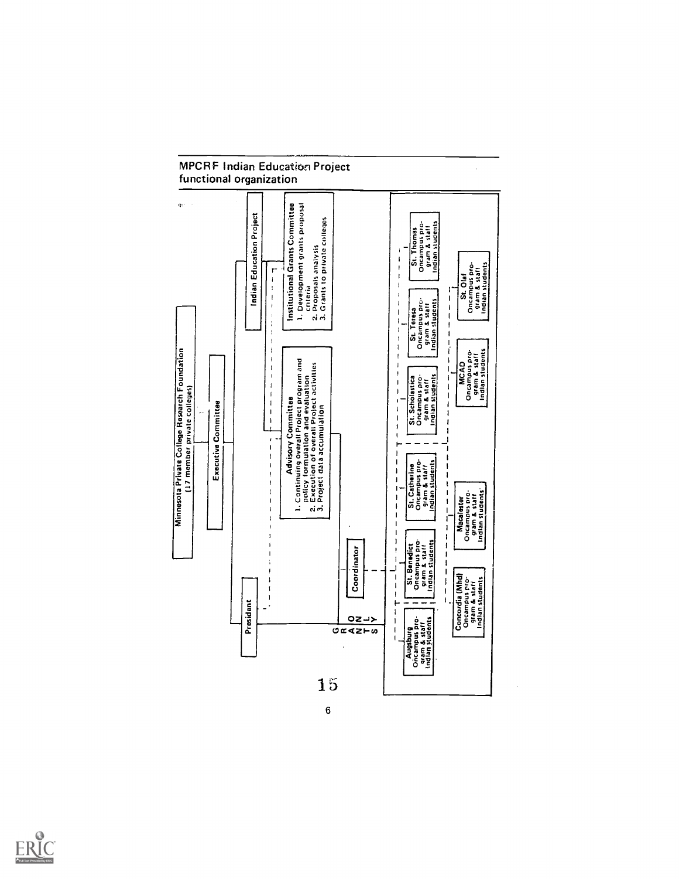## MPCRF Indian Education Project functional organization

**Minnesota Private College Research Foundation**
(17 member private colleges)

**Executive Committee**

**President**

**Indian Education Project**

**Advisory Committee**
1. Continuing overall Project program and policy formulation and evaluation
2. Execution of overall Project activities
3. Project data accumulation

**Institutional Grants Committee**
1. Development grants proposal criteria
2. Proposals analysis
3. Grants to private colleges

**Coordinator**

GRANTS ONLY

**Augsburg**
Oncampus program & staff
Indian students

**St. Benedict**
Oncampus program & staff
Indian students

**St. Catherine**
Oncampus program & staff
Indian students

**St. Scholastica**
Oncampus program & staff
Indian students

**St. Teresa**
Oncampus program & staff
Indian students

**St. Thomas**
Oncampus program & staff
Indian students

**Concordia (Mhd)**
Oncampus program & staff
Indian students

**Macalester**
Oncampus program & staff
Indian students

**MCAD**
Oncampus program & staff
Indian students

**St. Olaf**
Oncampus program & staff
Indian students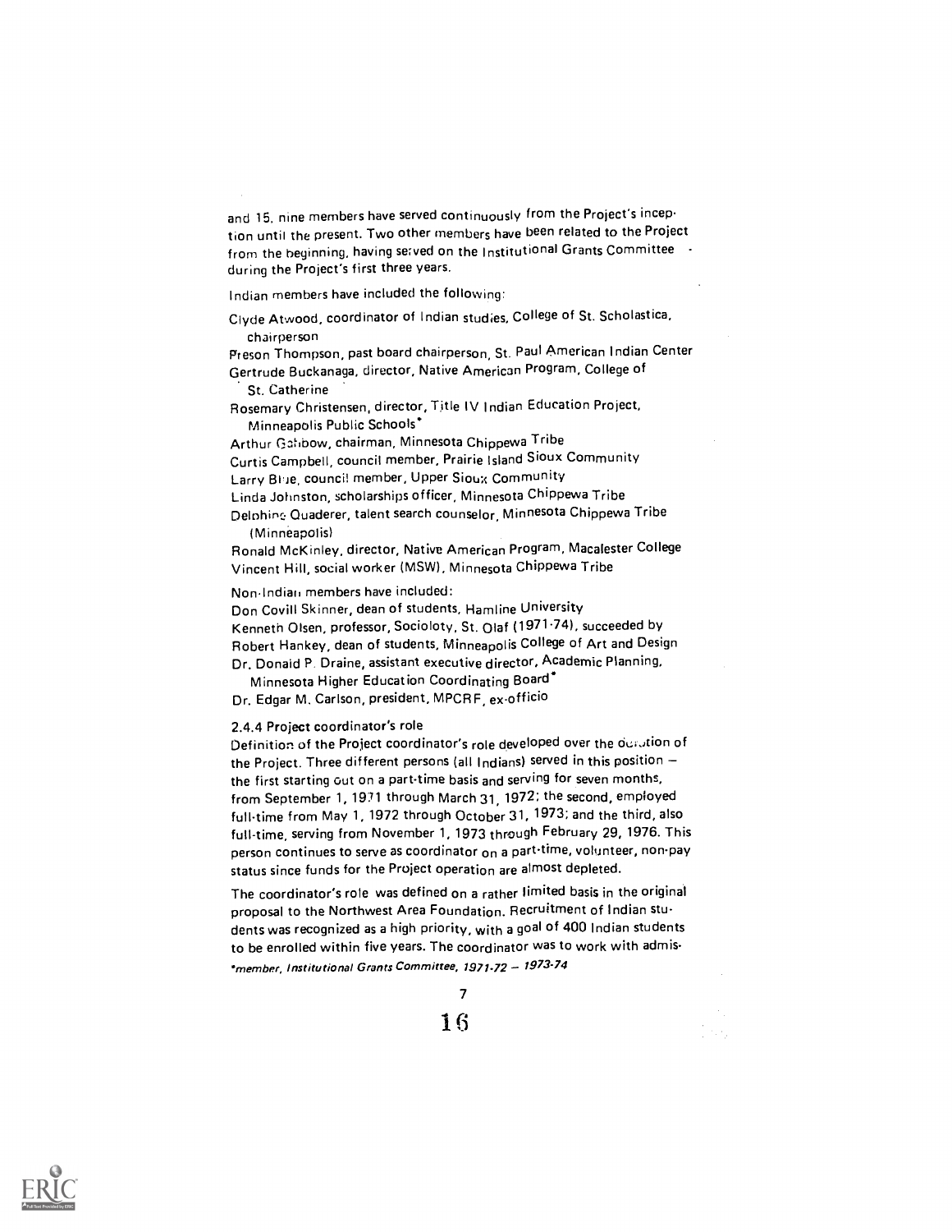and 15, nine members have served continuously from the Project's inception until the present. Two other members have been related to the Project from the beginning, having served on the Institutional Grants Committee during the Project's first three years.

Indian members have included the following:

Clyde Atwood, coordinator of Indian studies, College of St. Scholastica, chairperson
Preson Thompson, past board chairperson, St. Paul American Indian Center
Gertrude Buckanaga, director, Native American Program, College of St. Catherine
Rosemary Christensen, director, Title IV Indian Education Project, Minneapolis Public Schools*
Arthur Gahbow, chairman, Minnesota Chippewa Tribe
Curtis Campbell, council member, Prairie Island Sioux Community
Larry Blue, council member, Upper Sioux Community
Linda Johnston, scholarships officer, Minnesota Chippewa Tribe
Delphine Quaderer, talent search counselor, Minnesota Chippewa Tribe (Minneapolis)
Ronald McKinley, director, Native American Program, Macalester College
Vincent Hill, social worker (MSW), Minnesota Chippewa Tribe

Non-Indian members have included:

Don Covill Skinner, dean of students, Hamline University
Kenneth Olsen, professor, Socioloty, St. Olaf (1971-74), succeeded by
Robert Hankey, dean of students, Minneapolis College of Art and Design
Dr. Donald P. Draine, assistant executive director, Academic Planning, Minnesota Higher Education Coordinating Board*
Dr. Edgar M. Carlson, president, MPCRF, ex-officio

### 2.4.4 Project coordinator's role

Definition of the Project coordinator's role developed over the duration of the Project. Three different persons (all Indians) served in this position – the first starting out on a part-time basis and serving for seven months, from September 1, 1971 through March 31, 1972; the second, employed full-time from May 1, 1972 through October 31, 1973; and the third, also full-time, serving from November 1, 1973 through February 29, 1976. This person continues to serve as coordinator on a part-time, volunteer, non-pay status since funds for the Project operation are almost depleted.

The coordinator's role was defined on a rather limited basis in the original proposal to the Northwest Area Foundation. Recruitment of Indian students was recognized as a high priority, with a goal of 400 Indian students to be enrolled within five years. The coordinator was to work with admis-

*\*member, Institutional Grants Committee, 1971-72 – 1973-74*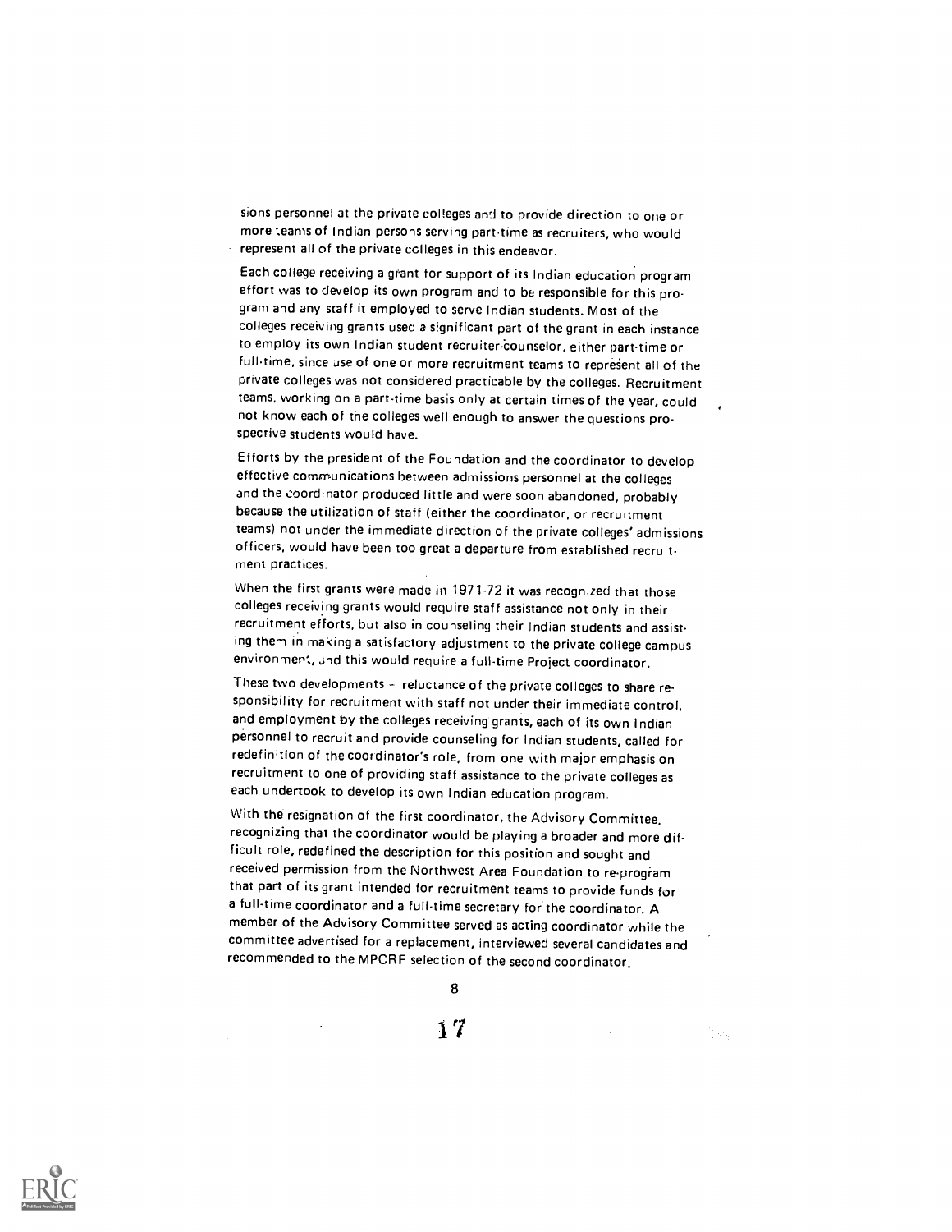sions personnel at the private colleges and to provide direction to one or more teams of Indian persons serving part-time as recruiters, who would represent all of the private colleges in this endeavor.

Each college receiving a grant for support of its Indian education program effort was to develop its own program and to be responsible for this program and any staff it employed to serve Indian students. Most of the colleges receiving grants used a significant part of the grant in each instance to employ its own Indian student recruiter-counselor, either part-time or full-time, since use of one or more recruitment teams to represent all of the private colleges was not considered practicable by the colleges. Recruitment teams, working on a part-time basis only at certain times of the year, could not know each of the colleges well enough to answer the questions prospective students would have.

Efforts by the president of the Foundation and the coordinator to develop effective communications between admissions personnel at the colleges and the coordinator produced little and were soon abandoned, probably because the utilization of staff (either the coordinator, or recruitment teams) not under the immediate direction of the private colleges' admissions officers, would have been too great a departure from established recruitment practices.

When the first grants were made in 1971-72 it was recognized that those colleges receiving grants would require staff assistance not only in their recruitment efforts, but also in counseling their Indian students and assisting them in making a satisfactory adjustment to the private college campus environment, and this would require a full-time Project coordinator.

These two developments – reluctance of the private colleges to share responsibility for recruitment with staff not under their immediate control, and employment by the colleges receiving grants, each of its own Indian personnel to recruit and provide counseling for Indian students, called for redefinition of the coordinator's role, from one with major emphasis on recruitment to one of providing staff assistance to the private colleges as each undertook to develop its own Indian education program.

With the resignation of the first coordinator, the Advisory Committee, recognizing that the coordinator would be playing a broader and more difficult role, redefined the description for this position and sought and received permission from the Northwest Area Foundation to re-program that part of its grant intended for recruitment teams to provide funds for a full-time coordinator and a full-time secretary for the coordinator. A member of the Advisory Committee served as acting coordinator while the committee advertised for a replacement, interviewed several candidates and recommended to the MPCRF selection of the second coordinator.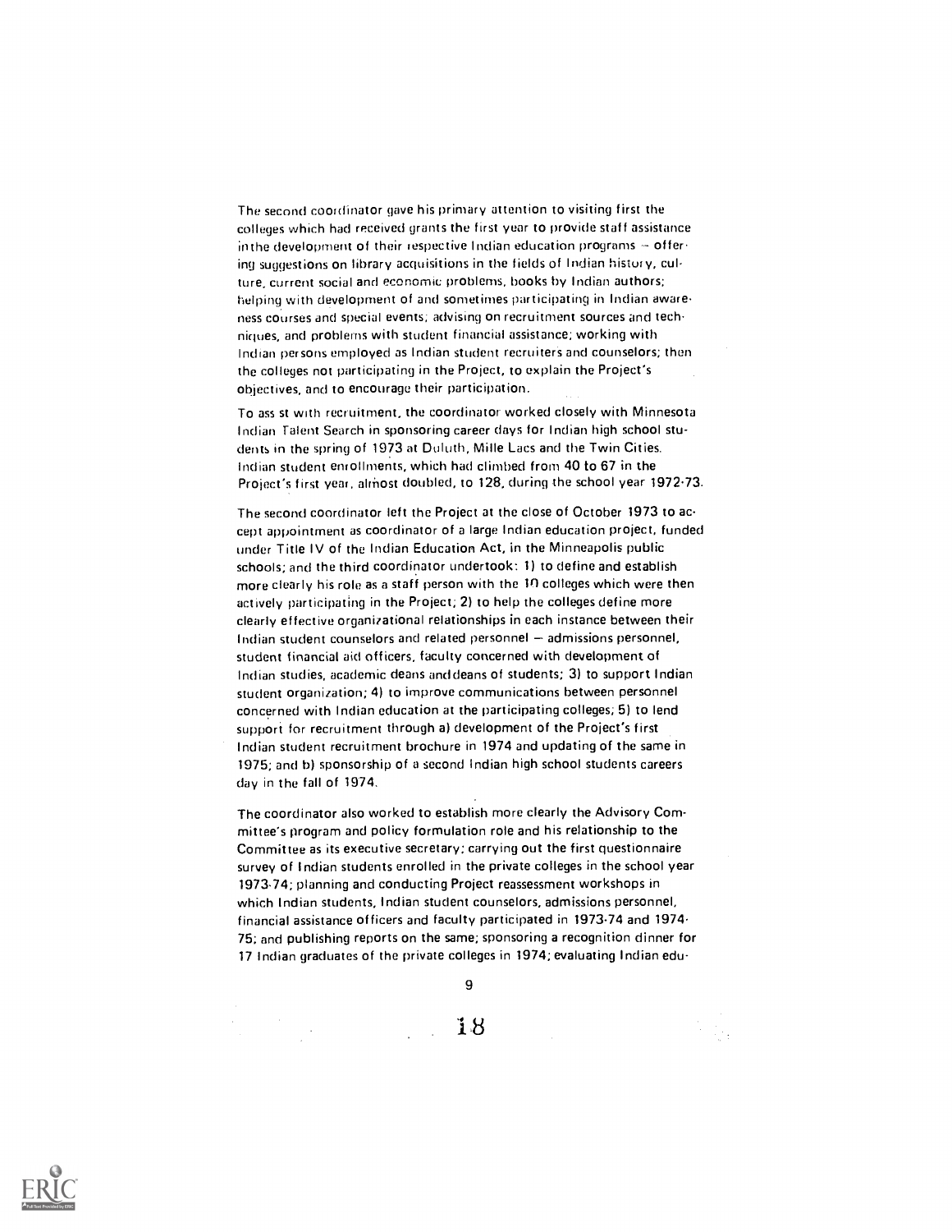The second coordinator gave his primary attention to visiting first the colleges which had received grants the first year to provide staff assistance in the development of their respective Indian education programs — offering suggestions on library acquisitions in the fields of Indian history, culture, current social and economic problems, books by Indian authors; helping with development of and sometimes participating in Indian awareness courses and special events; advising on recruitment sources and techniques, and problems with student financial assistance; working with Indian persons employed as Indian student recruiters and counselors; then the colleges not participating in the Project, to explain the Project's objectives, and to encourage their participation.

To ass st with recruitment, the coordinator worked closely with Minnesota Indian Talent Search in sponsoring career days for Indian high school students in the spring of 1973 at Duluth, Mille Lacs and the Twin Cities. Indian student enrollments, which had climbed from 40 to 67 in the Project's first year, almost doubled, to 128, during the school year 1972-73.

The second coordinator left the Project at the close of October 1973 to accept appointment as coordinator of a large Indian education project, funded under Title IV of the Indian Education Act, in the Minneapolis public schools; and the third coordinator undertook: 1) to define and establish more clearly his role as a staff person with the 10 colleges which were then actively participating in the Project; 2) to help the colleges define more clearly effective organizational relationships in each instance between their Indian student counselors and related personnel — admissions personnel, student financial aid officers, faculty concerned with development of Indian studies, academic deans and deans of students; 3) to support Indian student organization; 4) to improve communications between personnel concerned with Indian education at the participating colleges; 5) to lend support for recruitment through a) development of the Project's first Indian student recruitment brochure in 1974 and updating of the same in 1975; and b) sponsorship of a second Indian high school students careers day in the fall of 1974.

The coordinator also worked to establish more clearly the Advisory Committee's program and policy formulation role and his relationship to the Committee as its executive secretary; carrying out the first questionnaire survey of Indian students enrolled in the private colleges in the school year 1973-74; planning and conducting Project reassessment workshops in which Indian students, Indian student counselors, admissions personnel, financial assistance officers and faculty participated in 1973-74 and 1974-75; and publishing reports on the same; sponsoring a recognition dinner for 17 Indian graduates of the private colleges in 1974; evaluating Indian edu-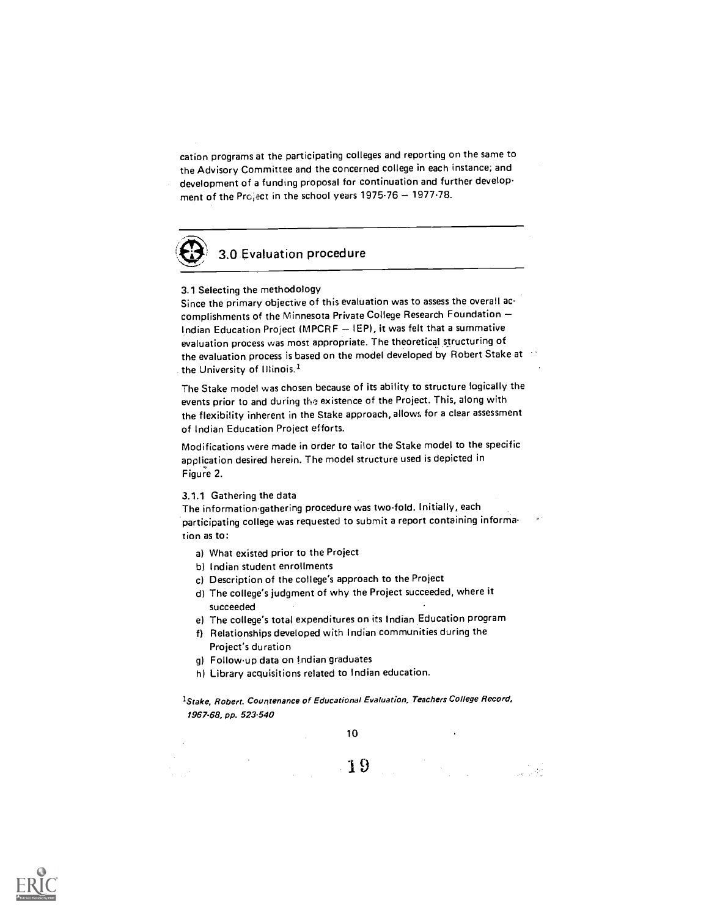cation programs at the participating colleges and reporting on the same to the Advisory Committee and the concerned college in each instance; and development of a funding proposal for continuation and further development of the Project in the school years 1975-76 – 1977-78.

## 3.0 Evaluation procedure

### 3.1 Selecting the methodology

Since the primary objective of this evaluation was to assess the overall accomplishments of the Minnesota Private College Research Foundation – Indian Education Project (MPCRF – IEP), it was felt that a summative evaluation process was most appropriate. The theoretical structuring of the evaluation process is based on the model developed by Robert Stake at the University of Illinois.[1]

The Stake model was chosen because of its ability to structure logically the events prior to and during the existence of the Project. This, along with the flexibility inherent in the Stake approach, allows for a clear assessment of Indian Education Project efforts.

Modifications were made in order to tailor the Stake model to the specific application desired herein. The model structure used is depicted in Figure 2.

#### 3.1.1 Gathering the data

The information-gathering procedure was two-fold. Initially, each participating college was requested to submit a report containing information as to:

a) What existed prior to the Project
b) Indian student enrollments
c) Description of the college's approach to the Project
d) The college's judgment of why the Project succeeded, where it succeeded
e) The college's total expenditures on its Indian Education program
f) Relationships developed with Indian communities during the Project's duration
g) Follow-up data on Indian graduates
h) Library acquisitions related to Indian education.

[1]*Stake, Robert. Countenance of Educational Evaluation, Teachers College Record, 1967-68, pp. 523-540*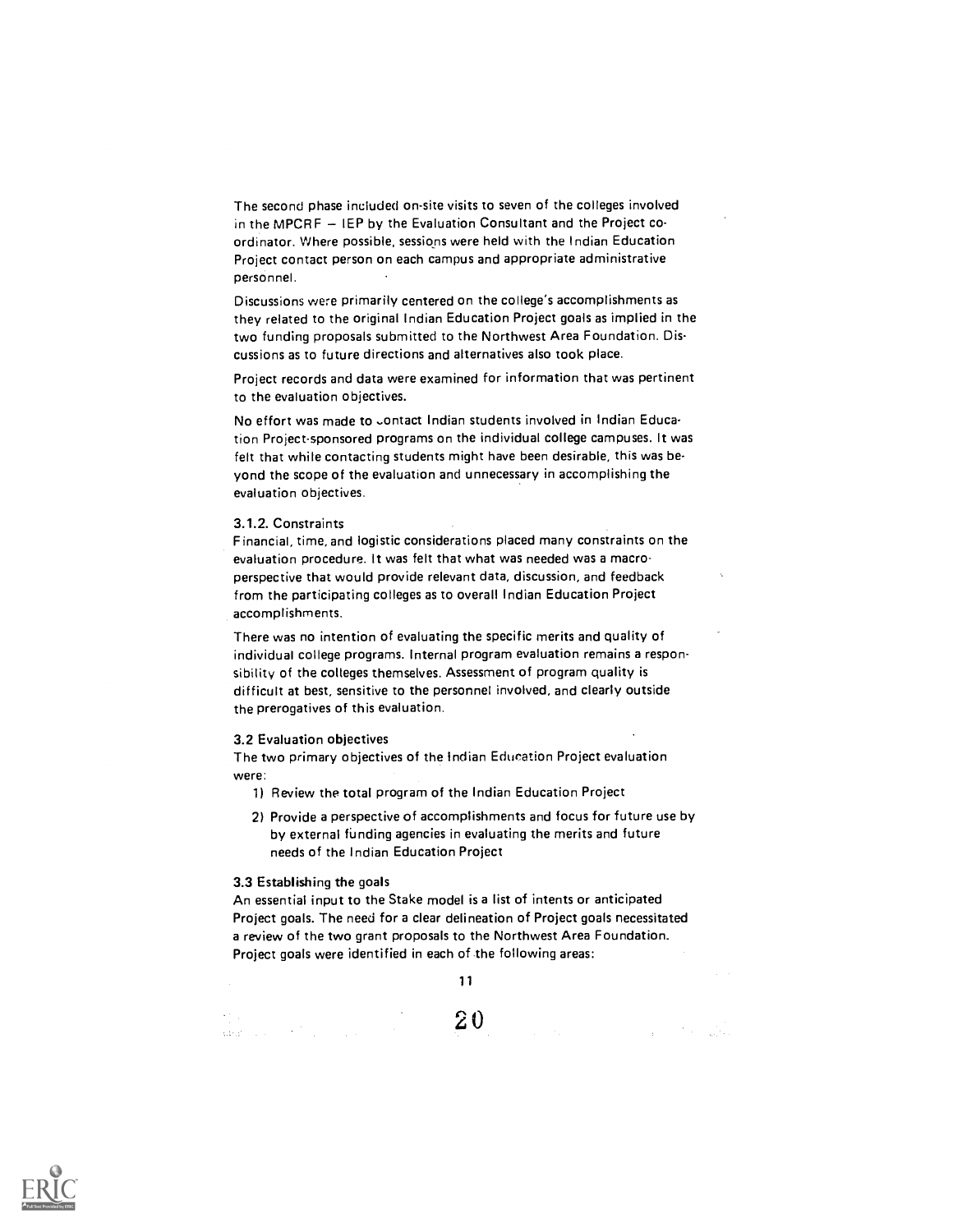The second phase included on-site visits to seven of the colleges involved in the MPCRF – IEP by the Evaluation Consultant and the Project co-ordinator. Where possible, sessions were held with the Indian Education Project contact person on each campus and appropriate administrative personnel.

Discussions were primarily centered on the college's accomplishments as they related to the original Indian Education Project goals as implied in the two funding proposals submitted to the Northwest Area Foundation. Discussions as to future directions and alternatives also took place.

Project records and data were examined for information that was pertinent to the evaluation objectives.

No effort was made to contact Indian students involved in Indian Education Project-sponsored programs on the individual college campuses. It was felt that while contacting students might have been desirable, this was beyond the scope of the evaluation and unnecessary in accomplishing the evaluation objectives.

### 3.1.2. Constraints

Financial, time, and logistic considerations placed many constraints on the evaluation procedure. It was felt that what was needed was a macro-perspective that would provide relevant data, discussion, and feedback from the participating colleges as to overall Indian Education Project accomplishments.

There was no intention of evaluating the specific merits and quality of individual college programs. Internal program evaluation remains a responsibility of the colleges themselves. Assessment of program quality is difficult at best, sensitive to the personnel involved, and clearly outside the prerogatives of this evaluation.

### 3.2 Evaluation objectives

The two primary objectives of the Indian Education Project evaluation were:

1) Review the total program of the Indian Education Project
2) Provide a perspective of accomplishments and focus for future use by by external funding agencies in evaluating the merits and future needs of the Indian Education Project

### 3.3 Establishing the goals

An essential input to the Stake model is a list of intents or anticipated Project goals. The need for a clear delineation of Project goals necessitated a review of the two grant proposals to the Northwest Area Foundation. Project goals were identified in each of the following areas: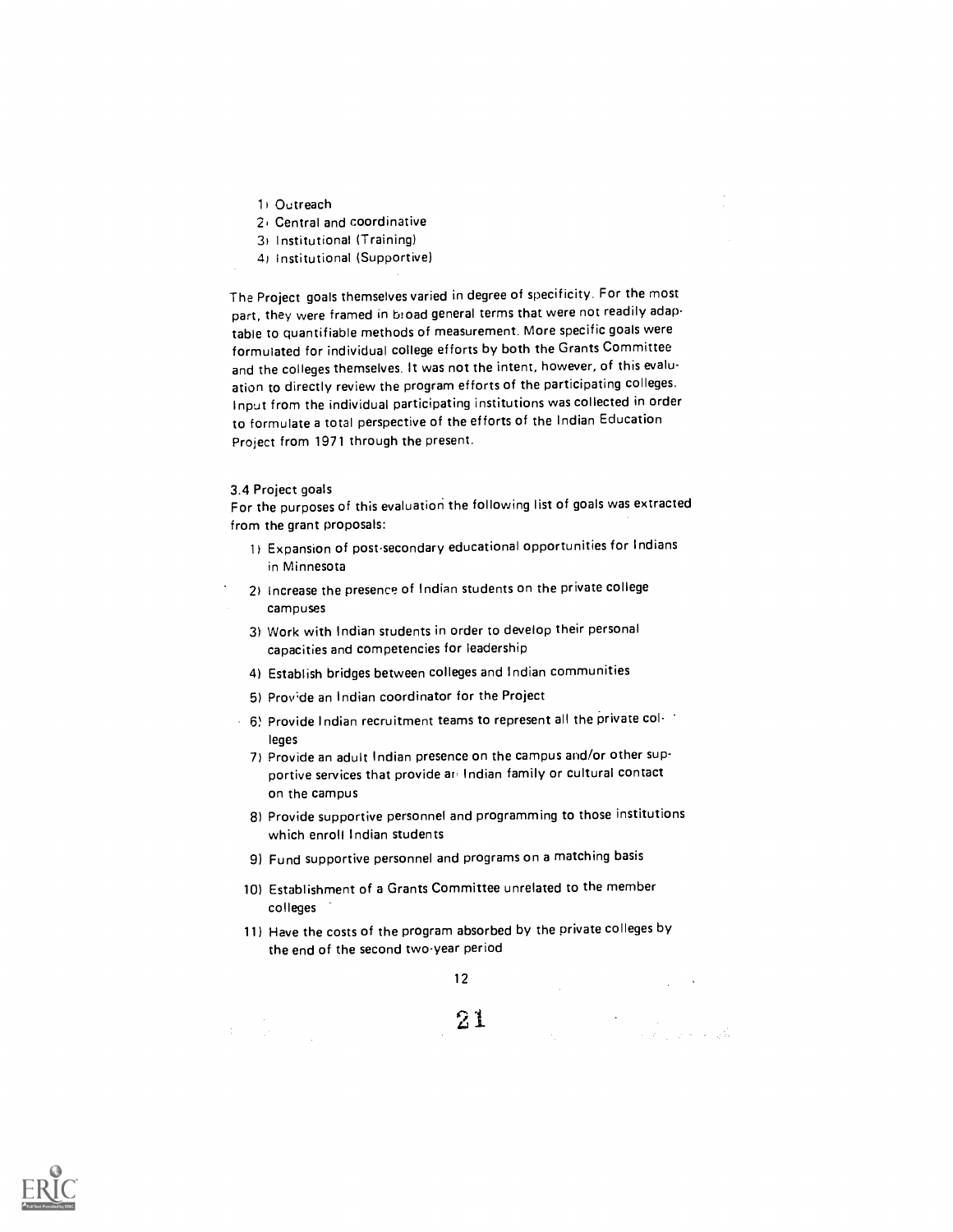1) Outreach
2) Central and coordinative
3) Institutional (Training)
4) Institutional (Supportive)

The Project goals themselves varied in degree of specificity. For the most part, they were framed in broad general terms that were not readily adaptable to quantifiable methods of measurement. More specific goals were formulated for individual college efforts by both the Grants Committee and the colleges themselves. It was not the intent, however, of this evaluation to directly review the program efforts of the participating colleges. Input from the individual participating institutions was collected in order to formulate a total perspective of the efforts of the Indian Education Project from 1971 through the present.

3.4 Project goals

For the purposes of this evaluation the following list of goals was extracted from the grant proposals:

1) Expansion of post-secondary educational opportunities for Indians in Minnesota
2) Increase the presence of Indian students on the private college campuses
3) Work with Indian students in order to develop their personal capacities and competencies for leadership
4) Establish bridges between colleges and Indian communities
5) Provide an Indian coordinator for the Project
6) Provide Indian recruitment teams to represent all the private colleges
7) Provide an adult Indian presence on the campus and/or other supportive services that provide an Indian family or cultural contact on the campus
8) Provide supportive personnel and programming to those institutions which enroll Indian students
9) Fund supportive personnel and programs on a matching basis
10) Establishment of a Grants Committee unrelated to the member colleges
11) Have the costs of the program absorbed by the private colleges by the end of the second two-year period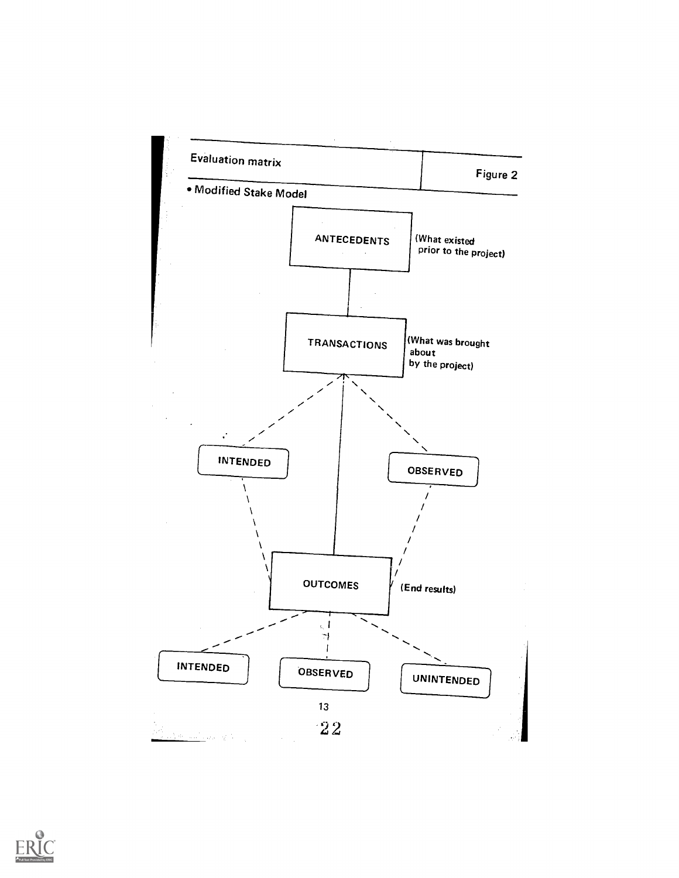Evaluation matrix | Figure 2

- Modified Stake Model

ANTECEDENTS (What existed prior to the project)

TRANSACTIONS (What was brought about by the project)

INTENDED

OBSERVED

OUTCOMES (End results)

INTENDED

OBSERVED

UNINTENDED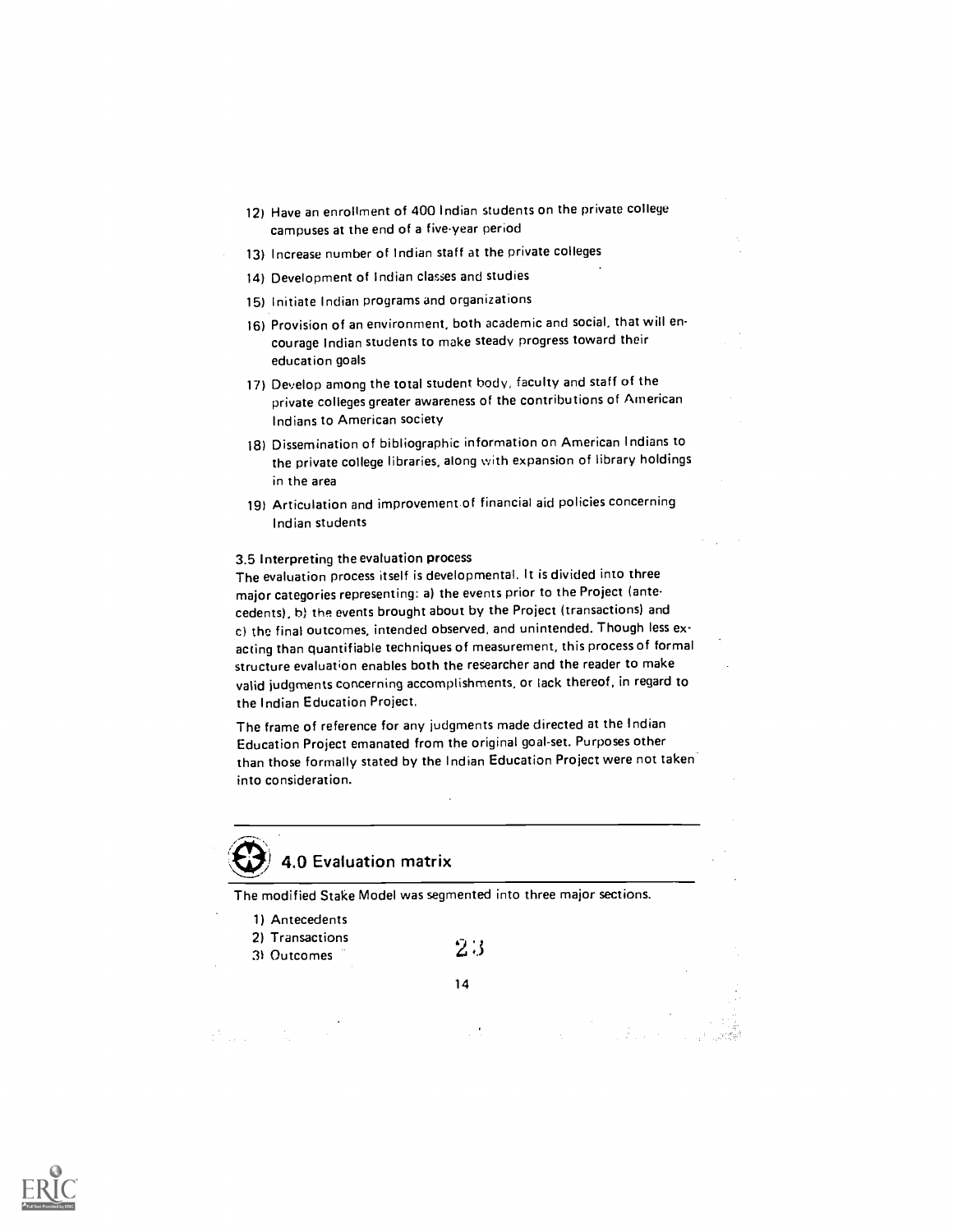12) Have an enrollment of 400 Indian students on the private college campuses at the end of a five-year period
13) Increase number of Indian staff at the private colleges
14) Development of Indian classes and studies
15) Initiate Indian programs and organizations
16) Provision of an environment, both academic and social, that will encourage Indian students to make steady progress toward their education goals
17) Develop among the total student body, faculty and staff of the private colleges greater awareness of the contributions of American Indians to American society
18) Dissemination of bibliographic information on American Indians to the private college libraries, along with expansion of library holdings in the area
19) Articulation and improvement of financial aid policies concerning Indian students

### 3.5 Interpreting the evaluation process

The evaluation process itself is developmental. It is divided into three major categories representing: a) the events prior to the Project (antecedents), b) the events brought about by the Project (transactions) and c) the final outcomes, intended observed, and unintended. Though less exacting than quantifiable techniques of measurement, this process of formal structure evaluation enables both the researcher and the reader to make valid judgments concerning accomplishments, or lack thereof, in regard to the Indian Education Project.

The frame of reference for any judgments made directed at the Indian Education Project emanated from the original goal-set. Purposes other than those formally stated by the Indian Education Project were not taken into consideration.

## 4.0 Evaluation matrix

The modified Stake Model was segmented into three major sections.

1) Antecedents
2) Transactions
3) Outcomes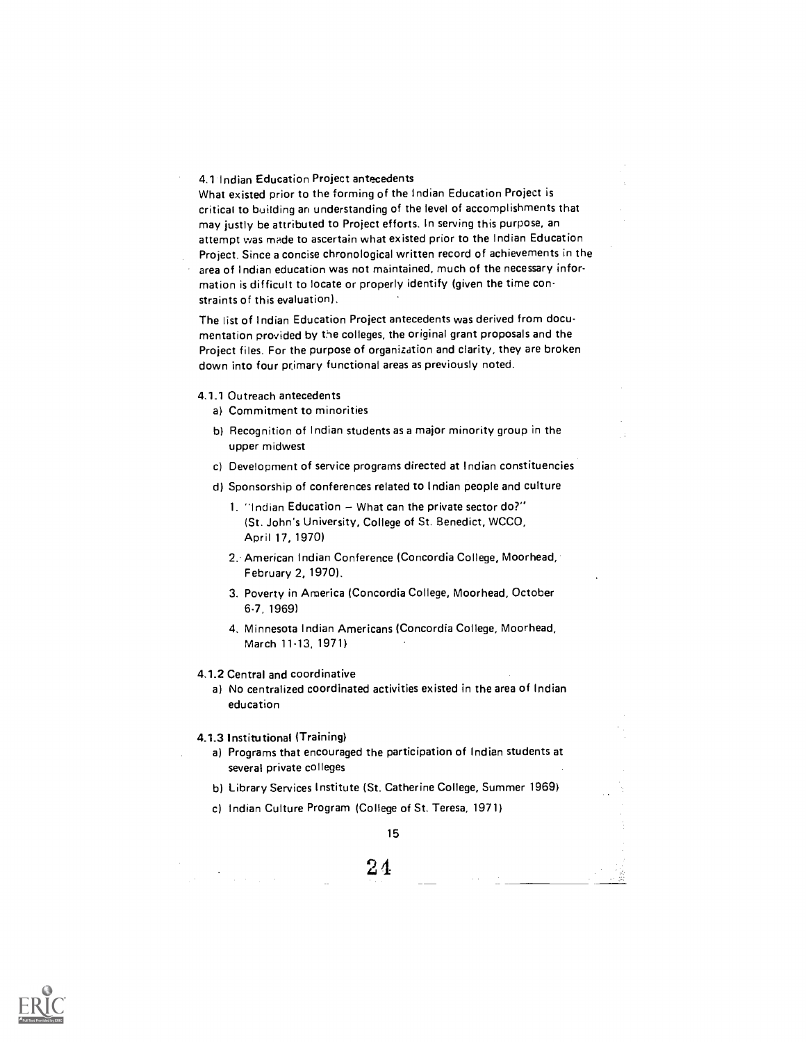### 4.1 Indian Education Project antecedents

What existed prior to the forming of the Indian Education Project is critical to building an understanding of the level of accomplishments that may justly be attributed to Project efforts. In serving this purpose, an attempt was made to ascertain what existed prior to the Indian Education Project. Since a concise chronological written record of achievements in the area of Indian education was not maintained, much of the necessary information is difficult to locate or properly identify (given the time constraints of this evaluation).

The list of Indian Education Project antecedents was derived from documentation provided by the colleges, the original grant proposals and the Project files. For the purpose of organization and clarity, they are broken down into four primary functional areas as previously noted.

#### 4.1.1 Outreach antecedents

a) Commitment to minorities

b) Recognition of Indian students as a major minority group in the upper midwest

c) Development of service programs directed at Indian constituencies

d) Sponsorship of conferences related to Indian people and culture

1. "Indian Education – What can the private sector do?" (St. John's University, College of St. Benedict, WCCO, April 17, 1970)
2. American Indian Conference (Concordia College, Moorhead, February 2, 1970).
3. Poverty in America (Concordia College, Moorhead, October 6-7, 1969)
4. Minnesota Indian Americans (Concordia College, Moorhead, March 11-13, 1971)

#### 4.1.2 Central and coordinative

a) No centralized coordinated activities existed in the area of Indian education

#### 4.1.3 Institutional (Training)

a) Programs that encouraged the participation of Indian students at several private colleges

b) Library Services Institute (St. Catherine College, Summer 1969)

c) Indian Culture Program (College of St. Teresa, 1971)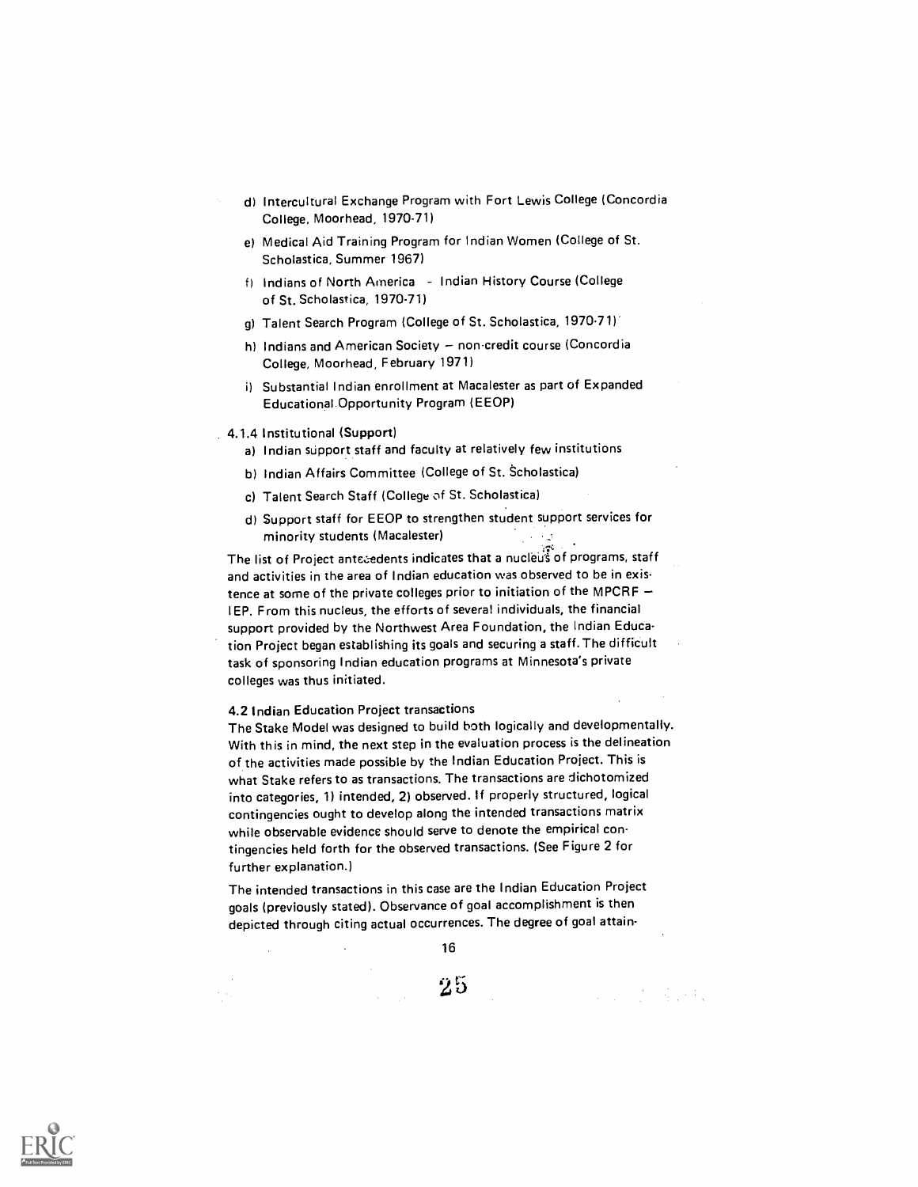d) Intercultural Exchange Program with Fort Lewis College (Concordia College, Moorhead, 1970-71)

e) Medical Aid Training Program for Indian Women (College of St. Scholastica, Summer 1967)

f) Indians of North America - Indian History Course (College of St. Scholastica, 1970-71)

g) Talent Search Program (College of St. Scholastica, 1970-71)

h) Indians and American Society – non-credit course (Concordia College, Moorhead, February 1971)

i) Substantial Indian enrollment at Macalester as part of Expanded Educational Opportunity Program (EEOP)

4.1.4 Institutional (Support)

a) Indian support staff and faculty at relatively few institutions

b) Indian Affairs Committee (College of St. Scholastica)

c) Talent Search Staff (College of St. Scholastica)

d) Support staff for EEOP to strengthen student support services for minority students (Macalester)

The list of Project antecedents indicates that a nucleus of programs, staff and activities in the area of Indian education was observed to be in existence at some of the private colleges prior to initiation of the MPCRF – IEP. From this nucleus, the efforts of several individuals, the financial support provided by the Northwest Area Foundation, the Indian Education Project began establishing its goals and securing a staff. The difficult task of sponsoring Indian education programs at Minnesota's private colleges was thus initiated.

#### 4.2 Indian Education Project transactions

The Stake Model was designed to build both logically and developmentally. With this in mind, the next step in the evaluation process is the delineation of the activities made possible by the Indian Education Project. This is what Stake refers to as transactions. The transactions are dichotomized into categories, 1) intended, 2) observed. If properly structured, logical contingencies ought to develop along the intended transactions matrix while observable evidence should serve to denote the empirical contingencies held forth for the observed transactions. (See Figure 2 for further explanation.)

The intended transactions in this case are the Indian Education Project goals (previously stated). Observance of goal accomplishment is then depicted through citing actual occurrences. The degree of goal attain-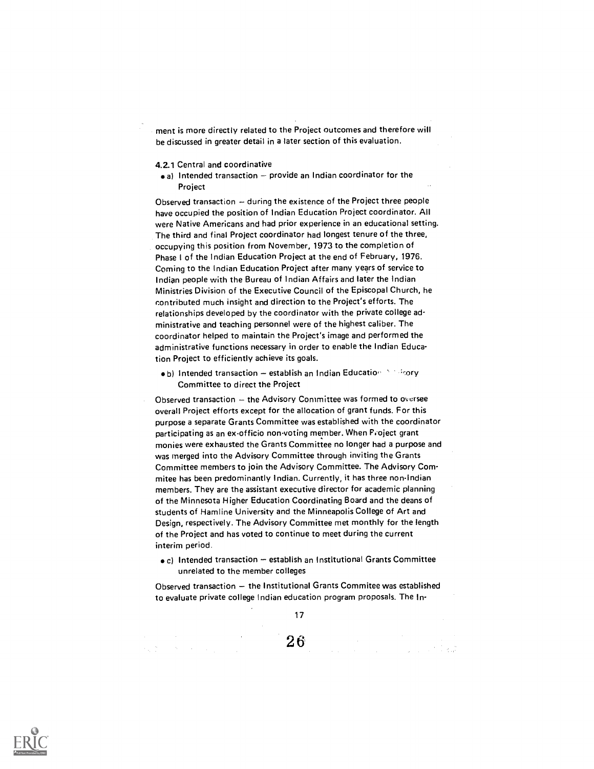ment is more directly related to the Project outcomes and therefore will be discussed in greater detail in a later section of this evaluation.

### 4.2.1 Central and coordinative

- a) Intended transaction – provide an Indian coordinator for the Project

Observed transaction – during the existence of the Project three people have occupied the position of Indian Education Project coordinator. All were Native Americans and had prior experience in an educational setting. The third and final Project coordinator had longest tenure of the three, occupying this position from November, 1973 to the completion of Phase I of the Indian Education Project at the end of February, 1976. Coming to the Indian Education Project after many years of service to Indian people with the Bureau of Indian Affairs and later the Indian Ministries Division of the Executive Council of the Episcopal Church, he contributed much insight and direction to the Project's efforts. The relationships developed by the coordinator with the private college administrative and teaching personnel were of the highest caliber. The coordinator helped to maintain the Project's image and performed the administrative functions necessary in order to enable the Indian Education Project to efficiently achieve its goals.

- b) Intended transaction – establish an Indian Education Advisory Committee to direct the Project

Observed transaction – the Advisory Committee was formed to oversee overall Project efforts except for the allocation of grant funds. For this purpose a separate Grants Committee was established with the coordinator participating as an ex-officio non-voting member. When Project grant monies were exhausted the Grants Committee no longer had a purpose and was merged into the Advisory Committee through inviting the Grants Committee members to join the Advisory Committee. The Advisory Commitee has been predominantly Indian. Currently, it has three non-Indian members. They are the assistant executive director for academic planning of the Minnesota Higher Education Coordinating Board and the deans of students of Hamline University and the Minneapolis College of Art and Design, respectively. The Advisory Committee met monthly for the length of the Project and has voted to continue to meet during the current interim period.

- c) Intended transaction – establish an Institutional Grants Committee unrelated to the member colleges

Observed transaction – the Institutional Grants Commitee was established to evaluate private college Indian education program proposals. The In-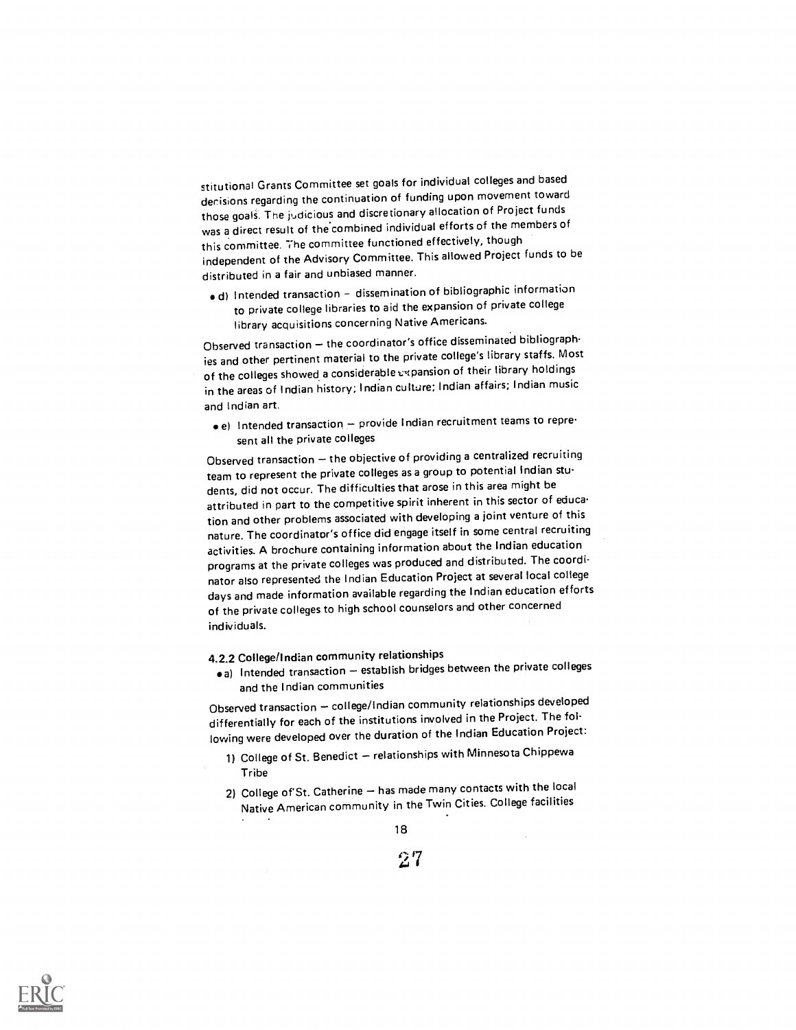stitutional Grants Committee set goals for individual colleges and based decisions regarding the continuation of funding upon movement toward those goals. The judicious and discretionary allocation of Project funds was a direct result of the combined individual efforts of the members of this committee. The committee functioned effectively, though independent of the Advisory Committee. This allowed Project funds to be distributed in a fair and unbiased manner.

- d) Intended transaction – dissemination of bibliographic information to private college libraries to aid the expansion of private college library acquisitions concerning Native Americans.

Observed transaction – the coordinator's office disseminated bibliographies and other pertinent material to the private college's library staffs. Most of the colleges showed a considerable expansion of their library holdings in the areas of Indian history; Indian culture; Indian affairs; Indian music and Indian art.

- e) Intended transaction – provide Indian recruitment teams to represent all the private colleges

Observed transaction – the objective of providing a centralized recruiting team to represent the private colleges as a group to potential Indian students, did not occur. The difficulties that arose in this area might be attributed in part to the competitive spirit inherent in this sector of education and other problems associated with developing a joint venture of this nature. The coordinator's office did engage itself in some central recruiting activities. A brochure containing information about the Indian education programs at the private colleges was produced and distributed. The coordinator also represented the Indian Education Project at several local college days and made information available regarding the Indian education efforts of the private colleges to high school counselors and other concerned individuals.

#### 4.2.2 College/Indian community relationships

- a) Intended transaction – establish bridges between the private colleges and the Indian communities

Observed transaction – college/Indian community relationships developed differentially for each of the institutions involved in the Project. The following were developed over the duration of the Indian Education Project:

1) College of St. Benedict – relationships with Minnesota Chippewa Tribe
2) College of St. Catherine – has made many contacts with the local Native American community in the Twin Cities. College facilities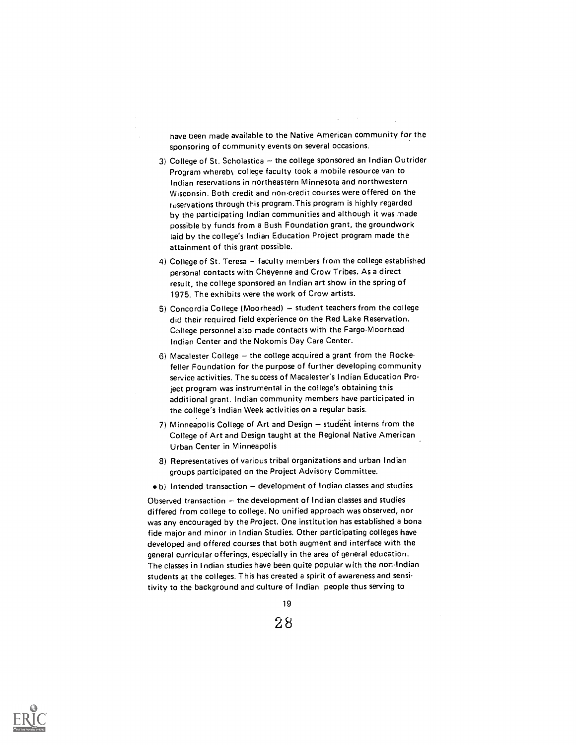have been made available to the Native American community for the sponsoring of community events on several occasions.

3) College of St. Scholastica – the college sponsored an Indian Outrider Program whereby college faculty took a mobile resource van to Indian reservations in northeastern Minnesota and northwestern Wisconsin. Both credit and non-credit courses were offered on the reservations through this program. This program is highly regarded by the participating Indian communities and although it was made possible by funds from a Bush Foundation grant, the groundwork laid by the college's Indian Education Project program made the attainment of this grant possible.

4) College of St. Teresa – faculty members from the college established personal contacts with Cheyenne and Crow Tribes. As a direct result, the college sponsored an Indian art show in the spring of 1975. The exhibits were the work of Crow artists.

5) Concordia College (Moorhead) – student teachers from the college did their required field experience on the Red Lake Reservation. College personnel also made contacts with the Fargo-Moorhead Indian Center and the Nokomis Day Care Center.

6) Macalester College – the college acquired a grant from the Rockefeller Foundation for the purpose of further developing community service activities. The success of Macalester's Indian Education Project program was instrumental in the college's obtaining this additional grant. Indian community members have participated in the college's Indian Week activities on a regular basis.

7) Minneapolis College of Art and Design – student interns from the College of Art and Design taught at the Regional Native American Urban Center in Minneapolis

8) Representatives of various tribal organizations and urban Indian groups participated on the Project Advisory Committee.

- b) Intended transaction – development of Indian classes and studies

Observed transaction – the development of Indian classes and studies differed from college to college. No unified approach was observed, nor was any encouraged by the Project. One institution has established a bona fide major and minor in Indian Studies. Other participating colleges have developed and offered courses that both augment and interface with the general curricular offerings, especially in the area of general education. The classes in Indian studies have been quite popular with the non-Indian students at the colleges. This has created a spirit of awareness and sensitivity to the background and culture of Indian people thus serving to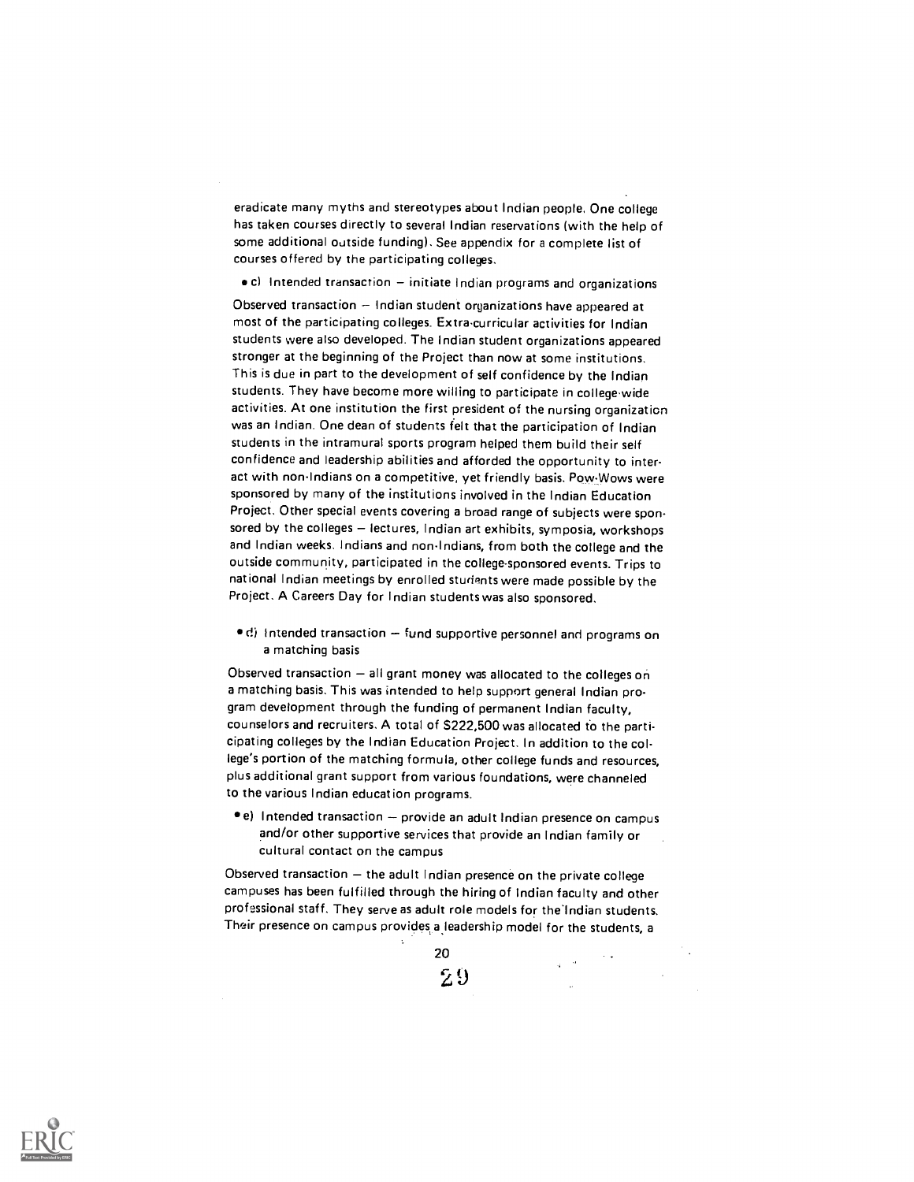eradicate many myths and stereotypes about Indian people. One college has taken courses directly to several Indian reservations (with the help of some additional outside funding). See appendix for a complete list of courses offered by the participating colleges.

- c) Intended transaction – initiate Indian programs and organizations

Observed transaction – Indian student organizations have appeared at most of the participating colleges. Extra-curricular activities for Indian students were also developed. The Indian student organizations appeared stronger at the beginning of the Project than now at some institutions. This is due in part to the development of self confidence by the Indian students. They have become more willing to participate in college-wide activities. At one institution the first president of the nursing organization was an Indian. One dean of students felt that the participation of Indian students in the intramural sports program helped them build their self confidence and leadership abilities and afforded the opportunity to interact with non-Indians on a competitive, yet friendly basis. Pow-Wows were sponsored by many of the institutions involved in the Indian Education Project. Other special events covering a broad range of subjects were sponsored by the colleges – lectures, Indian art exhibits, symposia, workshops and Indian weeks. Indians and non-Indians, from both the college and the outside community, participated in the college-sponsored events. Trips to national Indian meetings by enrolled students were made possible by the Project. A Careers Day for Indian students was also sponsored.

- d) Intended transaction – fund supportive personnel and programs on a matching basis

Observed transaction – all grant money was allocated to the colleges on a matching basis. This was intended to help support general Indian program development through the funding of permanent Indian faculty, counselors and recruiters. A total of $222,500 was allocated to the participating colleges by the Indian Education Project. In addition to the college's portion of the matching formula, other college funds and resources, plus additional grant support from various foundations, were channeled to the various Indian education programs.

- e) Intended transaction – provide an adult Indian presence on campus and/or other supportive services that provide an Indian family or cultural contact on the campus

Observed transaction – the adult Indian presence on the private college campuses has been fulfilled through the hiring of Indian faculty and other professional staff. They serve as adult role models for the Indian students. Their presence on campus provides a leadership model for the students, a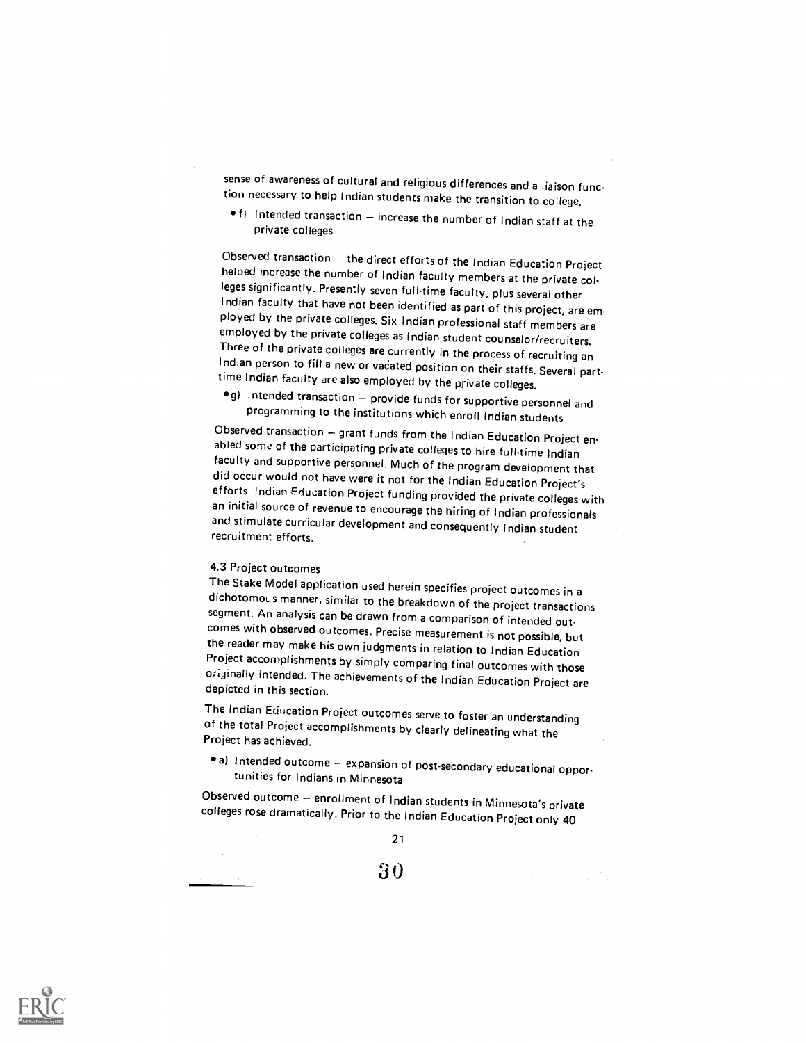sense of awareness of cultural and religious differences and a liaison function necessary to help Indian students make the transition to college.

- f) Intended transaction – increase the number of Indian staff at the private colleges

Observed transaction – the direct efforts of the Indian Education Project helped increase the number of Indian faculty members at the private colleges significantly. Presently seven full-time faculty, plus several other Indian faculty that have not been identified as part of this project, are employed by the private colleges. Six Indian professional staff members are employed by the private colleges as Indian student counselor/recruiters. Three of the private colleges are currently in the process of recruiting an Indian person to fill a new or vacated position on their staffs. Several part-time Indian faculty are also employed by the private colleges.

- g) Intended transaction – provide funds for supportive personnel and programming to the institutions which enroll Indian students

Observed transaction – grant funds from the Indian Education Project enabled some of the participating private colleges to hire full-time Indian faculty and supportive personnel. Much of the program development that did occur would not have were it not for the Indian Education Project's efforts. Indian Education Project funding provided the private colleges with an initial source of revenue to encourage the hiring of Indian professionals and stimulate curricular development and consequently Indian student recruitment efforts.

### 4.3 Project outcomes

The Stake Model application used herein specifies project outcomes in a dichotomous manner, similar to the breakdown of the project transactions segment. An analysis can be drawn from a comparison of intended outcomes with observed outcomes. Precise measurement is not possible, but the reader may make his own judgments in relation to Indian Education Project accomplishments by simply comparing final outcomes with those originally intended. The achievements of the Indian Education Project are depicted in this section.

The Indian Education Project outcomes serve to foster an understanding of the total Project accomplishments by clearly delineating what the Project has achieved.

- a) Intended outcome – expansion of post-secondary educational opportunities for Indians in Minnesota

Observed outcome – enrollment of Indian students in Minnesota's private colleges rose dramatically. Prior to the Indian Education Project only 40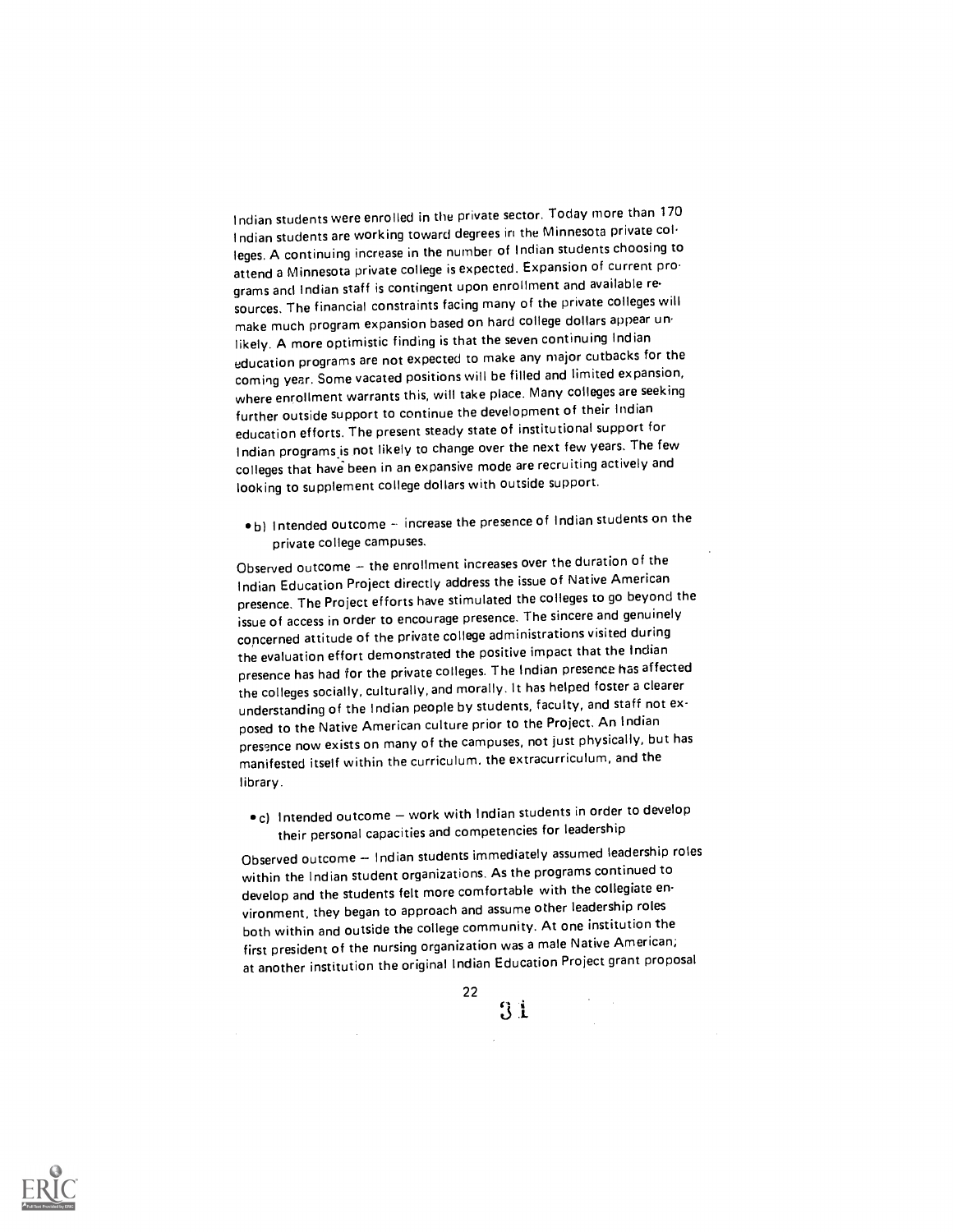Indian students were enrolled in the private sector. Today more than 170 Indian students are working toward degrees in the Minnesota private colleges. A continuing increase in the number of Indian students choosing to attend a Minnesota private college is expected. Expansion of current programs and Indian staff is contingent upon enrollment and available resources. The financial constraints facing many of the private colleges will make much program expansion based on hard college dollars appear unlikely. A more optimistic finding is that the seven continuing Indian education programs are not expected to make any major cutbacks for the coming year. Some vacated positions will be filled and limited expansion, where enrollment warrants this, will take place. Many colleges are seeking further outside support to continue the development of their Indian education efforts. The present steady state of institutional support for Indian programs is not likely to change over the next few years. The few colleges that have been in an expansive mode are recruiting actively and looking to supplement college dollars with outside support.

- b) Intended outcome – increase the presence of Indian students on the private college campuses.

Observed outcome – the enrollment increases over the duration of the Indian Education Project directly address the issue of Native American presence. The Project efforts have stimulated the colleges to go beyond the issue of access in order to encourage presence. The sincere and genuinely concerned attitude of the private college administrations visited during the evaluation effort demonstrated the positive impact that the Indian presence has had for the private colleges. The Indian presence has affected the colleges socially, culturally, and morally. It has helped foster a clearer understanding of the Indian people by students, faculty, and staff not exposed to the Native American culture prior to the Project. An Indian presence now exists on many of the campuses, not just physically, but has manifested itself within the curriculum, the extracurriculum, and the library.

- c) Intended outcome – work with Indian students in order to develop their personal capacities and competencies for leadership

Observed outcome – Indian students immediately assumed leadership roles within the Indian student organizations. As the programs continued to develop and the students felt more comfortable with the collegiate environment, they began to approach and assume other leadership roles both within and outside the college community. At one institution the first president of the nursing organization was a male Native American; at another institution the original Indian Education Project grant proposal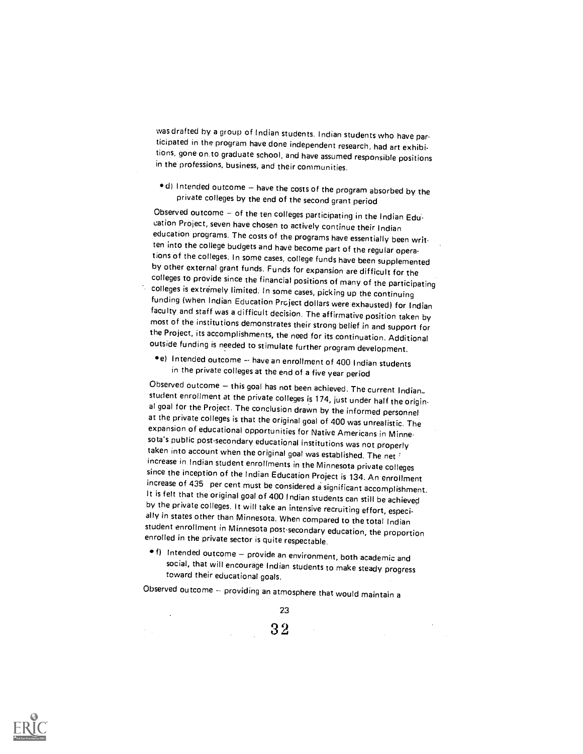was drafted by a group of Indian students. Indian students who have participated in the program have done independent research, had art exhibitions, gone on to graduate school, and have assumed responsible positions in the professions, business, and their communities.

- d) Intended outcome – have the costs of the program absorbed by the private colleges by the end of the second grant period

Observed outcome – of the ten colleges participating in the Indian Education Project, seven have chosen to actively continue their Indian education programs. The costs of the programs have essentially been written into the college budgets and have become part of the regular operations of the colleges. In some cases, college funds have been supplemented by other external grant funds. Funds for expansion are difficult for the colleges to provide since the financial positions of many of the participating colleges is extremely limited. In some cases, picking up the continuing funding (when Indian Education Project dollars were exhausted) for Indian faculty and staff was a difficult decision. The affirmative position taken by most of the institutions demonstrates their strong belief in and support for the Project, its accomplishments, the need for its continuation. Additional outside funding is needed to stimulate further program development.

- e) Intended outcome – have an enrollment of 400 Indian students in the private colleges at the end of a five year period

Observed outcome – this goal has not been achieved. The current Indian student enrollment at the private colleges is 174, just under half the original goal for the Project. The conclusion drawn by the informed personnel at the private colleges is that the original goal of 400 was unrealistic. The expansion of educational opportunities for Native Americans in Minnesota's public post-secondary educational institutions was not properly taken into account when the original goal was established. The net increase in Indian student enrollments in the Minnesota private colleges since the inception of the Indian Education Project is 134. An enrollment increase of 435 per cent must be considered a significant accomplishment. It is felt that the original goal of 400 Indian students can still be achieved by the private colleges. It will take an intensive recruiting effort, especially in states other than Minnesota. When compared to the total Indian student enrollment in Minnesota post-secondary education, the proportion enrolled in the private sector is quite respectable.

- f) Intended outcome – provide an environment, both academic and social, that will encourage Indian students to make steady progress toward their educational goals.

Observed outcome – providing an atmosphere that would maintain a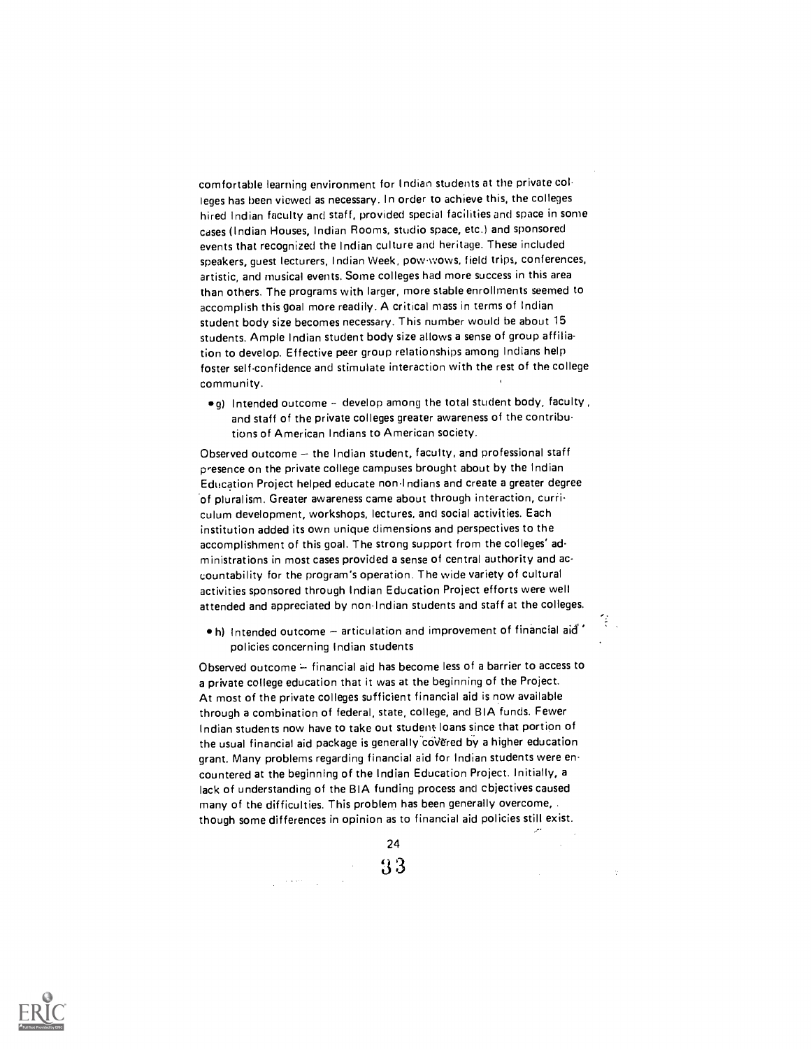comfortable learning environment for Indian students at the private colleges has been viewed as necessary. In order to achieve this, the colleges hired Indian faculty and staff, provided special facilities and space in some cases (Indian Houses, Indian Rooms, studio space, etc.) and sponsored events that recognized the Indian culture and heritage. These included speakers, guest lecturers, Indian Week, pow-wows, field trips, conferences, artistic, and musical events. Some colleges had more success in this area than others. The programs with larger, more stable enrollments seemed to accomplish this goal more readily. A critical mass in terms of Indian student body size becomes necessary. This number would be about 15 students. Ample Indian student body size allows a sense of group affiliation to develop. Effective peer group relationships among Indians help foster self-confidence and stimulate interaction with the rest of the college community.

- g) Intended outcome – develop among the total student body, faculty, and staff of the private colleges greater awareness of the contributions of American Indians to American society.

Observed outcome – the Indian student, faculty, and professional staff presence on the private college campuses brought about by the Indian Education Project helped educate non-Indians and create a greater degree of pluralism. Greater awareness came about through interaction, curriculum development, workshops, lectures, and social activities. Each institution added its own unique dimensions and perspectives to the accomplishment of this goal. The strong support from the colleges' administrations in most cases provided a sense of central authority and accountability for the program's operation. The wide variety of cultural activities sponsored through Indian Education Project efforts were well attended and appreciated by non-Indian students and staff at the colleges.

- h) Intended outcome – articulation and improvement of financial aid policies concerning Indian students

Observed outcome – financial aid has become less of a barrier to access to a private college education that it was at the beginning of the Project. At most of the private colleges sufficient financial aid is now available through a combination of federal, state, college, and BIA funds. Fewer Indian students now have to take out student loans since that portion of the usual financial aid package is generally covered by a higher education grant. Many problems regarding financial aid for Indian students were encountered at the beginning of the Indian Education Project. Initially, a lack of understanding of the BIA funding process and objectives caused many of the difficulties. This problem has been generally overcome, though some differences in opinion as to financial aid policies still exist.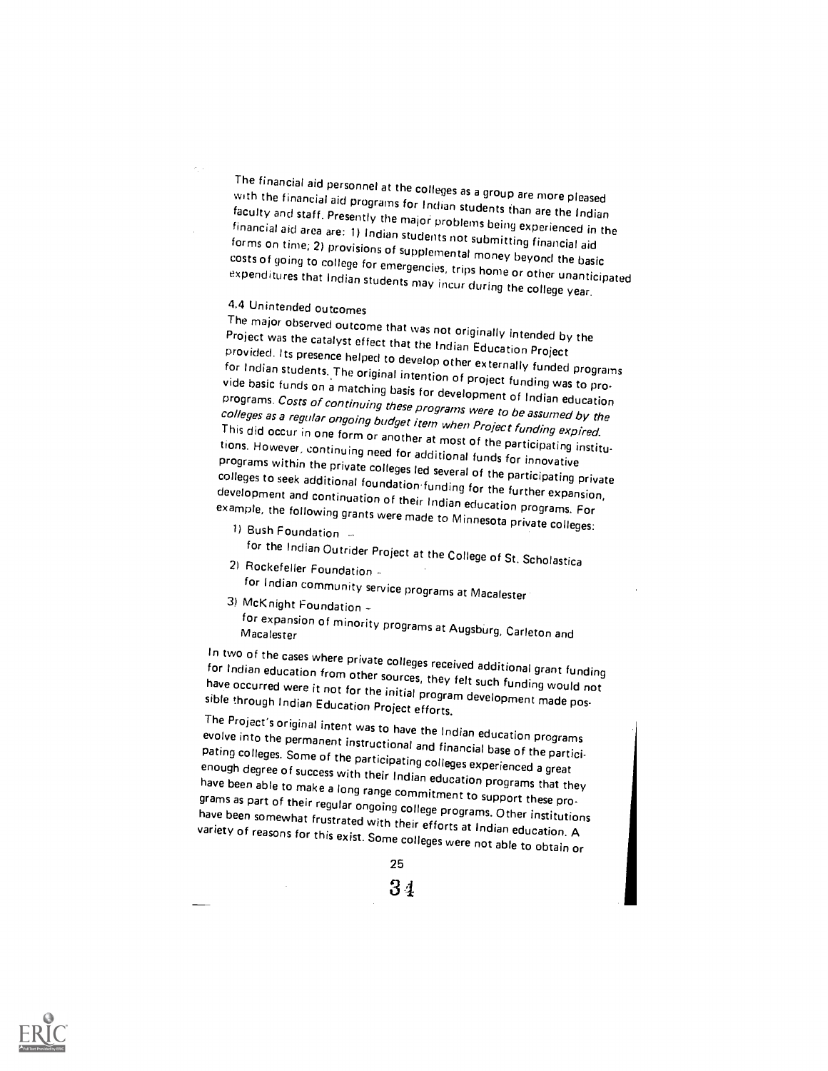The financial aid personnel at the colleges as a group are more pleased with the financial aid programs for Indian students than are the Indian faculty and staff. Presently the major problems being experienced in the financial aid area are: 1) Indian students not submitting financial aid forms on time; 2) provisions of supplemental money beyond the basic costs of going to college for emergencies, trips home or other unanticipated expenditures that Indian students may incur during the college year.

### 4.4 Unintended outcomes

The major observed outcome that was not originally intended by the Project was the catalyst effect that the Indian Education Project provided. Its presence helped to develop other externally funded programs for Indian students. The original intention of project funding was to provide basic funds on a matching basis for development of Indian education programs. *Costs of continuing these programs were to be assumed by the colleges as a regular ongoing budget item when Project funding expired.* This did occur in one form or another at most of the participating institutions. However, continuing need for additional funds for innovative programs within the private colleges led several of the participating private colleges to seek additional foundation funding for the further expansion, development and continuation of their Indian education programs. For example, the following grants were made to Minnesota private colleges:

1) Bush Foundation –
   for the Indian Outrider Project at the College of St. Scholastica
2) Rockefeller Foundation –
   for Indian community service programs at Macalester
3) McKnight Foundation –
   for expansion of minority programs at Augsburg, Carleton and Macalester

In two of the cases where private colleges received additional grant funding for Indian education from other sources, they felt such funding would not have occurred were it not for the initial program development made possible through Indian Education Project efforts.

The Project's original intent was to have the Indian education programs evolve into the permanent instructional and financial base of the participating colleges. Some of the participating colleges experienced a great enough degree of success with their Indian education programs that they have been able to make a long range commitment to support these programs as part of their regular ongoing college programs. Other institutions have been somewhat frustrated with their efforts at Indian education. A variety of reasons for this exist. Some colleges were not able to obtain or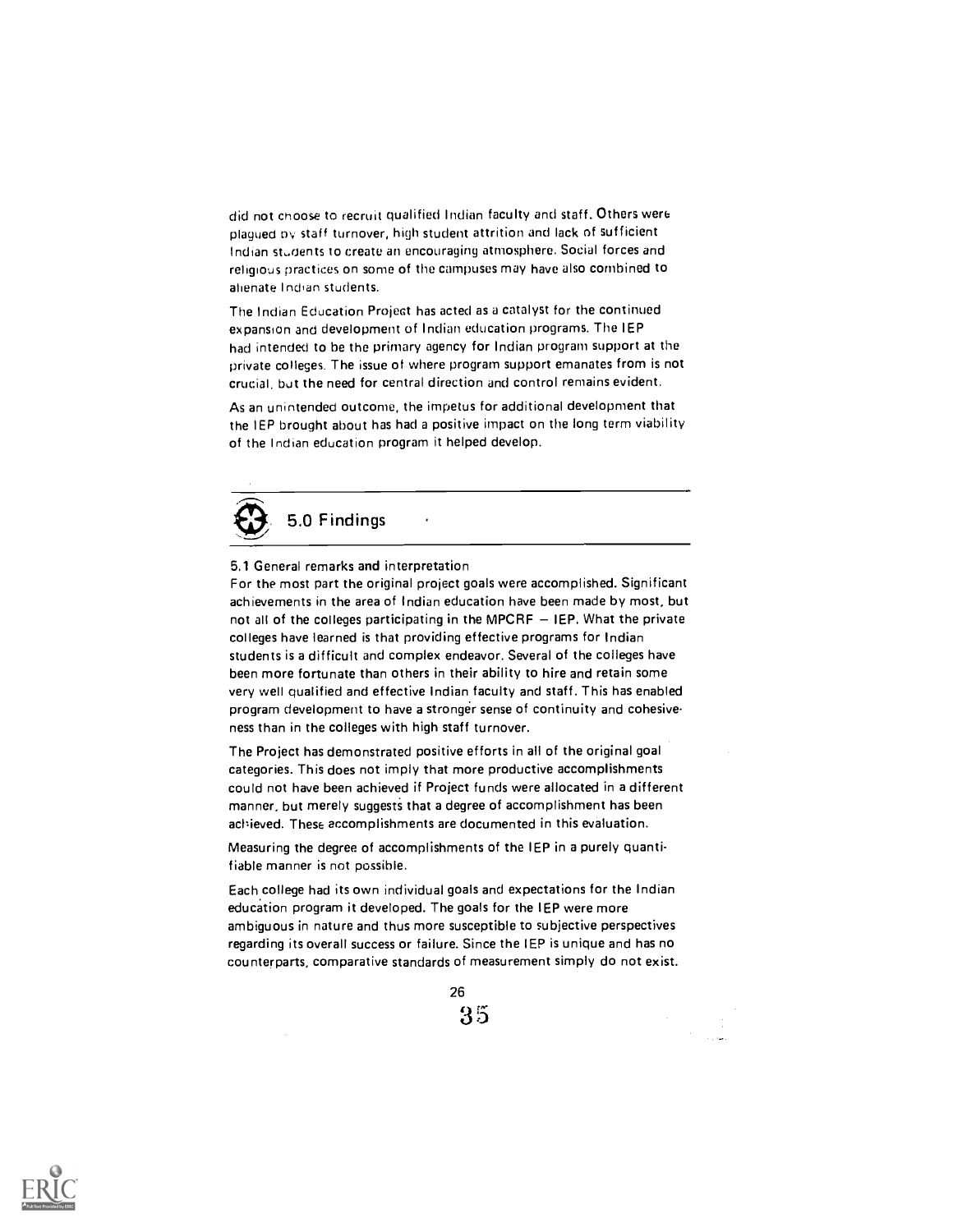did not choose to recruit qualified Indian faculty and staff. Others were plagued by staff turnover, high student attrition and lack of sufficient Indian students to create an encouraging atmosphere. Social forces and religious practices on some of the campuses may have also combined to alienate Indian students.

The Indian Education Project has acted as a catalyst for the continued expansion and development of Indian education programs. The IEP had intended to be the primary agency for Indian program support at the private colleges. The issue of where program support emanates from is not crucial, but the need for central direction and control remains evident.

As an unintended outcome, the impetus for additional development that the IEP brought about has had a positive impact on the long term viability of the Indian education program it helped develop.

## 5.0 Findings

### 5.1 General remarks and interpretation

For the most part the original project goals were accomplished. Significant achievements in the area of Indian education have been made by most, but not all of the colleges participating in the MPCRF – IEP. What the private colleges have learned is that providing effective programs for Indian students is a difficult and complex endeavor. Several of the colleges have been more fortunate than others in their ability to hire and retain some very well qualified and effective Indian faculty and staff. This has enabled program development to have a stronger sense of continuity and cohesiveness than in the colleges with high staff turnover.

The Project has demonstrated positive efforts in all of the original goal categories. This does not imply that more productive accomplishments could not have been achieved if Project funds were allocated in a different manner, but merely suggests that a degree of accomplishment has been achieved. These accomplishments are documented in this evaluation.

Measuring the degree of accomplishments of the IEP in a purely quantifiable manner is not possible.

Each college had its own individual goals and expectations for the Indian education program it developed. The goals for the IEP were more ambiguous in nature and thus more susceptible to subjective perspectives regarding its overall success or failure. Since the IEP is unique and has no counterparts, comparative standards of measurement simply do not exist.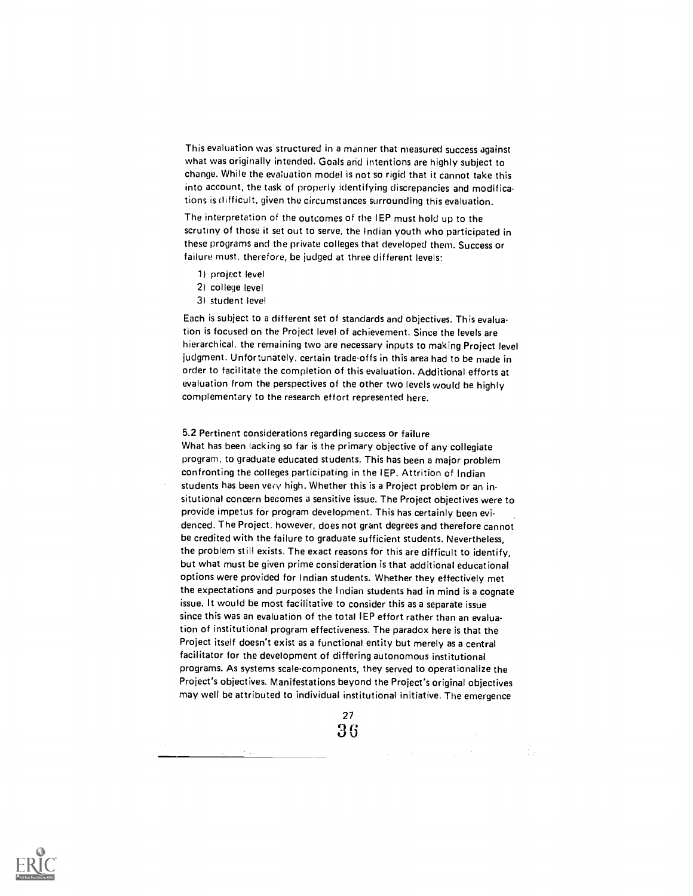This evaluation was structured in a manner that measured success against what was originally intended. Goals and intentions are highly subject to change. While the evaluation model is not so rigid that it cannot take this into account, the task of properly identifying discrepancies and modifications is difficult, given the circumstances surrounding this evaluation.

The interpretation of the outcomes of the IEP must hold up to the scrutiny of those it set out to serve, the Indian youth who participated in these programs and the private colleges that developed them. Success or failure must, therefore, be judged at three different levels:

1) project level
2) college level
3) student level

Each is subject to a different set of standards and objectives. This evaluation is focused on the Project level of achievement. Since the levels are hierarchical, the remaining two are necessary inputs to making Project level judgment. Unfortunately, certain trade-offs in this area had to be made in order to facilitate the completion of this evaluation. Additional efforts at evaluation from the perspectives of the other two levels would be highly complementary to the research effort represented here.

## 5.2 Pertinent considerations regarding success or failure

What has been lacking so far is the primary objective of any collegiate program, to graduate educated students. This has been a major problem confronting the colleges participating in the IEP. Attrition of Indian students has been very high. Whether this is a Project problem or an insitutional concern becomes a sensitive issue. The Project objectives were to provide impetus for program development. This has certainly been evidenced. The Project, however, does not grant degrees and therefore cannot be credited with the failure to graduate sufficient students. Nevertheless, the problem still exists. The exact reasons for this are difficult to identify, but what must be given prime consideration is that additional educational options were provided for Indian students. Whether they effectively met the expectations and purposes the Indian students had in mind is a cognate issue. It would be most facilitative to consider this as a separate issue since this was an evaluation of the total IEP effort rather than an evaluation of institutional program effectiveness. The paradox here is that the Project itself doesn't exist as a functional entity but merely as a central facilitator for the development of differing autonomous institutional programs. As systems scale-components, they served to operationalize the Project's objectives. Manifestations beyond the Project's original objectives may well be attributed to individual institutional initiative. The emergence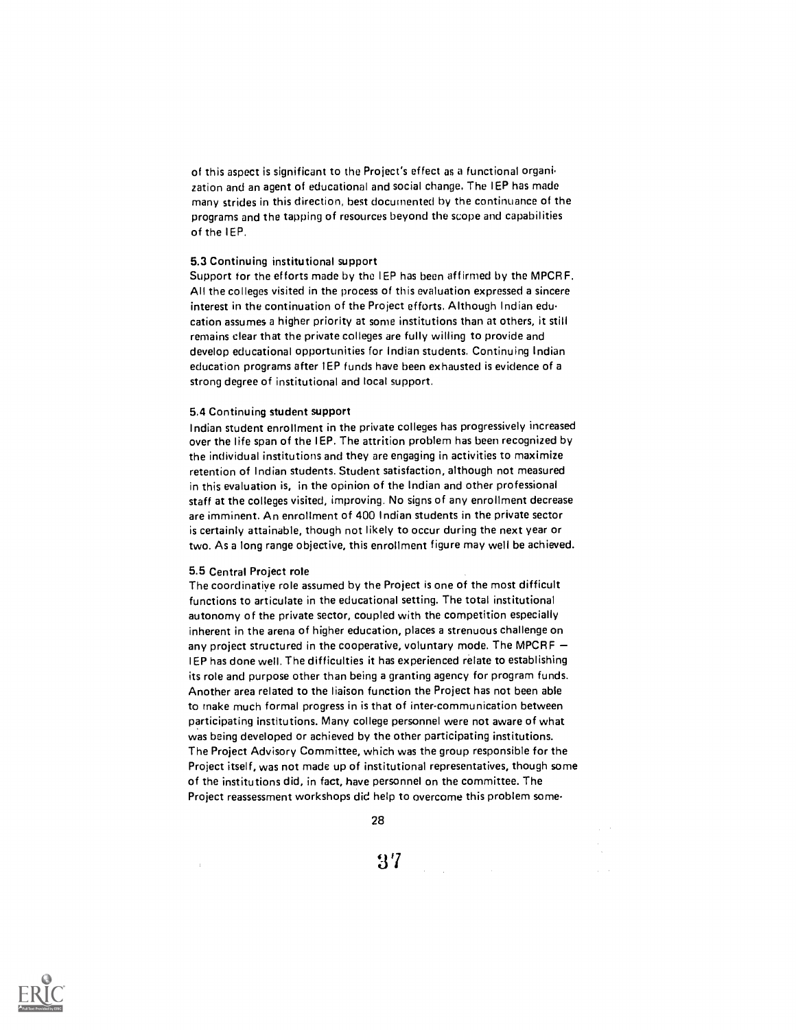of this aspect is significant to the Project's effect as a functional organization and an agent of educational and social change. The IEP has made many strides in this direction, best documented by the continuance of the programs and the tapping of resources beyond the scope and capabilities of the IEP.

### 5.3 Continuing institutional support

Support for the efforts made by the IEP has been affirmed by the MPCRF. All the colleges visited in the process of this evaluation expressed a sincere interest in the continuation of the Project efforts. Although Indian education assumes a higher priority at some institutions than at others, it still remains clear that the private colleges are fully willing to provide and develop educational opportunities for Indian students. Continuing Indian education programs after IEP funds have been exhausted is evidence of a strong degree of institutional and local support.

### 5.4 Continuing student support

Indian student enrollment in the private colleges has progressively increased over the life span of the IEP. The attrition problem has been recognized by the individual institutions and they are engaging in activities to maximize retention of Indian students. Student satisfaction, although not measured in this evaluation is, in the opinion of the Indian and other professional staff at the colleges visited, improving. No signs of any enrollment decrease are imminent. An enrollment of 400 Indian students in the private sector is certainly attainable, though not likely to occur during the next year or two. As a long range objective, this enrollment figure may well be achieved.

### 5.5 Central Project role

The coordinative role assumed by the Project is one of the most difficult functions to articulate in the educational setting. The total institutional autonomy of the private sector, coupled with the competition especially inherent in the arena of higher education, places a strenuous challenge on any project structured in the cooperative, voluntary mode. The MPCRF — IEP has done well. The difficulties it has experienced relate to establishing its role and purpose other than being a granting agency for program funds. Another area related to the liaison function the Project has not been able to make much formal progress in is that of inter-communication between participating institutions. Many college personnel were not aware of what was being developed or achieved by the other participating institutions. The Project Advisory Committee, which was the group responsible for the Project itself, was not made up of institutional representatives, though some of the institutions did, in fact, have personnel on the committee. The Project reassessment workshops did help to overcome this problem some-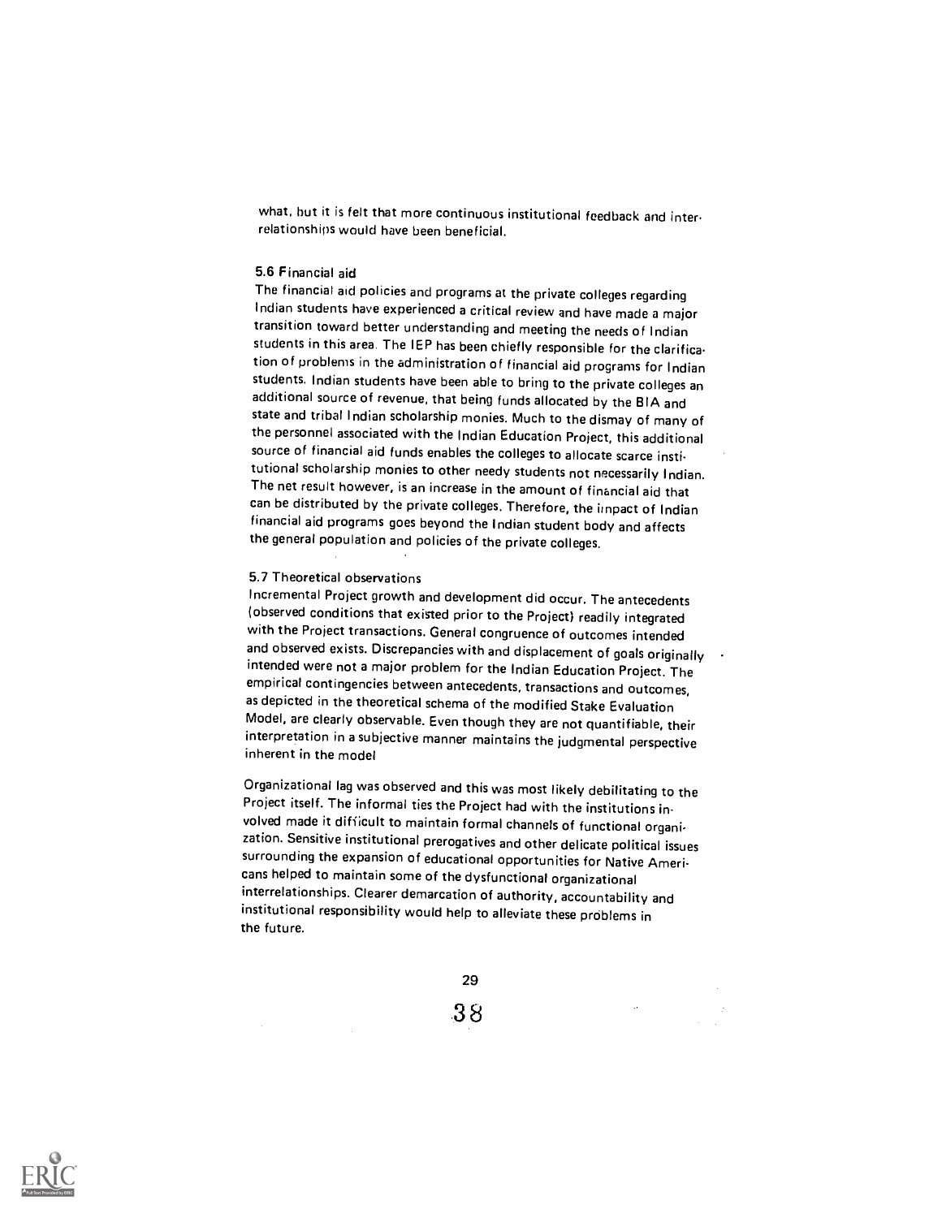what, but it is felt that more continuous institutional feedback and interrelationships would have been beneficial.

### 5.6 Financial aid

The financial aid policies and programs at the private colleges regarding Indian students have experienced a critical review and have made a major transition toward better understanding and meeting the needs of Indian students in this area. The IEP has been chiefly responsible for the clarification of problems in the administration of financial aid programs for Indian students. Indian students have been able to bring to the private colleges an additional source of revenue, that being funds allocated by the BIA and state and tribal Indian scholarship monies. Much to the dismay of many of the personnel associated with the Indian Education Project, this additional source of financial aid funds enables the colleges to allocate scarce institutional scholarship monies to other needy students not necessarily Indian. The net result however, is an increase in the amount of financial aid that can be distributed by the private colleges. Therefore, the impact of Indian financial aid programs goes beyond the Indian student body and affects the general population and policies of the private colleges.

### 5.7 Theoretical observations

Incremental Project growth and development did occur. The antecedents (observed conditions that existed prior to the Project) readily integrated with the Project transactions. General congruence of outcomes intended and observed exists. Discrepancies with and displacement of goals originally intended were not a major problem for the Indian Education Project. The empirical contingencies between antecedents, transactions and outcomes, as depicted in the theoretical schema of the modified Stake Evaluation Model, are clearly observable. Even though they are not quantifiable, their interpretation in a subjective manner maintains the judgmental perspective inherent in the model

Organizational lag was observed and this was most likely debilitating to the Project itself. The informal ties the Project had with the institutions involved made it difficult to maintain formal channels of functional organization. Sensitive institutional prerogatives and other delicate political issues surrounding the expansion of educational opportunities for Native Americans helped to maintain some of the dysfunctional organizational interrelationships. Clearer demarcation of authority, accountability and institutional responsibility would help to alleviate these problems in the future.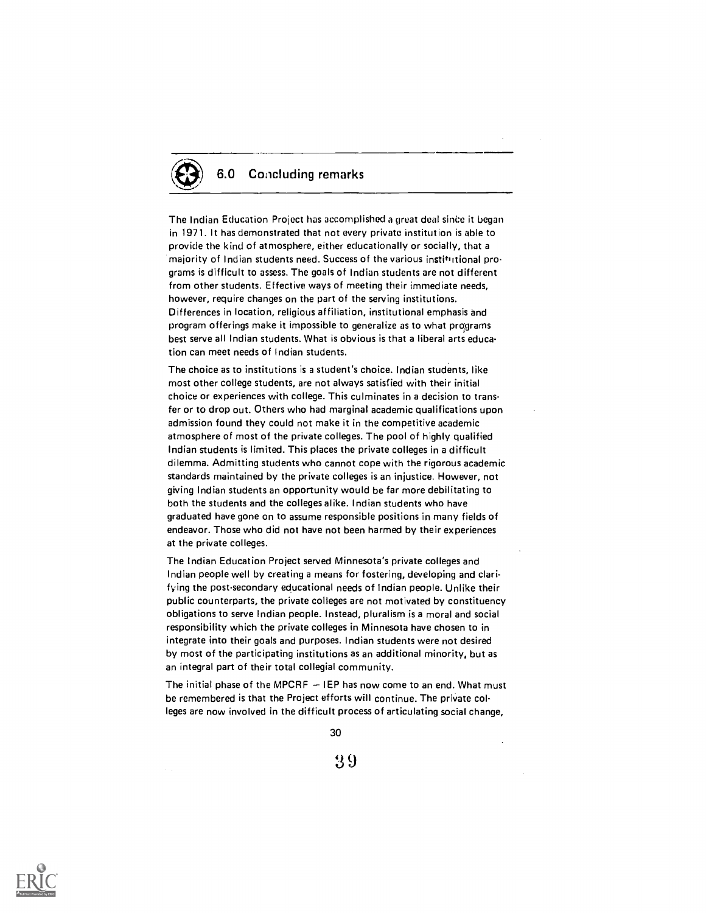## 6.0 Concluding remarks

The Indian Education Project has accomplished a great deal since it began in 1971. It has demonstrated that not every private institution is able to provide the kind of atmosphere, either educationally or socially, that a majority of Indian students need. Success of the various institutional programs is difficult to assess. The goals of Indian students are not different from other students. Effective ways of meeting their immediate needs, however, require changes on the part of the serving institutions. Differences in location, religious affiliation, institutional emphasis and program offerings make it impossible to generalize as to what programs best serve all Indian students. What is obvious is that a liberal arts education can meet needs of Indian students.

The choice as to institutions is a student's choice. Indian students, like most other college students, are not always satisfied with their initial choice or experiences with college. This culminates in a decision to transfer or to drop out. Others who had marginal academic qualifications upon admission found they could not make it in the competitive academic atmosphere of most of the private colleges. The pool of highly qualified Indian students is limited. This places the private colleges in a difficult dilemma. Admitting students who cannot cope with the rigorous academic standards maintained by the private colleges is an injustice. However, not giving Indian students an opportunity would be far more debilitating to both the students and the colleges alike. Indian students who have graduated have gone on to assume responsible positions in many fields of endeavor. Those who did not have not been harmed by their experiences at the private colleges.

The Indian Education Project served Minnesota's private colleges and Indian people well by creating a means for fostering, developing and clarifying the post-secondary educational needs of Indian people. Unlike their public counterparts, the private colleges are not motivated by constituency obligations to serve Indian people. Instead, pluralism is a moral and social responsibility which the private colleges in Minnesota have chosen to in integrate into their goals and purposes. Indian students were not desired by most of the participating institutions as an additional minority, but as an integral part of their total collegial community.

The initial phase of the MPCRF – IEP has now come to an end. What must be remembered is that the Project efforts will continue. The private colleges are now involved in the difficult process of articulating social change,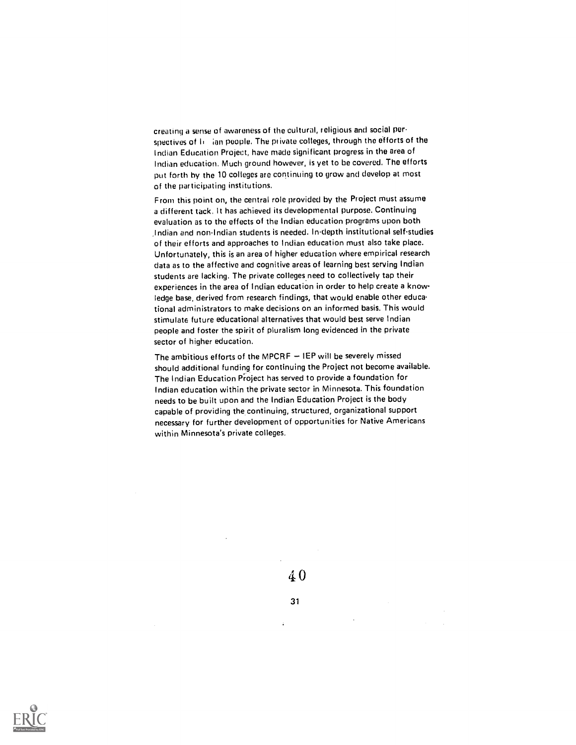creating a sense of awareness of the cultural, religious and social perspectives of Indian people. The private colleges, through the efforts of the Indian Education Project, have made significant progress in the area of Indian education. Much ground however, is yet to be covered. The efforts put forth by the 10 colleges are continuing to grow and develop at most of the participating institutions.

From this point on, the central role provided by the Project must assume a different tack. It has achieved its developmental purpose. Continuing evaluation as to the effects of the Indian education programs upon both Indian and non-Indian students is needed. In-depth institutional self-studies of their efforts and approaches to Indian education must also take place. Unfortunately, this is an area of higher education where empirical research data as to the affective and cognitive areas of learning best serving Indian students are lacking. The private colleges need to collectively tap their experiences in the area of Indian education in order to help create a knowledge base, derived from research findings, that would enable other educational administrators to make decisions on an informed basis. This would stimulate future educational alternatives that would best serve Indian people and foster the spirit of pluralism long evidenced in the private sector of higher education.

The ambitious efforts of the MPCRF — IEP will be severely missed should additional funding for continuing the Project not become available. The Indian Education Project has served to provide a foundation for Indian education within the private sector in Minnesota. This foundation needs to be built upon and the Indian Education Project is the body capable of providing the continuing, structured, organizational support necessary for further development of opportunities for Native Americans within Minnesota's private colleges.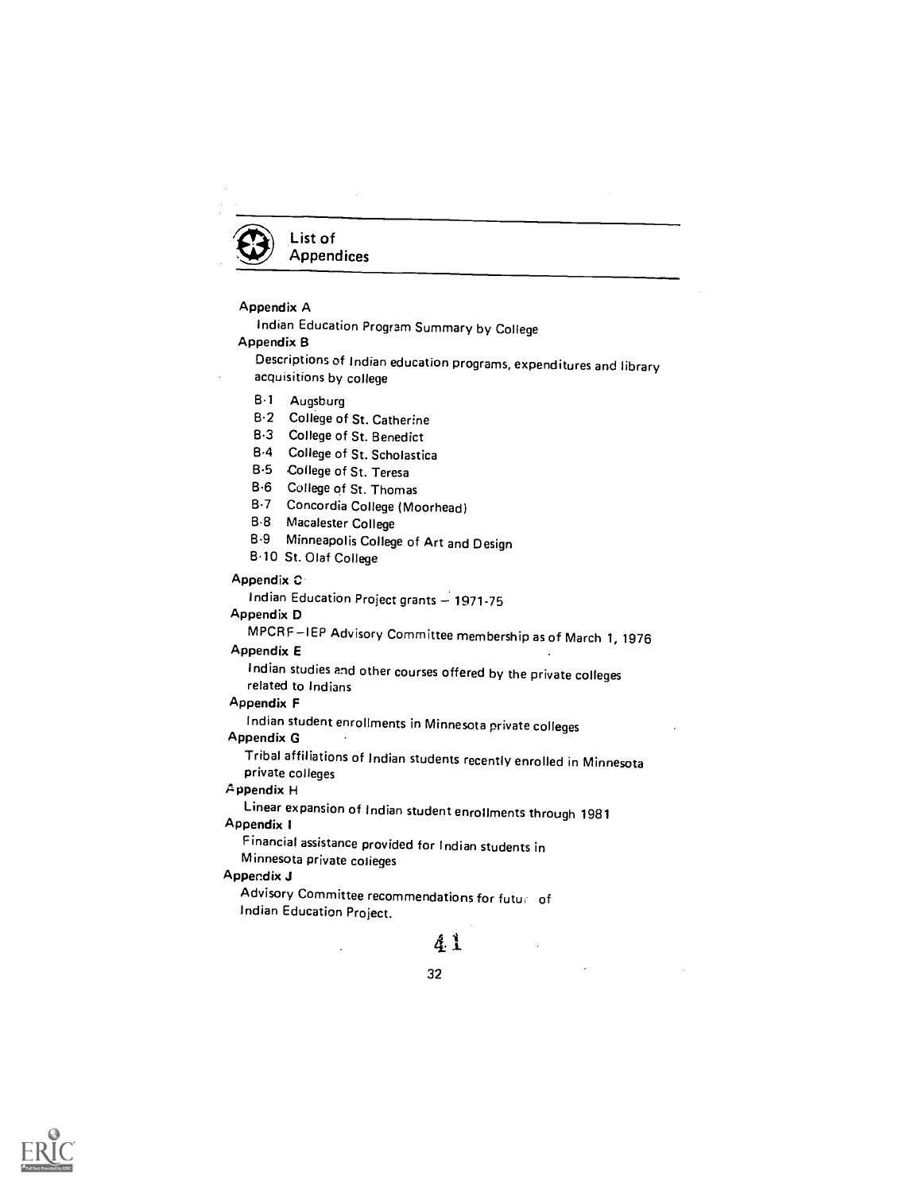# List of Appendices

**Appendix A**

Indian Education Program Summary by College

**Appendix B**

Descriptions of Indian education programs, expenditures and library acquisitions by college

- B-1 Augsburg
- B-2 College of St. Catherine
- B-3 College of St. Benedict
- B-4 College of St. Scholastica
- B-5 College of St. Teresa
- B-6 College of St. Thomas
- B-7 Concordia College (Moorhead)
- B-8 Macalester College
- B-9 Minneapolis College of Art and Design
- B-10 St. Olaf College

**Appendix C**

Indian Education Project grants – 1971-75

**Appendix D**

MPCRF–IEP Advisory Committee membership as of March 1, 1976

**Appendix E**

Indian studies and other courses offered by the private colleges related to Indians

**Appendix F**

Indian student enrollments in Minnesota private colleges

**Appendix G**

Tribal affiliations of Indian students recently enrolled in Minnesota private colleges

**Appendix H**

Linear expansion of Indian student enrollments through 1981

**Appendix I**

Financial assistance provided for Indian students in Minnesota private colleges

**Appendix J**

Advisory Committee recommendations for futur of Indian Education Project.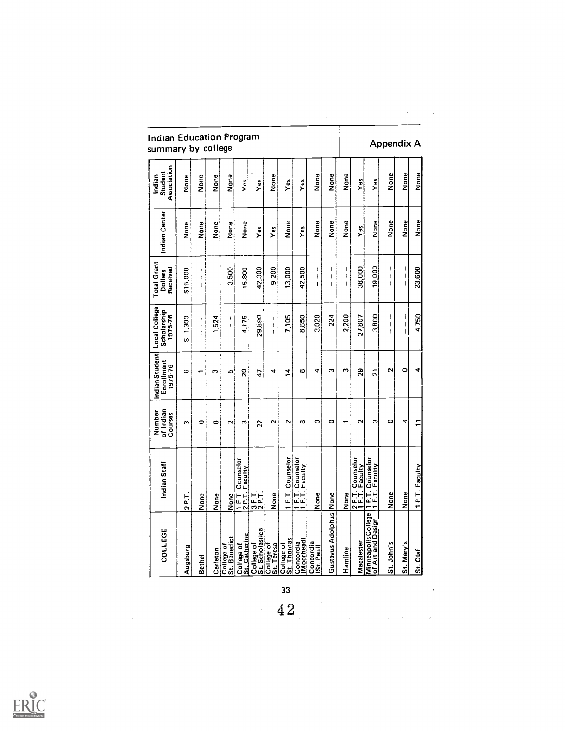# Indian Education Program summary by college

## Appendix A

| COLLEGE | Indian Staff | Number of Indian Courses | Indian Student Enrollment 1975-76 | Local College Scholarship 1975-76 | Total Grant Dollars Received | Indian Center | Indian Student Association |
|---|---|---|---|---|---|---|---|
| Augsburg | 2 P.T. | 3 | 6 | $ 1,300 | $15,000 | None | None |
| Bethel | None | 0 | 1 | --- | --- | None | None |
| Carleton | None | 0 | 3 | 1,524 | --- | None | None |
| College of St. Benedict | None | 2 | 5 | --- | 3,500 | None | None |
| College of St. Catherine | 1 F.T. Counselor 2 P.T. Faculty | 3 | 20 | 4,175 | 15,800 | None | Yes |
| College of St. Scholastica | 3 F.T. 2 P.T. | 22 | 47 | 29,890 | 42,300 | Yes | Yes |
| College of St. Teresa | None | 2 | 4 | --- | 9,200 | Yes | None |
| College of St. Thomas | 1 F.T. Counselor | 2 | 14 | 7,105 | 13,000 | None | Yes |
| Concordia (Moorhead) | 1 F.T. Counselor 1 F.T. Faculty | 8 | 8 | 8,850 | 42,500 | Yes | Yes |
| Concordia (St. Paul) | None | 0 | 4 | 3,020 | --- | None | None |
| Gustavus Adolphus | None | 0 | 3 | 224 | --- | None | None |
| Hamline | None | 1 | 3 | 2,200 | --- | None | None |
| Macalester | 2 F.T. Counselor 1 F.T. Faculty | 2 | 29 | 27,807 | 38,000 | Yes | Yes |
| Minneapolis College of Art and Design | 1 P.T. Counselor 1 F.T. Faculty | 3 | 21 | 3,800 | 19,000 | None | Yes |
| St. John's | None | 0 | 2 | --- | --- | None | None |
| St. Mary's | None | 4 | 0 | --- | --- | None | None |
| St. Olaf | 1 P.T. Faculty | 11 | 4 | 4,750 | 23,600 | None | None |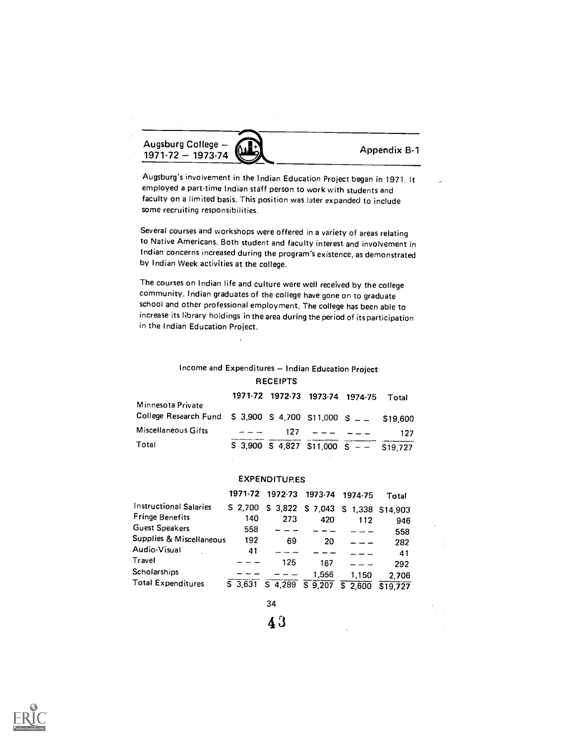Augsburg College — 1971-72 — 1973-74

Appendix B-1

Augsburg's involvement in the Indian Education Project began in 1971. It employed a part-time Indian staff person to work with students and faculty on a limited basis. This position was later expanded to include some recruiting responsibilities.

Several courses and workshops were offered in a variety of areas relating to Native Americans. Both student and faculty interest and involvement in Indian concerns increased during the program's existence, as demonstrated by Indian Week activities at the college.

The courses on Indian life and culture were well received by the college community. Indian graduates of the college have gone on to graduate school and other professional employment. The college has been able to increase its library holdings in the area during the period of its participation in the Indian Education Project.

Income and Expenditures — Indian Education Project

RECEIPTS

| | 1971-72 | 1972-73 | 1973-74 | 1974-75 | Total |
|---|---|---|---|---|---|
| Minnesota Private College Research Fund | $ 3,900 | $ 4,700 | $11,000 | $ — — | $19,600 |
| Miscellaneous Gifts | — — — | 127 | — — — | — — — | 127 |
| Total | $ 3,900 | $ 4,827 | $11,000 | $ — — | $19,727 |

EXPENDITURES

| | 1971-72 | 1972-73 | 1973-74 | 1974-75 | Total |
|---|---|---|---|---|---|
| Instructional Salaries | $ 2,700 | $ 3,822 | $ 7,043 | $ 1,338 | $14,903 |
| Fringe Benefits | 140 | 273 | 420 | 112 | 946 |
| Guest Speakers | 558 | — — — | — — — | — — — | 558 |
| Supplies & Miscellaneous | 192 | 69 | 20 | — — — | 282 |
| Audio-Visual | 41 | — — — | — — — | — — — | 41 |
| Travel | — — — | 125 | 167 | — — — | 292 |
| Scholarships | — — — | — — — | 1,556 | 1,150 | 2,706 |
| Total Expenditures | $ 3,631 | $ 4,289 | $ 9,207 | $ 2,600 | $19,727 |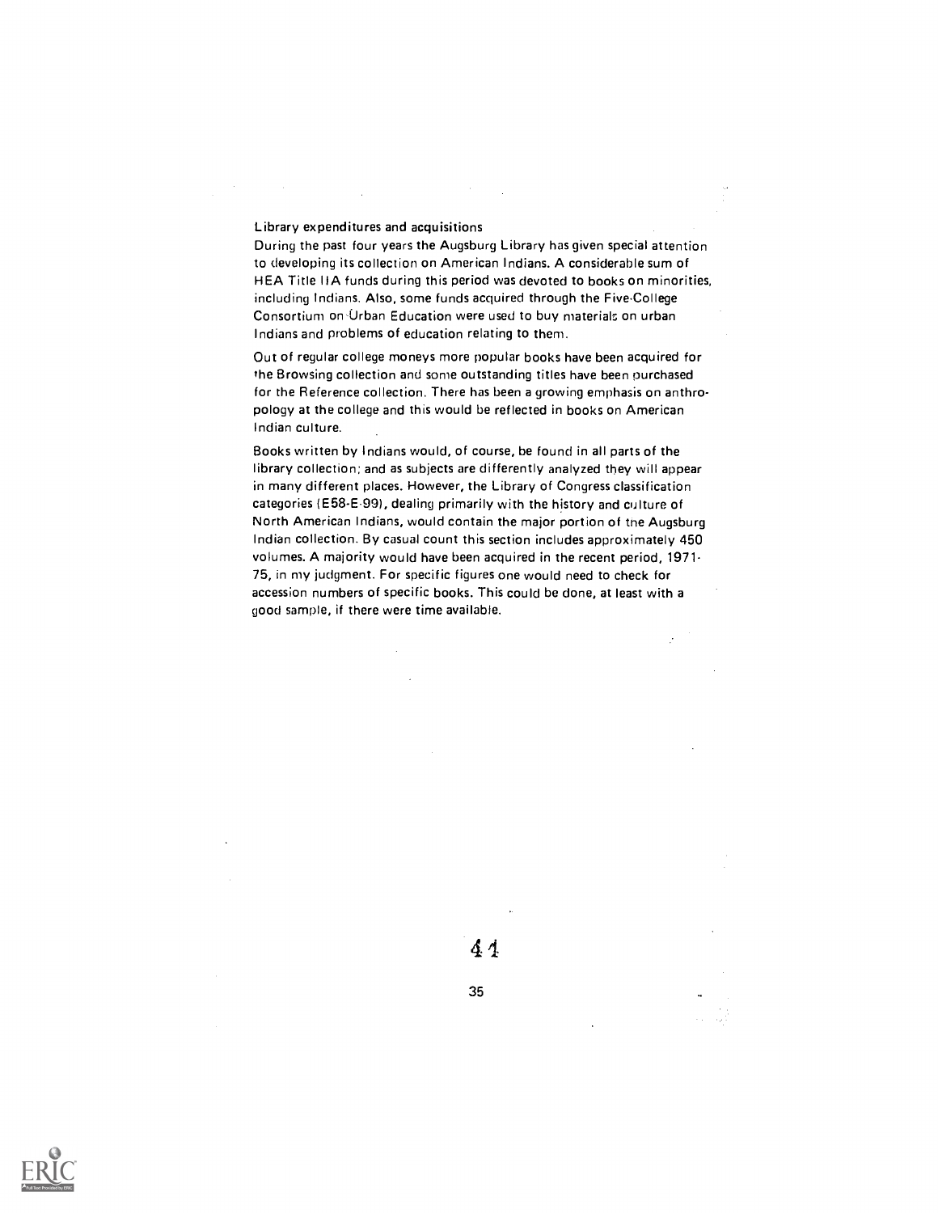Library expenditures and acquisitions

During the past four years the Augsburg Library has given special attention to developing its collection on American Indians. A considerable sum of HEA Title IIA funds during this period was devoted to books on minorities, including Indians. Also, some funds acquired through the Five-College Consortium on Urban Education were used to buy materials on urban Indians and problems of education relating to them.

Out of regular college moneys more popular books have been acquired for the Browsing collection and some outstanding titles have been purchased for the Reference collection. There has been a growing emphasis on anthropology at the college and this would be reflected in books on American Indian culture.

Books written by Indians would, of course, be found in all parts of the library collection; and as subjects are differently analyzed they will appear in many different places. However, the Library of Congress classification categories (E58-E-99), dealing primarily with the history and culture of North American Indians, would contain the major portion of the Augsburg Indian collection. By casual count this section includes approximately 450 volumes. A majority would have been acquired in the recent period, 1971-75, in my judgment. For specific figures one would need to check for accession numbers of specific books. This could be done, at least with a good sample, if there were time available.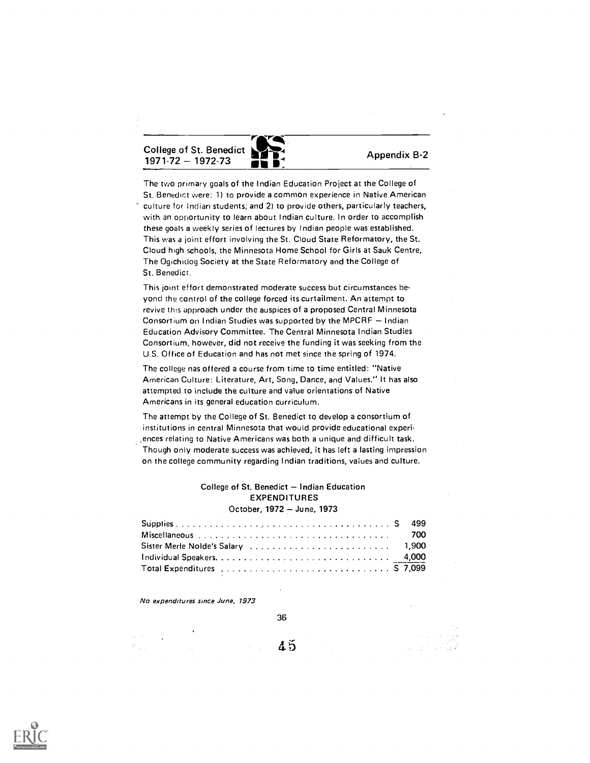College of St. Benedict
1971-72 – 1972-73

Appendix B-2

The two primary goals of the Indian Education Project at the College of St. Benedict were: 1) to provide a common experience in Native American culture for Indian students; and 2) to provide others, particularly teachers, with an opportunity to learn about Indian culture. In order to accomplish these goals a weekly series of lectures by Indian people was established. This was a joint effort involving the St. Cloud State Reformatory, the St. Cloud high schools, the Minnesota Home School for Girls at Sauk Centre, The Ogichidog Society at the State Reformatory and the College of St. Benedict.

This joint effort demonstrated moderate success but circumstances beyond the control of the college forced its curtailment. An attempt to revive this approach under the auspices of a proposed Central Minnesota Consortium on Indian Studies was supported by the MPCRF – Indian Education Advisory Committee. The Central Minnesota Indian Studies Consortium, however, did not receive the funding it was seeking from the U.S. Office of Education and has not met since the spring of 1974.

The college has offered a course from time to time entitled: "Native American Culture: Literature, Art, Song, Dance, and Values." It has also attempted to include the culture and value orientations of Native Americans in its general education curriculum.

The attempt by the College of St. Benedict to develop a consortium of institutions in central Minnesota that would provide educational experiences relating to Native Americans was both a unique and difficult task. Though only moderate success was achieved, it has left a lasting impression on the college community regarding Indian traditions, values and culture.

College of St. Benedict – Indian Education
EXPENDITURES
October, 1972 – June, 1973

| Item | Amount |
|---|---|
| Supplies | $ 499 |
| Miscellaneous | 700 |
| Sister Merle Nolde's Salary | 1,900 |
| Individual Speakers | 4,000 |
| Total Expenditures | $ 7,099 |

*No expenditures since June, 1973*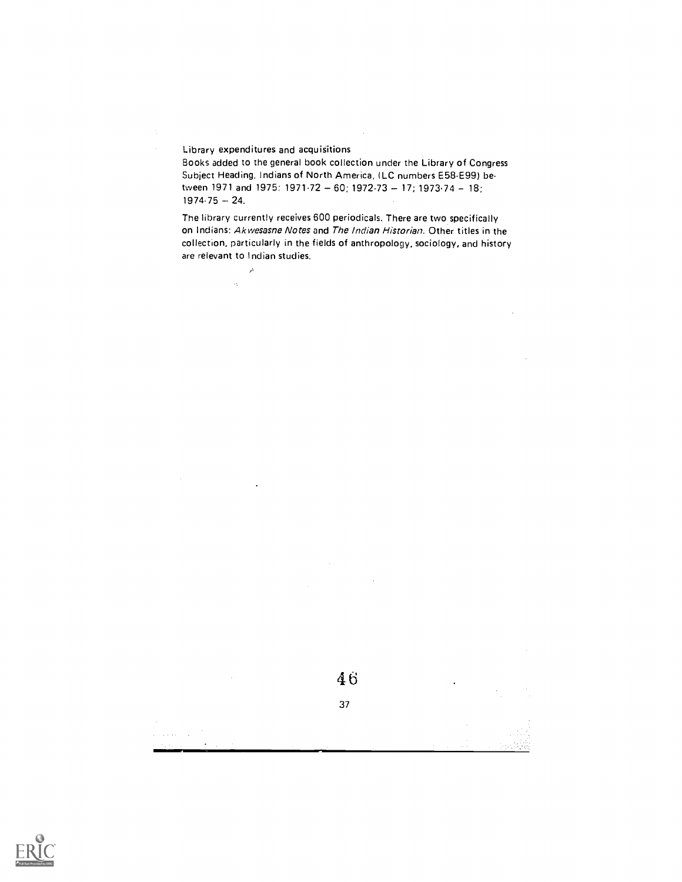Library expenditures and acquisitions

Books added to the general book collection under the Library of Congress Subject Heading, Indians of North America, (LC numbers E58-E99) between 1971 and 1975: 1971-72 – 60; 1972-73 – 17; 1973-74 – 18; 1974-75 – 24.

The library currently receives 600 periodicals. There are two specifically on Indians: *Akwesasne Notes* and *The Indian Historian*. Other titles in the collection, particularly in the fields of anthropology, sociology, and history are relevant to Indian studies.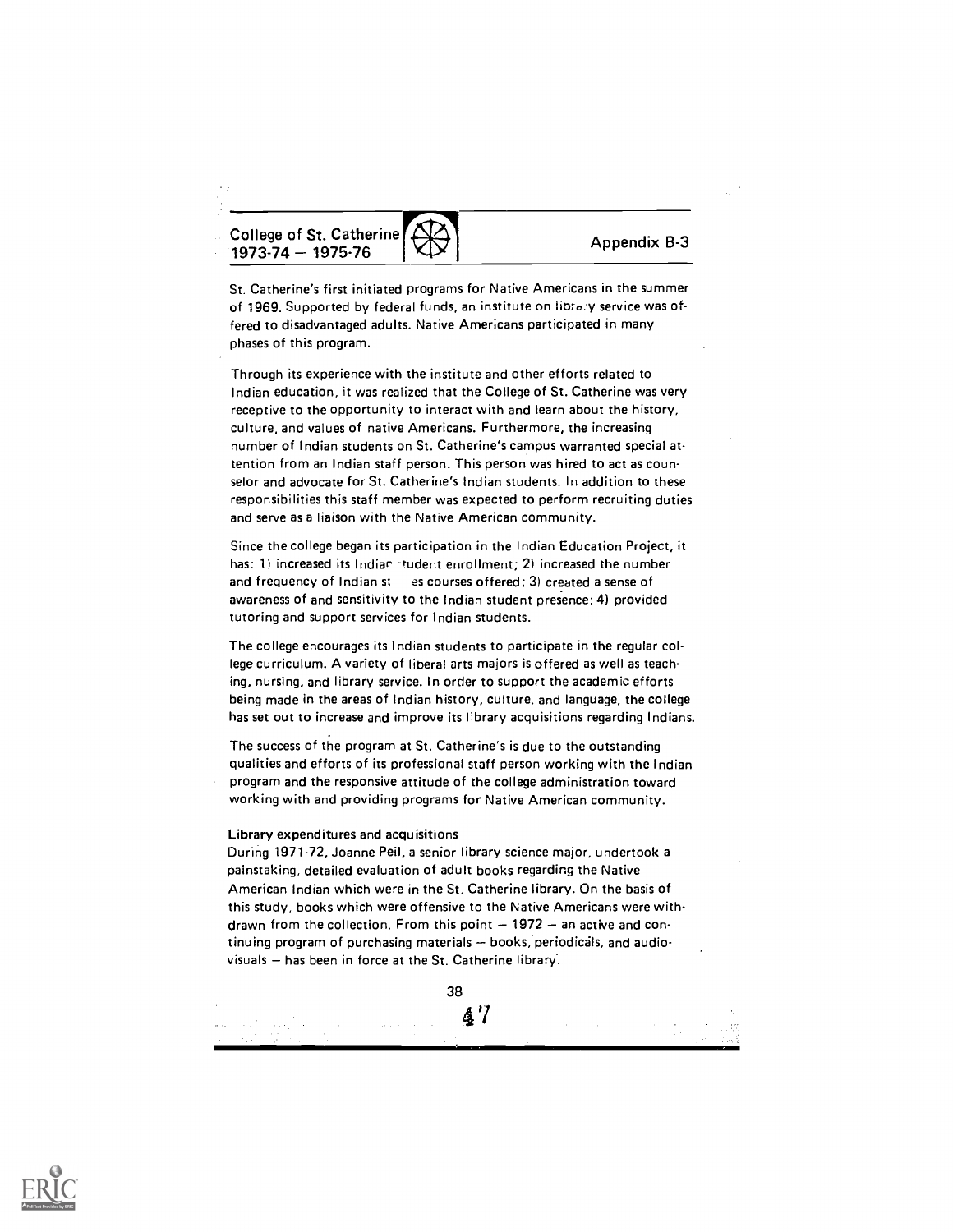## College of St. Catherine 1973-74 — 1975-76

Appendix B-3

St. Catherine's first initiated programs for Native Americans in the summer of 1969. Supported by federal funds, an institute on library service was offered to disadvantaged adults. Native Americans participated in many phases of this program.

Through its experience with the institute and other efforts related to Indian education, it was realized that the College of St. Catherine was very receptive to the opportunity to interact with and learn about the history, culture, and values of native Americans. Furthermore, the increasing number of Indian students on St. Catherine's campus warranted special attention from an Indian staff person. This person was hired to act as counselor and advocate for St. Catherine's Indian students. In addition to these responsibilities this staff member was expected to perform recruiting duties and serve as a liaison with the Native American community.

Since the college began its participation in the Indian Education Project, it has: 1) increased its Indian student enrollment; 2) increased the number and frequency of Indian studies courses offered; 3) created a sense of awareness of and sensitivity to the Indian student presence; 4) provided tutoring and support services for Indian students.

The college encourages its Indian students to participate in the regular college curriculum. A variety of liberal arts majors is offered as well as teaching, nursing, and library service. In order to support the academic efforts being made in the areas of Indian history, culture, and language, the college has set out to increase and improve its library acquisitions regarding Indians.

The success of the program at St. Catherine's is due to the outstanding qualities and efforts of its professional staff person working with the Indian program and the responsive attitude of the college administration toward working with and providing programs for Native American community.

**Library expenditures and acquisitions**

During 1971-72, Joanne Peil, a senior library science major, undertook a painstaking, detailed evaluation of adult books regarding the Native American Indian which were in the St. Catherine library. On the basis of this study, books which were offensive to the Native Americans were withdrawn from the collection. From this point — 1972 — an active and continuing program of purchasing materials — books, periodicals, and audiovisuals — has been in force at the St. Catherine library.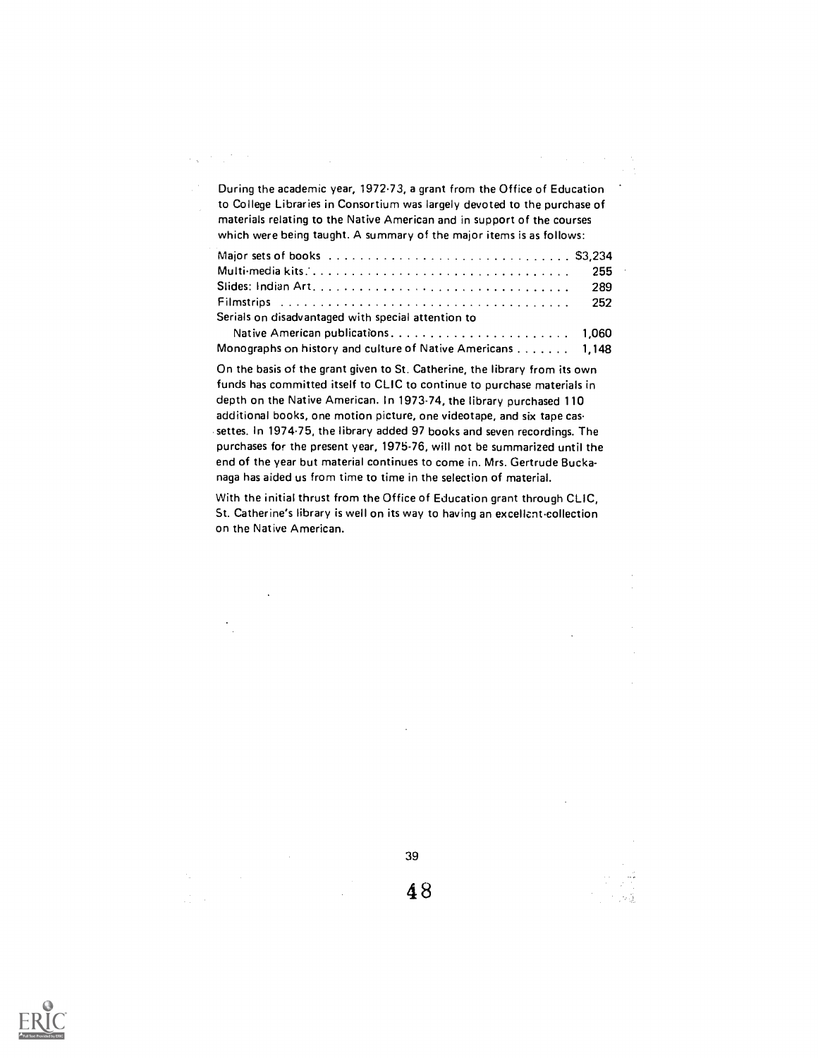During the academic year, 1972-73, a grant from the Office of Education to College Libraries in Consortium was largely devoted to the purchase of materials relating to the Native American and in support of the courses which were being taught. A summary of the major items is as follows:

| Item | Amount |
|---|---|
| Major sets of books | $3,234 |
| Multi-media kits | 255 |
| Slides: Indian Art | 289 |
| Filmstrips | 252 |
| Serials on disadvantaged with special attention to Native American publications | 1,060 |
| Monographs on history and culture of Native Americans | 1,148 |

On the basis of the grant given to St. Catherine, the library from its own funds has committed itself to CLIC to continue to purchase materials in depth on the Native American. In 1973-74, the library purchased 110 additional books, one motion picture, one videotape, and six tape cassettes. In 1974-75, the library added 97 books and seven recordings. The purchases for the present year, 1975-76, will not be summarized until the end of the year but material continues to come in. Mrs. Gertrude Buckanaga has aided us from time to time in the selection of material.

With the initial thrust from the Office of Education grant through CLIC, St. Catherine's library is well on its way to having an excellent collection on the Native American.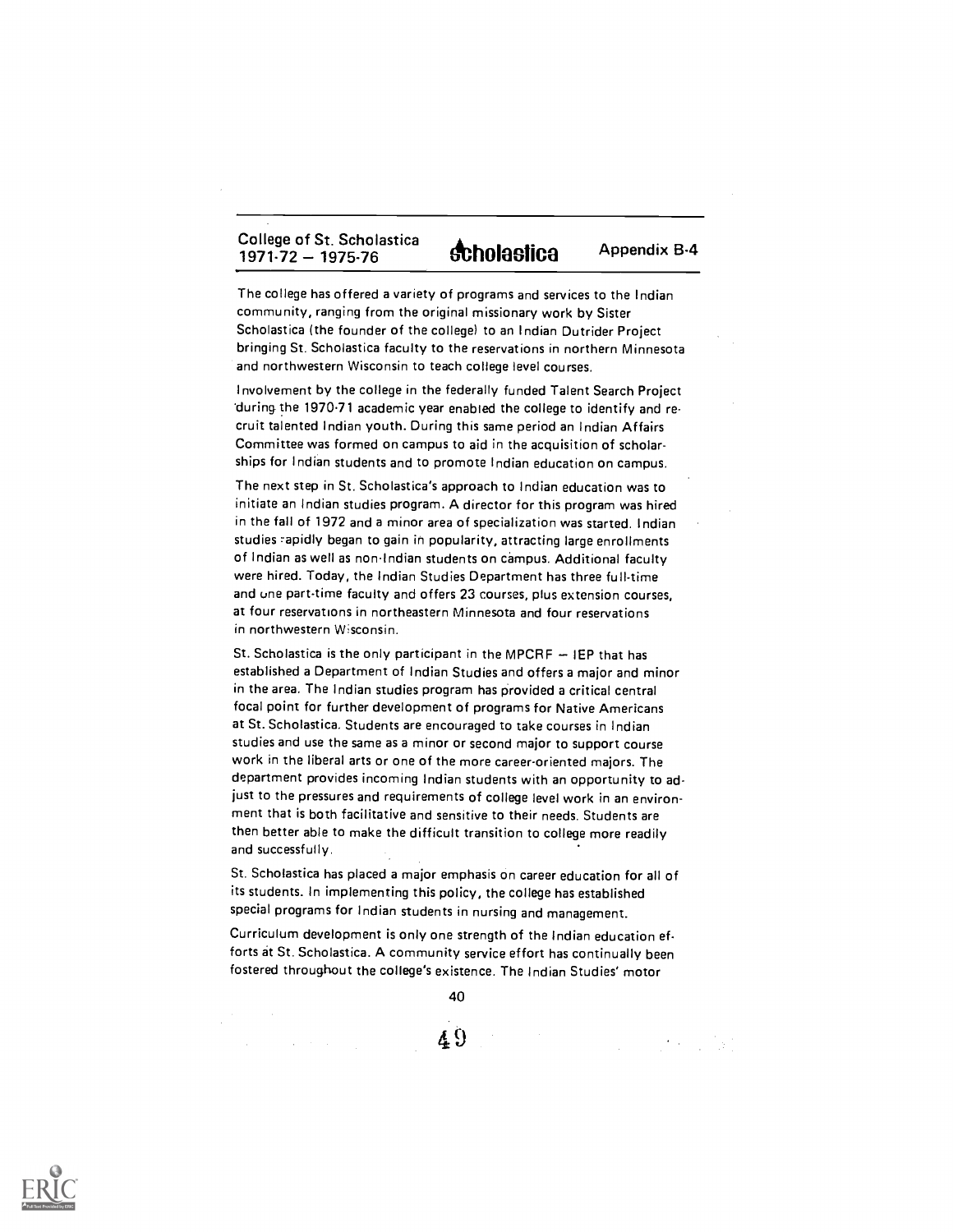College of St. Scholastica 1971-72 — 1975-76 | Scholastica | Appendix B-4

The college has offered a variety of programs and services to the Indian community, ranging from the original missionary work by Sister Scholastica (the founder of the college) to an Indian Outrider Project bringing St. Scholastica faculty to the reservations in northern Minnesota and northwestern Wisconsin to teach college level courses.

Involvement by the college in the federally funded Talent Search Project during the 1970-71 academic year enabled the college to identify and recruit talented Indian youth. During this same period an Indian Affairs Committee was formed on campus to aid in the acquisition of scholarships for Indian students and to promote Indian education on campus.

The next step in St. Scholastica's approach to Indian education was to initiate an Indian studies program. A director for this program was hired in the fall of 1972 and a minor area of specialization was started. Indian studies rapidly began to gain in popularity, attracting large enrollments of Indian as well as non-Indian students on campus. Additional faculty were hired. Today, the Indian Studies Department has three full-time and one part-time faculty and offers 23 courses, plus extension courses, at four reservations in northeastern Minnesota and four reservations in northwestern Wisconsin.

St. Scholastica is the only participant in the MPCRF — IEP that has established a Department of Indian Studies and offers a major and minor in the area. The Indian studies program has provided a critical central focal point for further development of programs for Native Americans at St. Scholastica. Students are encouraged to take courses in Indian studies and use the same as a minor or second major to support course work in the liberal arts or one of the more career-oriented majors. The department provides incoming Indian students with an opportunity to adjust to the pressures and requirements of college level work in an environment that is both facilitative and sensitive to their needs. Students are then better able to make the difficult transition to college more readily and successfully.

St. Scholastica has placed a major emphasis on career education for all of its students. In implementing this policy, the college has established special programs for Indian students in nursing and management.

Curriculum development is only one strength of the Indian education efforts at St. Scholastica. A community service effort has continually been fostered throughout the college's existence. The Indian Studies' motor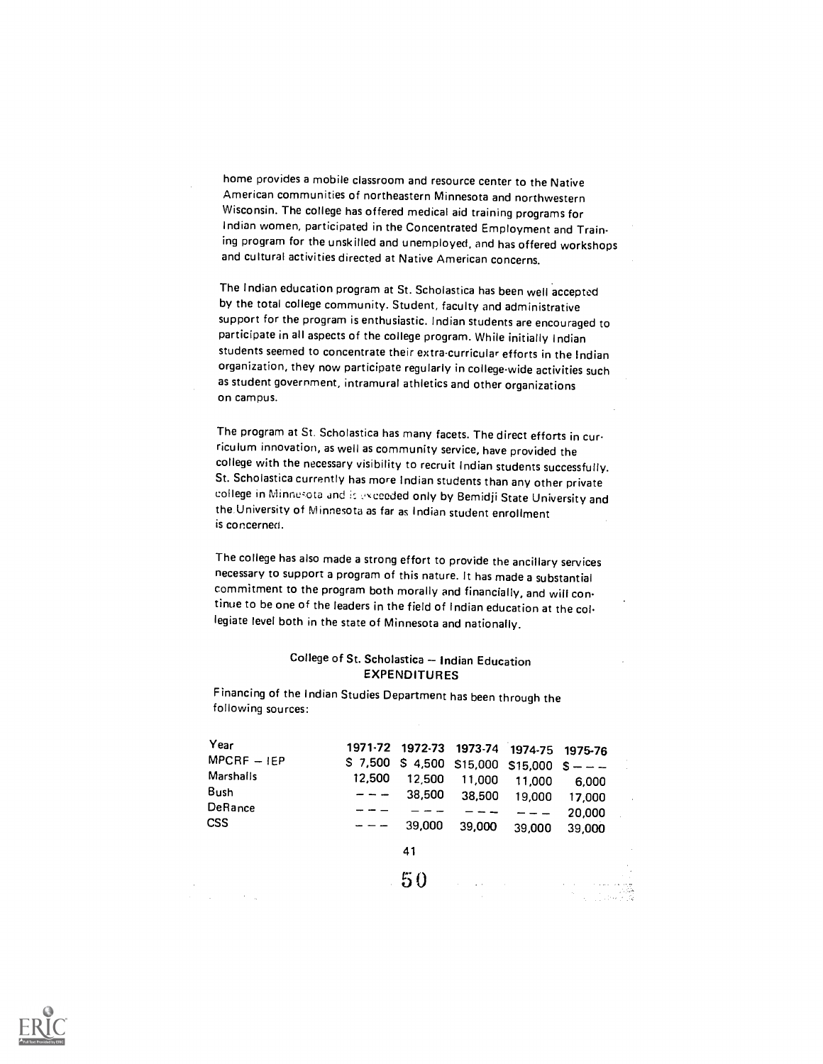home provides a mobile classroom and resource center to the Native American communities of northeastern Minnesota and northwestern Wisconsin. The college has offered medical aid training programs for Indian women, participated in the Concentrated Employment and Training program for the unskilled and unemployed, and has offered workshops and cultural activities directed at Native American concerns.

The Indian education program at St. Scholastica has been well accepted by the total college community. Student, faculty and administrative support for the program is enthusiastic. Indian students are encouraged to participate in all aspects of the college program. While initially Indian students seemed to concentrate their extra-curricular efforts in the Indian organization, they now participate regularly in college-wide activities such as student government, intramural athletics and other organizations on campus.

The program at St. Scholastica has many facets. The direct efforts in curriculum innovation, as well as community service, have provided the college with the necessary visibility to recruit Indian students successfully. St. Scholastica currently has more Indian students than any other private college in Minnesota and is exceeded only by Bemidji State University and the University of Minnesota as far as Indian student enrollment is concerned.

The college has also made a strong effort to provide the ancillary services necessary to support a program of this nature. It has made a substantial commitment to the program both morally and financially, and will continue to be one of the leaders in the field of Indian education at the collegiate level both in the state of Minnesota and nationally.

College of St. Scholastica — Indian Education
EXPENDITURES

Financing of the Indian Studies Department has been through the following sources:

| Year | 1971-72 | 1972-73 | 1973-74 | 1974-75 | 1975-76 |
|---|---|---|---|---|---|
| MPCRF — IEP | $ 7,500 | $ 4,500 | $15,000 | $15,000 | $ — — — |
| Marshalls | 12,500 | 12,500 | 11,000 | 11,000 | 6,000 |
| Bush | — — — | 38,500 | 38,500 | 19,000 | 17,000 |
| DeRance | — — — | — — — | — — — | — — — | 20,000 |
| CSS | — — — | 39,000 | 39,000 | 39,000 | 39,000 |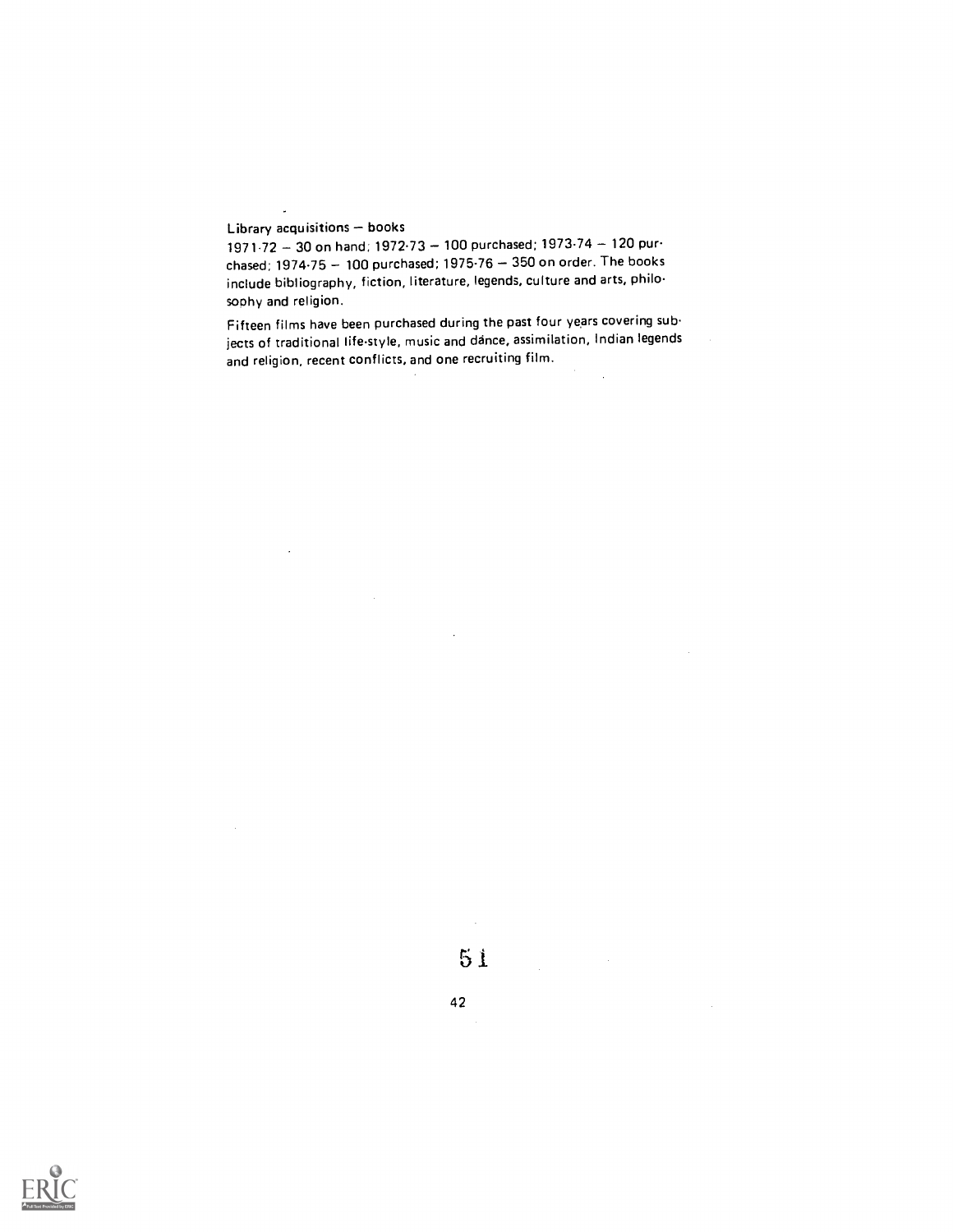Library acquisitions — books

1971-72 — 30 on hand; 1972-73 — 100 purchased; 1973-74 — 120 purchased; 1974-75 — 100 purchased; 1975-76 — 350 on order. The books include bibliography, fiction, literature, legends, culture and arts, philosophy and religion.

Fifteen films have been purchased during the past four years covering subjects of traditional life-style, music and dánce, assimilation, Indian legends and religion, recent conflicts, and one recruiting film.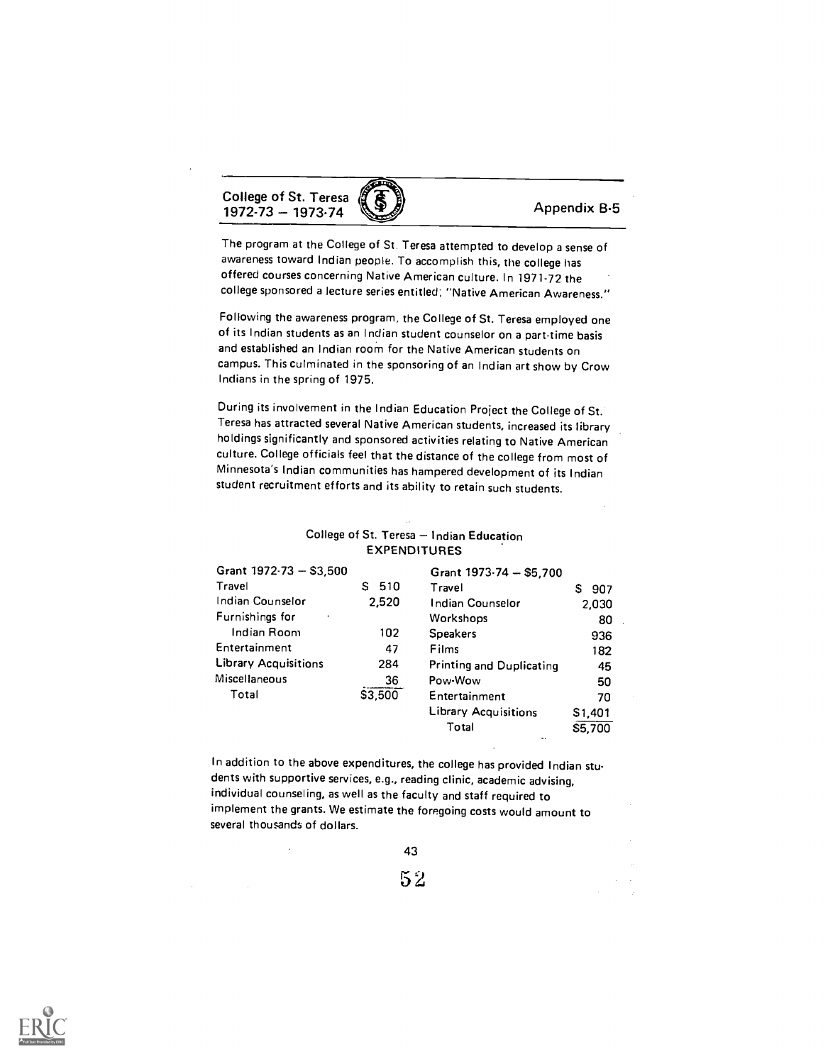## College of St. Teresa 1972-73 — 1973-74

### Appendix B-5

The program at the College of St. Teresa attempted to develop a sense of awareness toward Indian people. To accomplish this, the college has offered courses concerning Native American culture. In 1971-72 the college sponsored a lecture series entitled; "Native American Awareness."

Following the awareness program, the College of St. Teresa employed one of its Indian students as an Indian student counselor on a part-time basis and established an Indian room for the Native American students on campus. This culminated in the sponsoring of an Indian art show by Crow Indians in the spring of 1975.

During its involvement in the Indian Education Project the College of St. Teresa has attracted several Native American students, increased its library holdings significantly and sponsored activities relating to Native American culture. College officials feel that the distance of the college from most of Minnesota's Indian communities has hampered development of its Indian student recruitment efforts and its ability to retain such students.

College of St. Teresa — Indian Education
EXPENDITURES

| Grant 1972-73 — $3,500 | | Grant 1973-74 — $5,700 | |
|---|---|---|---|
| Travel | $ 510 | Travel | $ 907 |
| Indian Counselor | 2,520 | Indian Counselor | 2,030 |
| Furnishings for Indian Room | 102 | Workshops | 80 |
| Entertainment | 47 | Speakers | 936 |
| Library Acquisitions | 284 | Films | 182 |
| Miscellaneous | 36 | Printing and Duplicating | 45 |
| Total | $3,500 | Pow-Wow | 50 |
| | | Entertainment | 70 |
| | | Library Acquisitions | $1,401 |
| | | Total | $5,700 |

In addition to the above expenditures, the college has provided Indian students with supportive services, e.g., reading clinic, academic advising, individual counseling, as well as the faculty and staff required to implement the grants. We estimate the foregoing costs would amount to several thousands of dollars.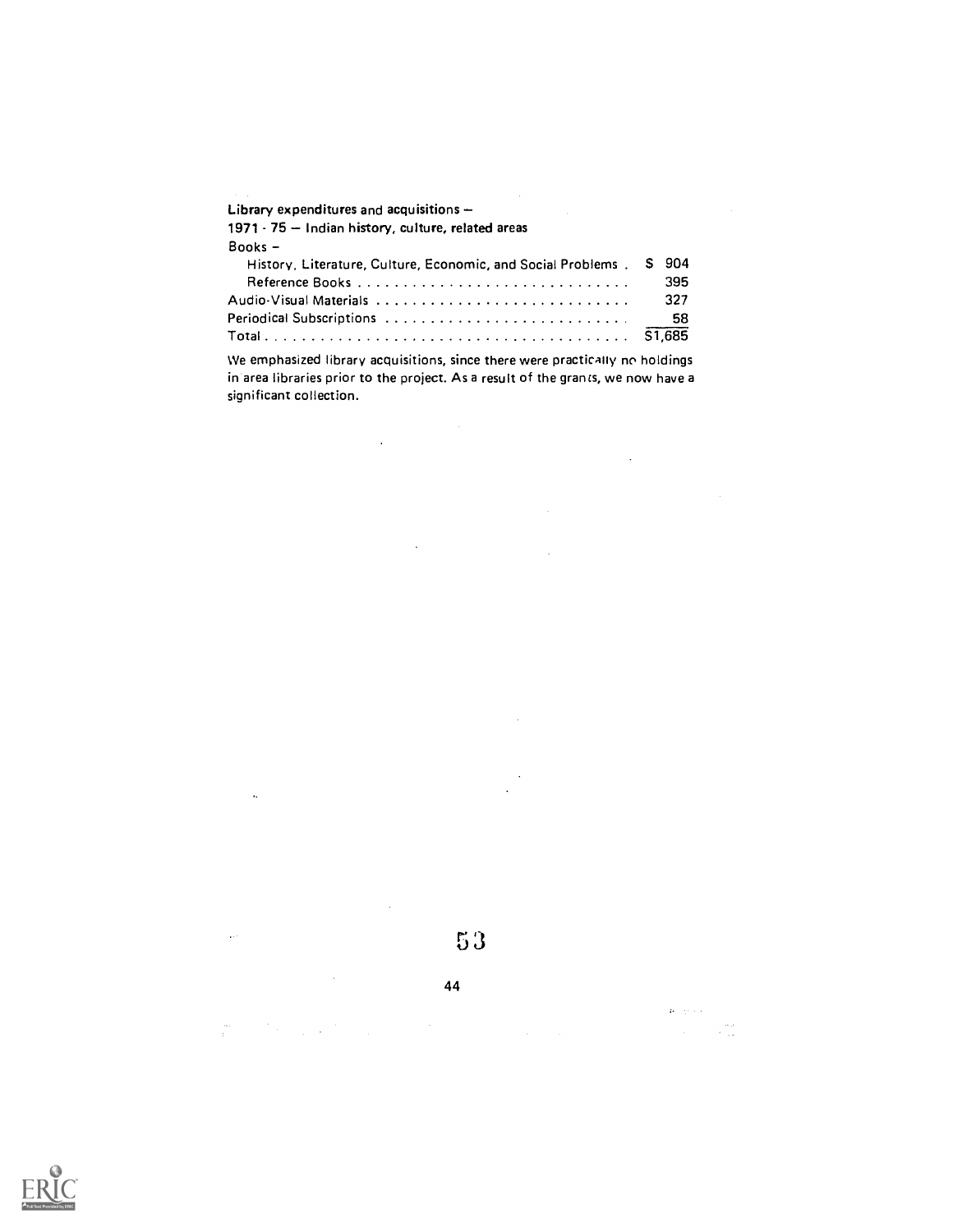**Library expenditures and acquisitions –**
**1971 - 75 – Indian history, culture, related areas**

| Books – | |
|---|---|
| History, Literature, Culture, Economic, and Social Problems | $ 904 |
| Reference Books | 395 |
| Audio-Visual Materials | 327 |
| Periodical Subscriptions | 58 |
| Total | $1,685 |

We emphasized library acquisitions, since there were practically no holdings in area libraries prior to the project. As a result of the grants, we now have a significant collection.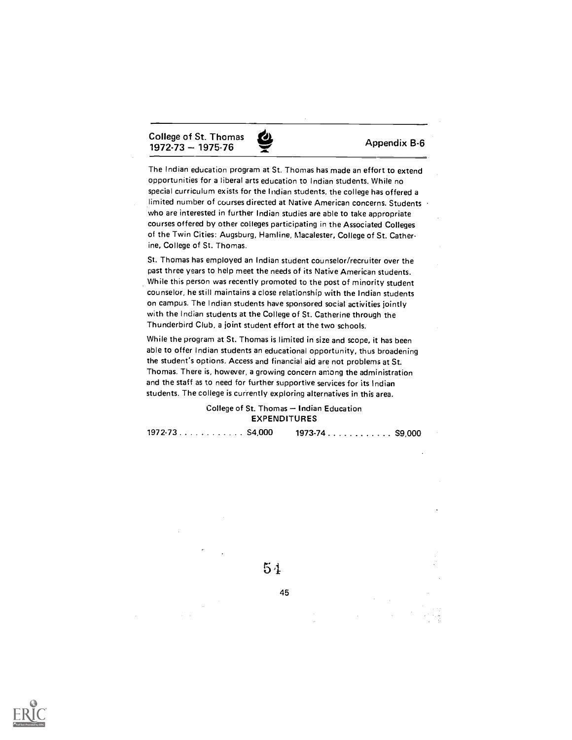## College of St. Thomas 1972-73 — 1975-76

## Appendix B-6

The Indian education program at St. Thomas has made an effort to extend opportunities for a liberal arts education to Indian students. While no special curriculum exists for the Indian students, the college has offered a limited number of courses directed at Native American concerns. Students who are interested in further Indian studies are able to take appropriate courses offered by other colleges participating in the Associated Colleges of the Twin Cities: Augsburg, Hamline, Macalester, College of St. Catherine, College of St. Thomas.

St. Thomas has employed an Indian student counselor/recruiter over the past three years to help meet the needs of its Native American students. While this person was recently promoted to the post of minority student counselor, he still maintains a close relationship with the Indian students on campus. The Indian students have sponsored social activities jointly with the Indian students at the College of St. Catherine through the Thunderbird Club, a joint student effort at the two schools.

While the program at St. Thomas is limited in size and scope, it has been able to offer Indian students an educational opportunity, thus broadening the student's options. Access and financial aid are not problems at St. Thomas. There is, however, a growing concern among the administration and the staff as to need for further supportive services for its Indian students. The college is currently exploring alternatives in this area.

College of St. Thomas — Indian Education
**EXPENDITURES**

1972-73 . . . . . . . . . . . . $4,000     1973-74 . . . . . . . . . . . . $9,000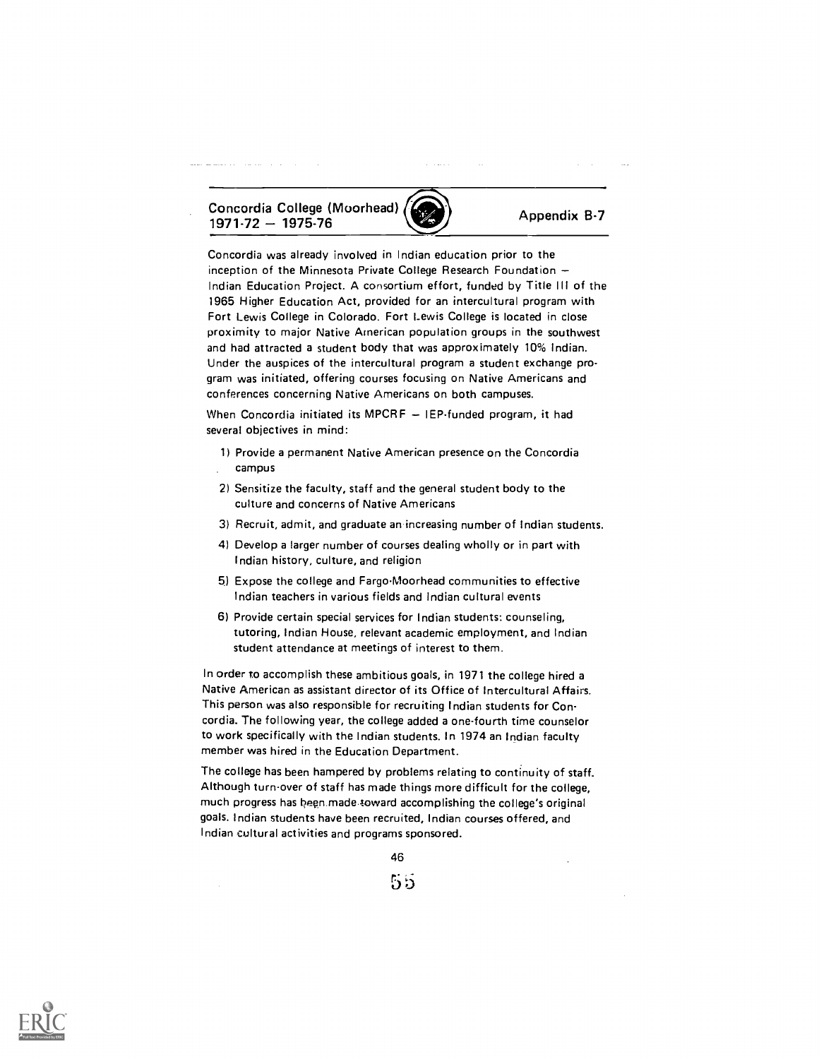## Concordia College (Moorhead) 1971-72 — 1975-76

**Appendix B-7**

Concordia was already involved in Indian education prior to the inception of the Minnesota Private College Research Foundation — Indian Education Project. A consortium effort, funded by Title III of the 1965 Higher Education Act, provided for an intercultural program with Fort Lewis College in Colorado. Fort Lewis College is located in close proximity to major Native American population groups in the southwest and had attracted a student body that was approximately 10% Indian. Under the auspices of the intercultural program a student exchange program was initiated, offering courses focusing on Native Americans and conferences concerning Native Americans on both campuses.

When Concordia initiated its MPCRF — IEP-funded program, it had several objectives in mind:

1) Provide a permanent Native American presence on the Concordia campus
2) Sensitize the faculty, staff and the general student body to the culture and concerns of Native Americans
3) Recruit, admit, and graduate an increasing number of Indian students.
4) Develop a larger number of courses dealing wholly or in part with Indian history, culture, and religion
5) Expose the college and Fargo-Moorhead communities to effective Indian teachers in various fields and Indian cultural events
6) Provide certain special services for Indian students: counseling, tutoring, Indian House, relevant academic employment, and Indian student attendance at meetings of interest to them.

In order to accomplish these ambitious goals, in 1971 the college hired a Native American as assistant director of its Office of Intercultural Affairs. This person was also responsible for recruiting Indian students for Concordia. The following year, the college added a one-fourth time counselor to work specifically with the Indian students. In 1974 an Indian faculty member was hired in the Education Department.

The college has been hampered by problems relating to continuity of staff. Although turn-over of staff has made things more difficult for the college, much progress has been made toward accomplishing the college's original goals. Indian students have been recruited, Indian courses offered, and Indian cultural activities and programs sponsored.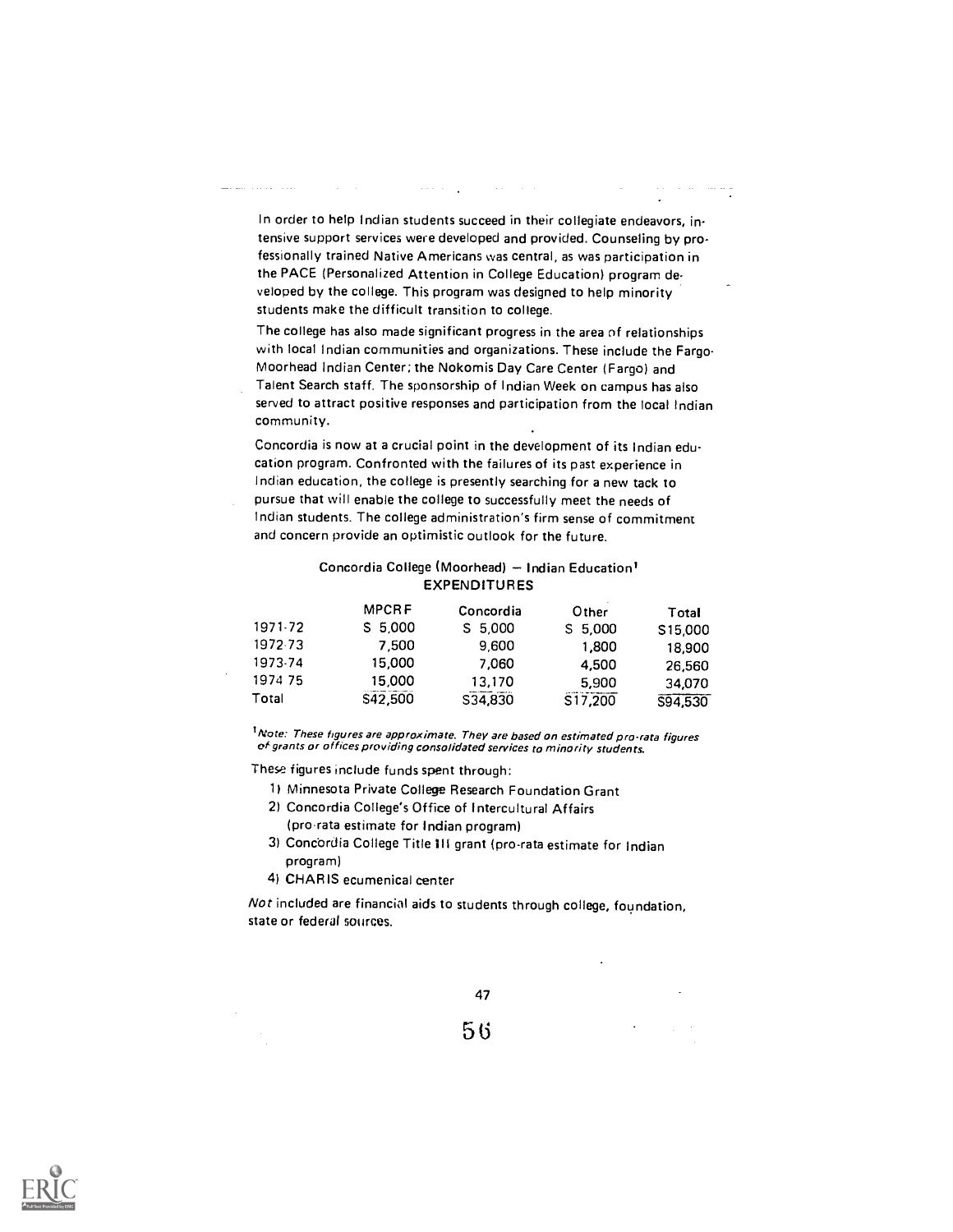In order to help Indian students succeed in their collegiate endeavors, intensive support services were developed and provided. Counseling by professionally trained Native Americans was central, as was participation in the PACE (Personalized Attention in College Education) program developed by the college. This program was designed to help minority students make the difficult transition to college.

The college has also made significant progress in the area of relationships with local Indian communities and organizations. These include the Fargo-Moorhead Indian Center; the Nokomis Day Care Center (Fargo) and Talent Search staff. The sponsorship of Indian Week on campus has also served to attract positive responses and participation from the local Indian community.

Concordia is now at a crucial point in the development of its Indian education program. Confronted with the failures of its past experience in Indian education, the college is presently searching for a new tack to pursue that will enable the college to successfully meet the needs of Indian students. The college administration's firm sense of commitment and concern provide an optimistic outlook for the future.

Concordia College (Moorhead) — Indian Education[1]
EXPENDITURES

| | MPCRF | Concordia | Other | Total |
|---|---|---|---|---|
| 1971-72 | $ 5,000 | $ 5,000 | $ 5,000 | $15,000 |
| 1972-73 | 7,500 | 9,600 | 1,800 | 18,900 |
| 1973-74 | 15,000 | 7,060 | 4,500 | 26,560 |
| 1974-75 | 15,000 | 13,170 | 5,900 | 34,070 |
| Total | $42,500 | $34,830 | $17,200 | $94,530 |

[1]*Note: These figures are approximate. They are based on estimated pro-rata figures of grants or offices providing consolidated services to minority students.*

These figures include funds spent through:

1) Minnesota Private College Research Foundation Grant
2) Concordia College's Office of Intercultural Affairs (pro-rata estimate for Indian program)
3) Concordia College Title III grant (pro-rata estimate for Indian program)
4) CHARIS ecumenical center

*Not* included are financial aids to students through college, foundation, state or federal sources.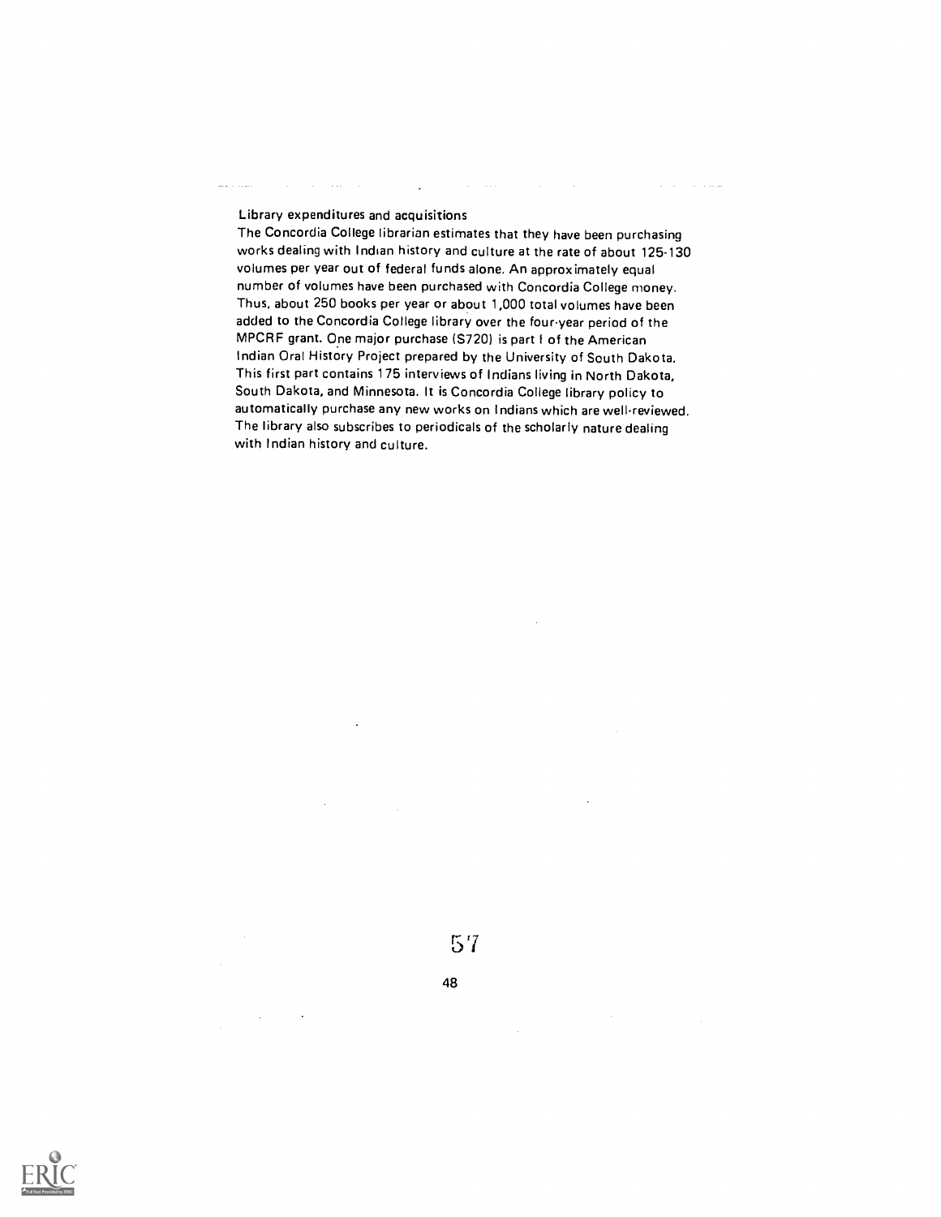Library expenditures and acquisitions

The Concordia College librarian estimates that they have been purchasing works dealing with Indian history and culture at the rate of about 125-130 volumes per year out of federal funds alone. An approximately equal number of volumes have been purchased with Concordia College money. Thus, about 250 books per year or about 1,000 total volumes have been added to the Concordia College library over the four-year period of the MPCRF grant. One major purchase ($720) is part I of the American Indian Oral History Project prepared by the University of South Dakota. This first part contains 175 interviews of Indians living in North Dakota, South Dakota, and Minnesota. It is Concordia College library policy to automatically purchase any new works on Indians which are well-reviewed. The library also subscribes to periodicals of the scholarly nature dealing with Indian history and culture.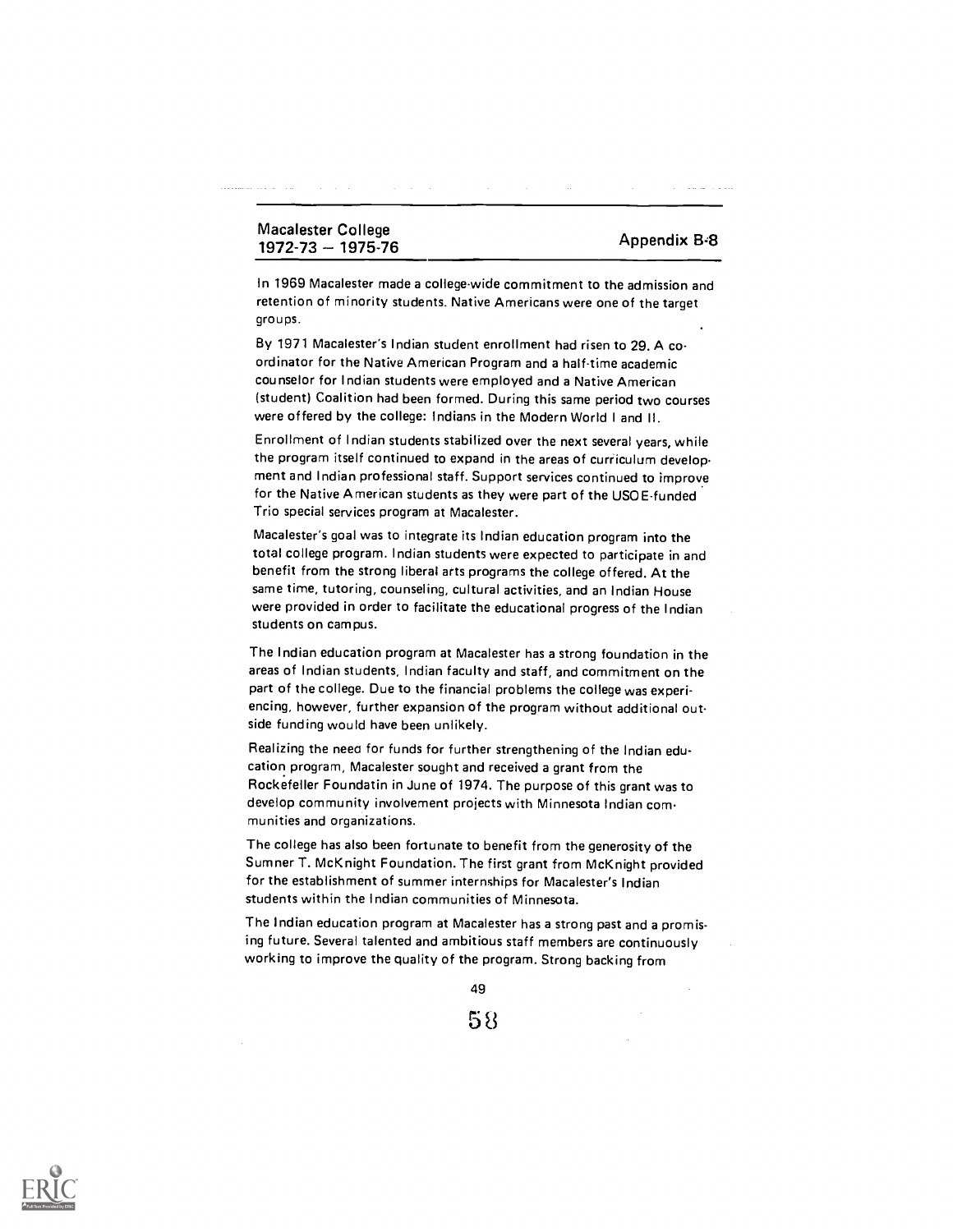## Macalester College 1972-73 – 1975-76

## Appendix B-8

In 1969 Macalester made a college-wide commitment to the admission and retention of minority students. Native Americans were one of the target groups.

By 1971 Macalester's Indian student enrollment had risen to 29. A co-ordinator for the Native American Program and a half-time academic counselor for Indian students were employed and a Native American (student) Coalition had been formed. During this same period two courses were offered by the college: Indians in the Modern World I and II.

Enrollment of Indian students stabilized over the next several years, while the program itself continued to expand in the areas of curriculum development and Indian professional staff. Support services continued to improve for the Native American students as they were part of the USOE-funded Trio special services program at Macalester.

Macalester's goal was to integrate its Indian education program into the total college program. Indian students were expected to participate in and benefit from the strong liberal arts programs the college offered. At the same time, tutoring, counseling, cultural activities, and an Indian House were provided in order to facilitate the educational progress of the Indian students on campus.

The Indian education program at Macalester has a strong foundation in the areas of Indian students, Indian faculty and staff, and commitment on the part of the college. Due to the financial problems the college was experiencing, however, further expansion of the program without additional outside funding would have been unlikely.

Realizing the need for funds for further strengthening of the Indian education program, Macalester sought and received a grant from the Rockefeller Foundatin in June of 1974. The purpose of this grant was to develop community involvement projects with Minnesota Indian communities and organizations.

The college has also been fortunate to benefit from the generosity of the Sumner T. McKnight Foundation. The first grant from McKnight provided for the establishment of summer internships for Macalester's Indian students within the Indian communities of Minnesota.

The Indian education program at Macalester has a strong past and a promising future. Several talented and ambitious staff members are continuously working to improve the quality of the program. Strong backing from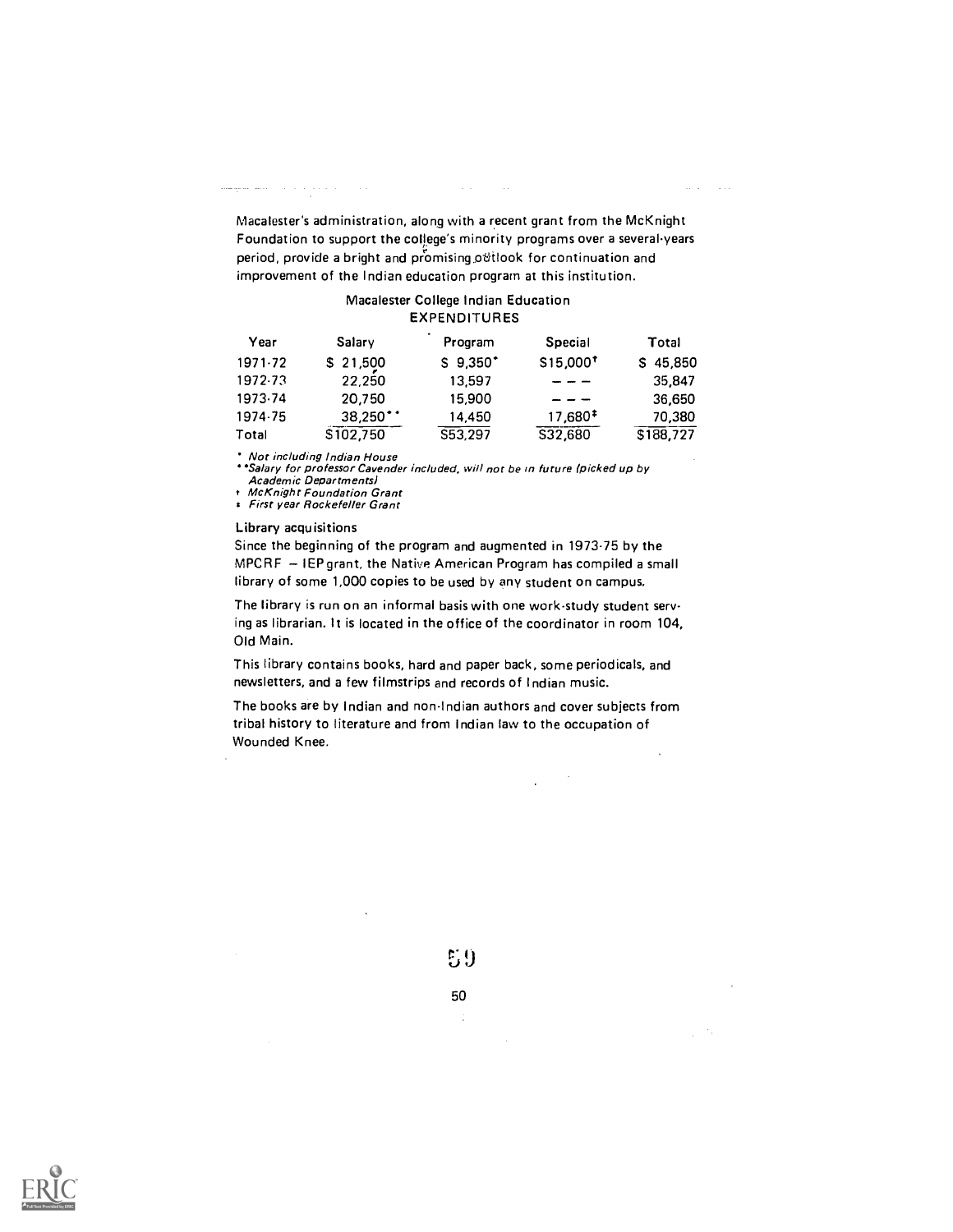Macalester's administration, along with a recent grant from the McKnight Foundation to support the college's minority programs over a several-years period, provide a bright and promising outlook for continuation and improvement of the Indian education program at this institution.

Macalester College Indian Education
EXPENDITURES

| Year | Salary | Program | Special | Total |
|---|---|---|---|---|
| 1971-72 | $ 21,500 | $ 9,350* | $15,000† | $ 45,850 |
| 1972-73 | 22,250 | 13,597 | – – – | 35,847 |
| 1973-74 | 20,750 | 15,900 | – – – | 36,650 |
| 1974-75 | 38,250** | 14,450 | 17,680‡ | 70,380 |
| Total | $102,750 | $53,297 | $32,680 | $188,727 |

\* *Not including Indian House*
\*\**Salary for professor Cavender included, will not be in future (picked up by Academic Departments)*
† *McKnight Foundation Grant*
‡ *First year Rockefeller Grant*

**Library acquisitions**

Since the beginning of the program and augmented in 1973-75 by the MPCRF – IEP grant, the Native American Program has compiled a small library of some 1,000 copies to be used by any student on campus.

The library is run on an informal basis with one work-study student serving as librarian. It is located in the office of the coordinator in room 104, Old Main.

This library contains books, hard and paper back, some periodicals, and newsletters, and a few filmstrips and records of Indian music.

The books are by Indian and non-Indian authors and cover subjects from tribal history to literature and from Indian law to the occupation of Wounded Knee.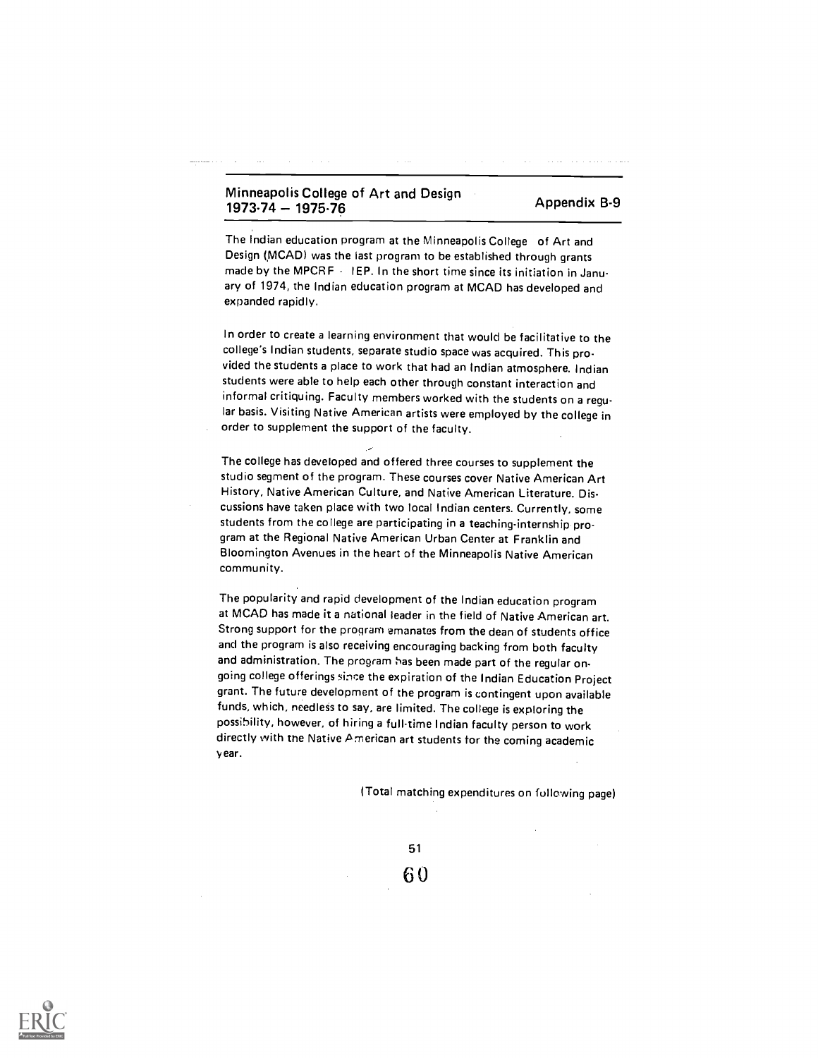## Minneapolis College of Art and Design 1973-74 — 1975-76

**Appendix B-9**

The Indian education program at the Minneapolis College of Art and Design (MCAD) was the last program to be established through grants made by the MPCRF - IEP. In the short time since its initiation in January of 1974, the Indian education program at MCAD has developed and expanded rapidly.

In order to create a learning environment that would be facilitative to the college's Indian students, separate studio space was acquired. This provided the students a place to work that had an Indian atmosphere. Indian students were able to help each other through constant interaction and informal critiquing. Faculty members worked with the students on a regular basis. Visiting Native American artists were employed by the college in order to supplement the support of the faculty.

The college has developed and offered three courses to supplement the studio segment of the program. These courses cover Native American Art History, Native American Culture, and Native American Literature. Discussions have taken place with two local Indian centers. Currently, some students from the college are participating in a teaching-internship program at the Regional Native American Urban Center at Franklin and Bloomington Avenues in the heart of the Minneapolis Native American community.

The popularity and rapid development of the Indian education program at MCAD has made it a national leader in the field of Native American art. Strong support for the program emanates from the dean of students office and the program is also receiving encouraging backing from both faculty and administration. The program has been made part of the regular ongoing college offerings since the expiration of the Indian Education Project grant. The future development of the program is contingent upon available funds, which, needless to say, are limited. The college is exploring the possibility, however, of hiring a full-time Indian faculty person to work directly with the Native American art students for the coming academic year.

(Total matching expenditures on following page)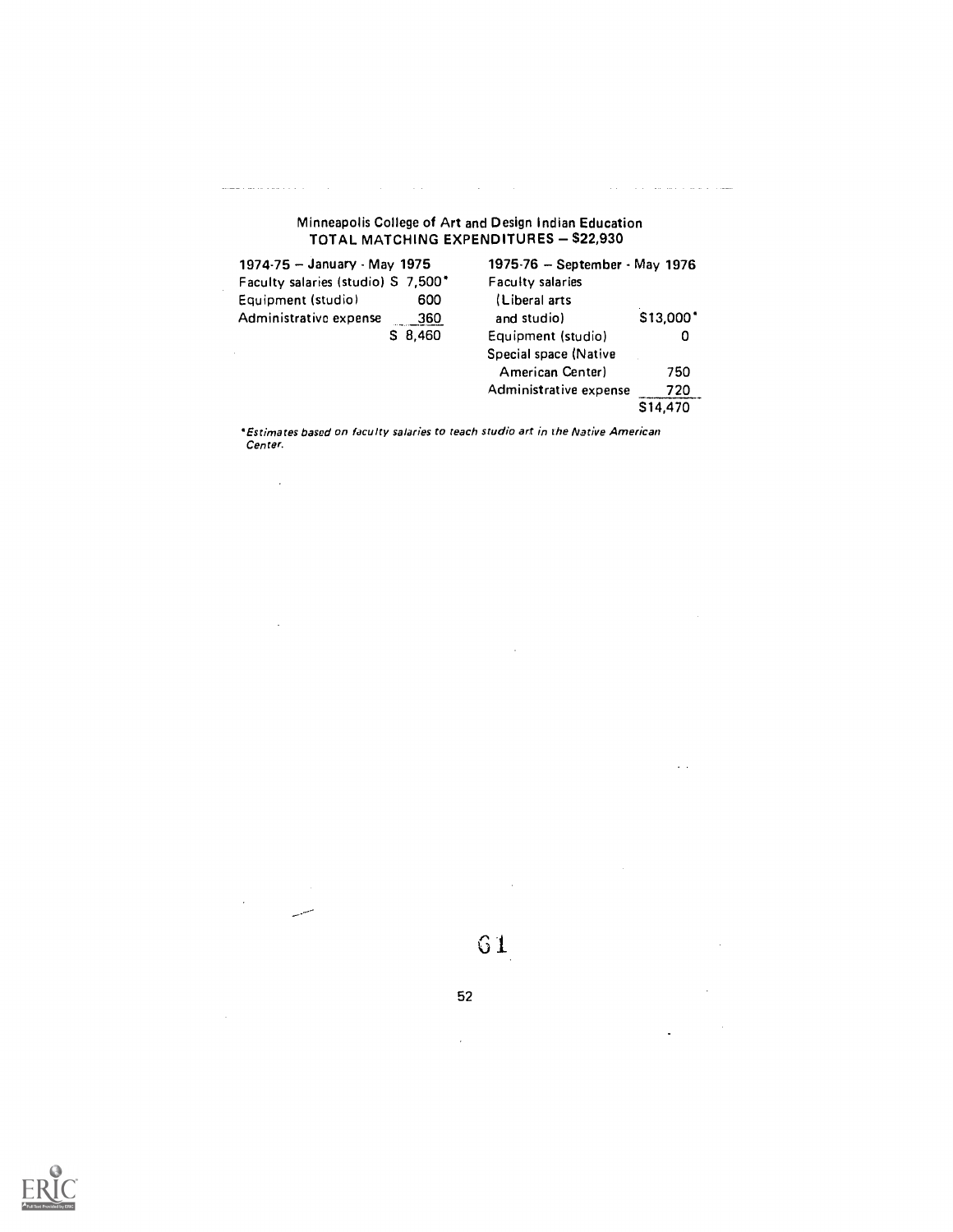Minneapolis College of Art and Design Indian Education
**TOTAL MATCHING EXPENDITURES — $22,930**

| 1974-75 — January - May 1975 | |
|---|---|
| Faculty salaries (studio) | $ 7,500* |
| Equipment (studio) | 600 |
| Administrative expense | 360 |
| | $ 8,460 |

| 1975-76 — September - May 1976 | |
|---|---|
| Faculty salaries (Liberal arts and studio) | $13,000* |
| Equipment (studio) | 0 |
| Special space (Native American Center) | 750 |
| Administrative expense | 720 |
| | $14,470 |

*\*Estimates based on faculty salaries to teach studio art in the Native American Center.*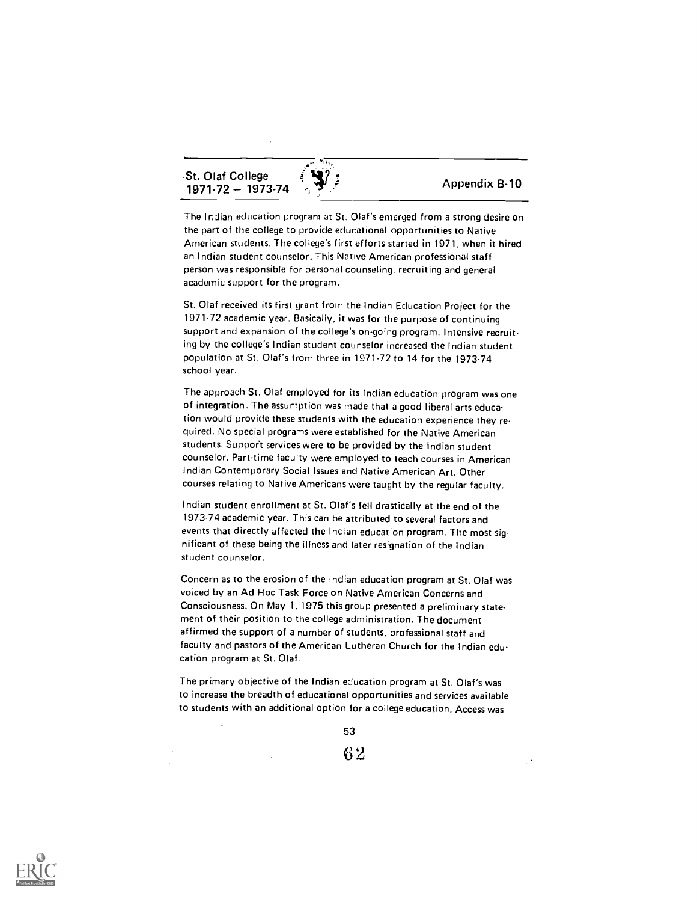St. Olaf College
1971-72 — 1973-74

Appendix B-10

The Indian education program at St. Olaf's emerged from a strong desire on the part of the college to provide educational opportunities to Native American students. The college's first efforts started in 1971, when it hired an Indian student counselor. This Native American professional staff person was responsible for personal counseling, recruiting and general academic support for the program.

St. Olaf received its first grant from the Indian Education Project for the 1971-72 academic year. Basically, it was for the purpose of continuing support and expansion of the college's on-going program. Intensive recruiting by the college's Indian student counselor increased the Indian student population at St. Olaf's from three in 1971-72 to 14 for the 1973-74 school year.

The approach St. Olaf employed for its Indian education program was one of integration. The assumption was made that a good liberal arts education would provide these students with the education experience they required. No special programs were established for the Native American students. Support services were to be provided by the Indian student counselor. Part-time faculty were employed to teach courses in American Indian Contemporary Social Issues and Native American Art. Other courses relating to Native Americans were taught by the regular faculty.

Indian student enrollment at St. Olaf's fell drastically at the end of the 1973-74 academic year. This can be attributed to several factors and events that directly affected the Indian education program. The most significant of these being the illness and later resignation of the Indian student counselor.

Concern as to the erosion of the Indian education program at St. Olaf was voiced by an Ad Hoc Task Force on Native American Concerns and Consciousness. On May 1, 1975 this group presented a preliminary statement of their position to the college administration. The document affirmed the support of a number of students, professional staff and faculty and pastors of the American Lutheran Church for the Indian education program at St. Olaf.

The primary objective of the Indian education program at St. Olaf's was to increase the breadth of educational opportunities and services available to students with an additional option for a college education. Access was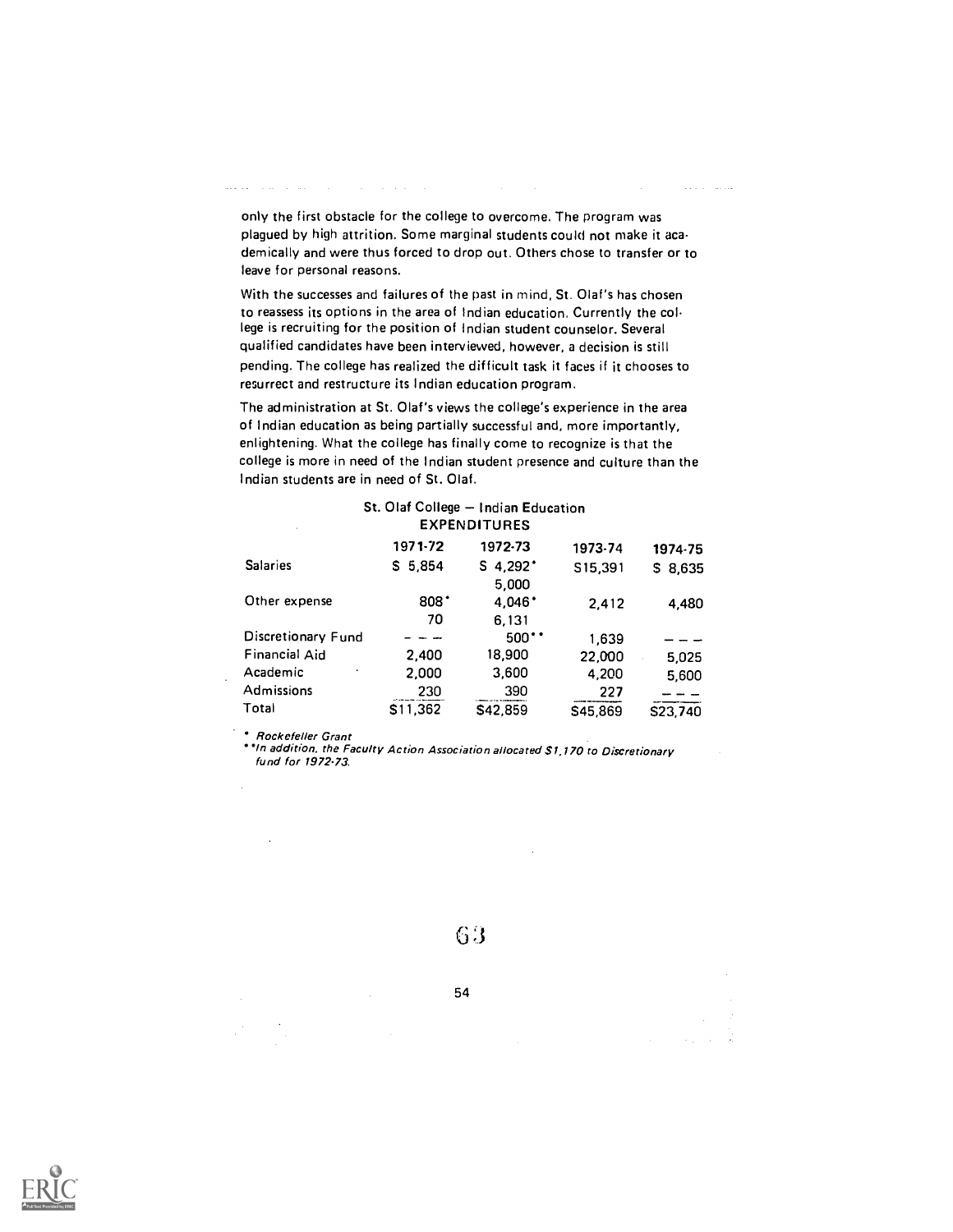only the first obstacle for the college to overcome. The program was plagued by high attrition. Some marginal students could not make it academically and were thus forced to drop out. Others chose to transfer or to leave for personal reasons.

With the successes and failures of the past in mind, St. Olaf's has chosen to reassess its options in the area of Indian education. Currently the college is recruiting for the position of Indian student counselor. Several qualified candidates have been interviewed, however, a decision is still pending. The college has realized the difficult task it faces if it chooses to resurrect and restructure its Indian education program.

The administration at St. Olaf's views the college's experience in the area of Indian education as being partially successful and, more importantly, enlightening. What the college has finally come to recognize is that the college is more in need of the Indian student presence and culture than the Indian students are in need of St. Olaf.

St. Olaf College — Indian Education
EXPENDITURES

| | 1971-72 | 1972-73 | 1973-74 | 1974-75 |
|---|---|---|---|---|
| Salaries | $ 5,854 | $ 4,292* | $15,391 | $ 8,635 |
| | | 5,000 | | |
| Other expense | 808* | 4,046* | 2,412 | 4,480 |
| | 70 | 6,131 | | |
| Discretionary Fund | – – – | 500** | 1,639 | – – – |
| Financial Aid | 2,400 | 18,900 | 22,000 | 5,025 |
| Academic | 2,000 | 3,600 | 4,200 | 5,600 |
| Admissions | 230 | 390 | 227 | – – – |
| Total | $11,362 | $42,859 | $45,869 | $23,740 |

\* *Rockefeller Grant*

\*\**In addition, the Faculty Action Association allocated $1,170 to Discretionary fund for 1972-73.*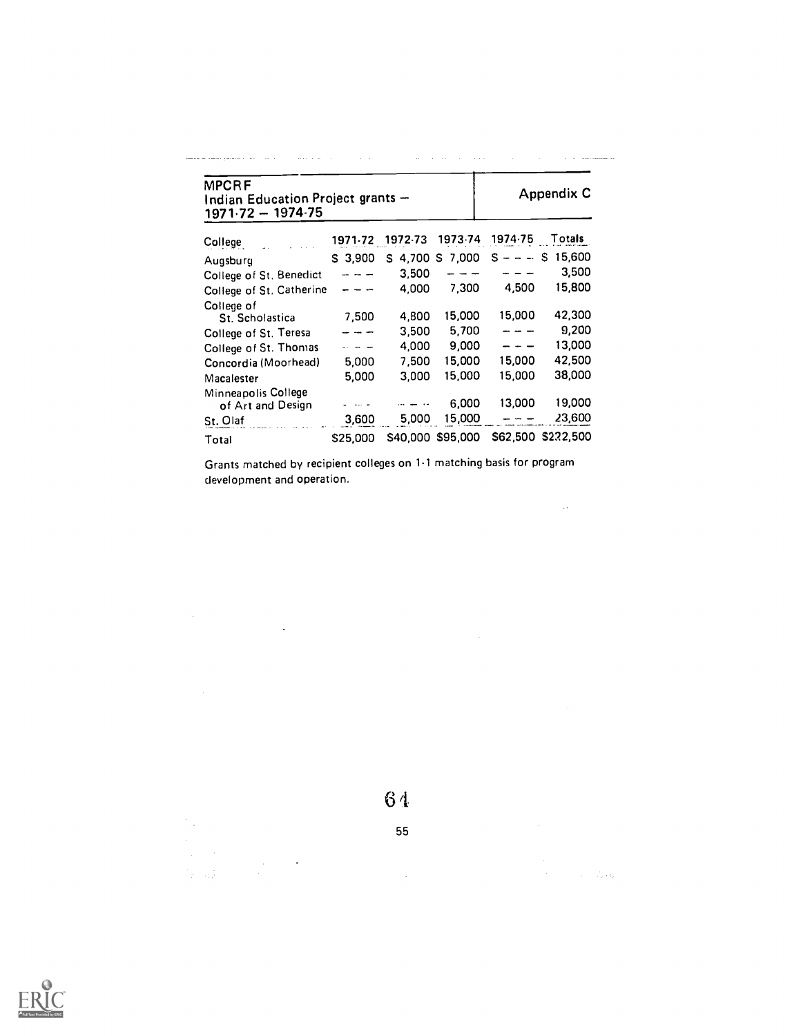## MPCRF
## Indian Education Project grants — 1971-72 — 1974-75

### Appendix C

| College | 1971-72 | 1972-73 | 1973-74 | 1974-75 | Totals |
|---|---|---|---|---|---|
| Augsburg | $ 3,900 | $ 4,700 | $ 7,000 | $ — — — | $ 15,600 |
| College of St. Benedict | — — — | 3,500 | — — — | — — — | 3,500 |
| College of St. Catherine | — — — | 4,000 | 7,300 | 4,500 | 15,800 |
| College of St. Scholastica | 7,500 | 4,800 | 15,000 | 15,000 | 42,300 |
| College of St. Teresa | — — — | 3,500 | 5,700 | — — — | 9,200 |
| College of St. Thomas | — — — | 4,000 | 9,000 | — — — | 13,000 |
| Concordia (Moorhead) | 5,000 | 7,500 | 15,000 | 15,000 | 42,500 |
| Macalester | 5,000 | 3,000 | 15,000 | 15,000 | 38,000 |
| Minneapolis College of Art and Design | — — — | — — — | 6,000 | 13,000 | 19,000 |
| St. Olaf | 3,600 | 5,000 | 15,000 | — — — | 23,600 |
| Total | $25,000 | $40,000 | $95,000 | $62,500 | $222,500 |

Grants matched by recipient colleges on 1-1 matching basis for program development and operation.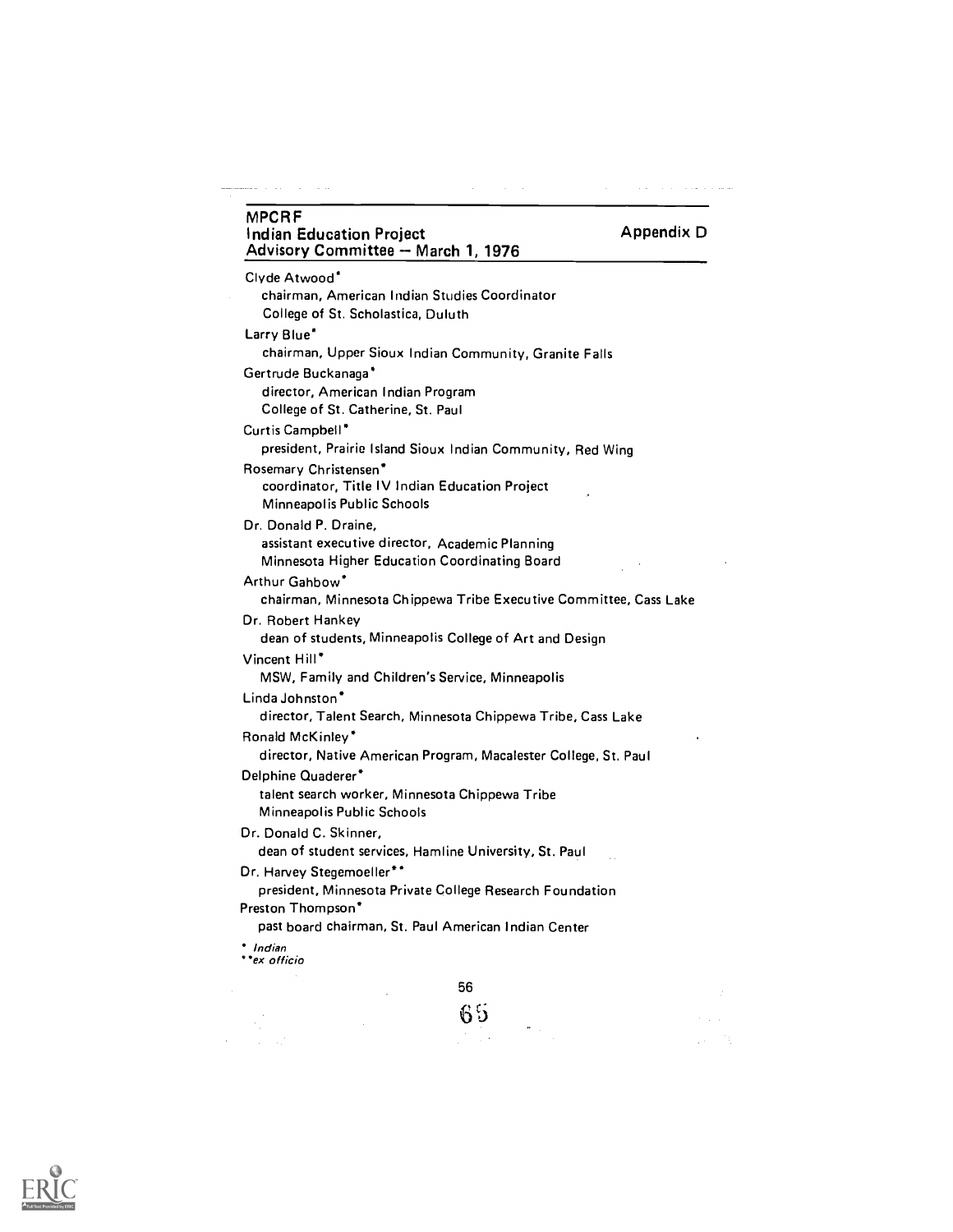**MPCRF**
**Indian Education Project** **Appendix D**
**Advisory Committee — March 1, 1976**

Clyde Atwood*
chairman, American Indian Studies Coordinator
College of St. Scholastica, Duluth

Larry Blue*
chairman, Upper Sioux Indian Community, Granite Falls

Gertrude Buckanaga*
director, American Indian Program
College of St. Catherine, St. Paul

Curtis Campbell*
president, Prairie Island Sioux Indian Community, Red Wing

Rosemary Christensen*
coordinator, Title IV Indian Education Project
Minneapolis Public Schools

Dr. Donald P. Draine,
assistant executive director, Academic Planning
Minnesota Higher Education Coordinating Board

Arthur Gahbow*
chairman, Minnesota Chippewa Tribe Executive Committee, Cass Lake

Dr. Robert Hankey
dean of students, Minneapolis College of Art and Design

Vincent Hill*
MSW, Family and Children's Service, Minneapolis

Linda Johnston*
director, Talent Search, Minnesota Chippewa Tribe, Cass Lake

Ronald McKinley*
director, Native American Program, Macalester College, St. Paul

Delphine Quaderer*
talent search worker, Minnesota Chippewa Tribe
Minneapolis Public Schools

Dr. Donald C. Skinner,
dean of student services, Hamline University, St. Paul

Dr. Harvey Stegemoeller**
president, Minnesota Private College Research Foundation

Preston Thompson*
past board chairman, St. Paul American Indian Center

\* *Indian*
\*\**ex officio*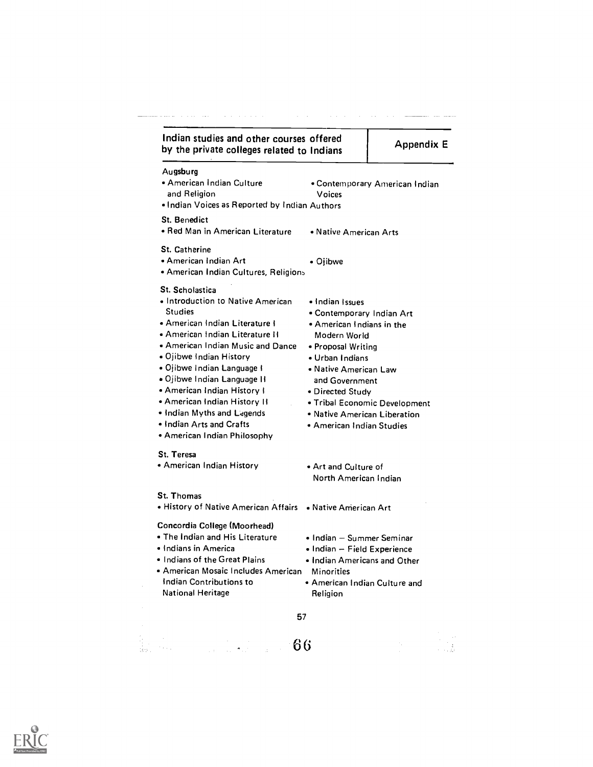## Indian studies and other courses offered by the private colleges related to Indians

**Appendix E**

### Augsburg

- American Indian Culture and Religion
- Indian Voices as Reported by Indian Authors
- Contemporary American Indian Voices

### St. Benedict

- Red Man in American Literature
- Native American Arts

### St. Catherine

- American Indian Art
- American Indian Cultures, Religions
- Ojibwe

### St. Scholastica

- Introduction to Native American Studies
- American Indian Literature I
- American Indian Literature II
- American Indian Music and Dance
- Ojibwe Indian History
- Ojibwe Indian Language I
- Ojibwe Indian Language II
- American Indian History I
- American Indian History II
- Indian Myths and Legends
- Indian Arts and Crafts
- American Indian Philosophy
- Indian Issues
- Contemporary Indian Art
- American Indians in the Modern World
- Proposal Writing
- Urban Indians
- Native American Law and Government
- Directed Study
- Tribal Economic Development
- Native American Liberation
- American Indian Studies

### St. Teresa

- American Indian History
- Art and Culture of North American Indian

### St. Thomas

- History of Native American Affairs
- Native American Art

### Concordia College (Moorhead)

- The Indian and His Literature
- Indians in America
- Indians of the Great Plains
- American Mosaic Includes American Indian Contributions to National Heritage
- Indian – Summer Seminar
- Indian – Field Experience
- Indian Americans and Other Minorities
- American Indian Culture and Religion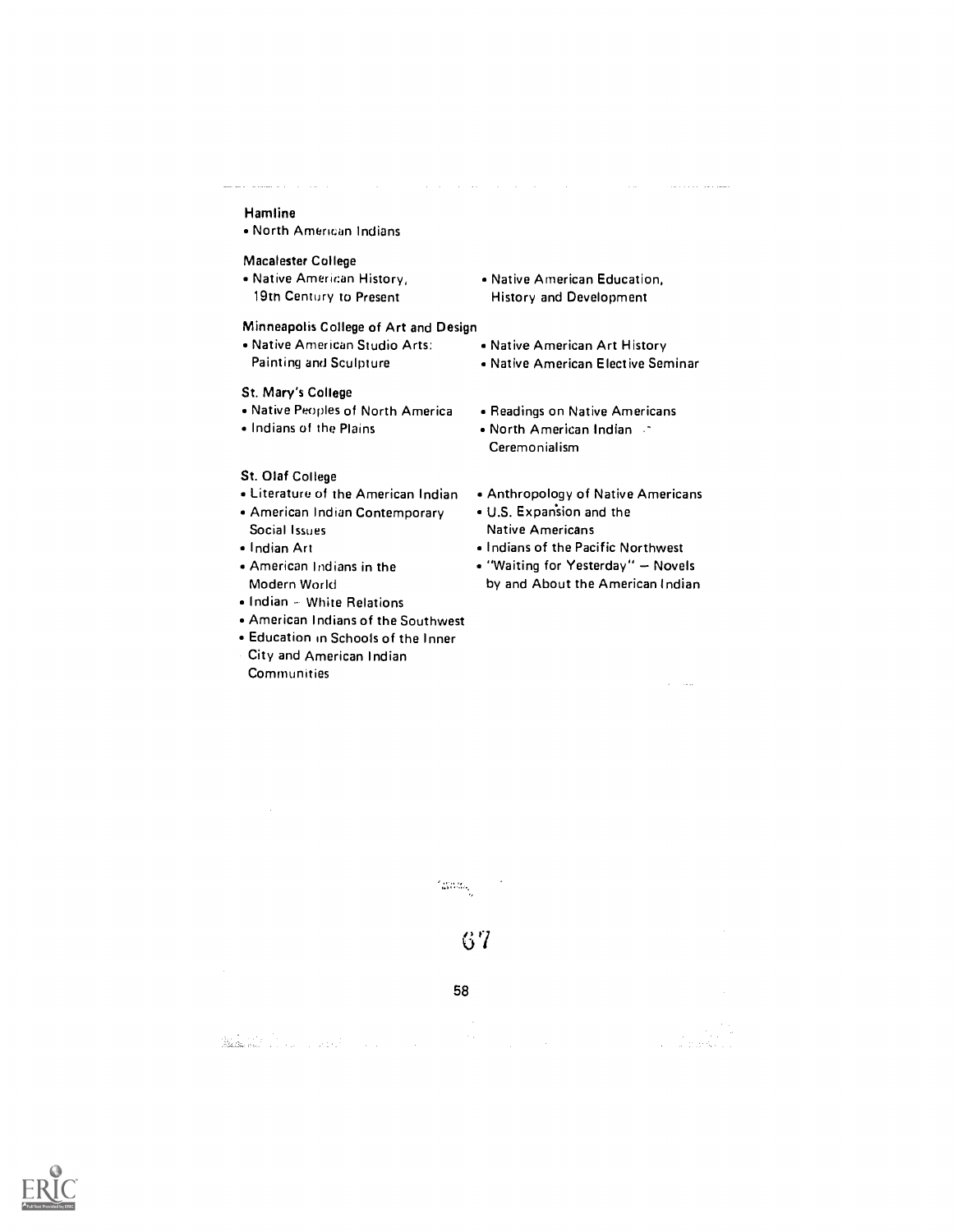**Hamline**

- North American Indians

**Macalester College**

- Native American History, 19th Century to Present
- Native American Education, History and Development

**Minneapolis College of Art and Design**

- Native American Studio Arts: Painting and Sculpture
- Native American Art History
- Native American Elective Seminar

**St. Mary's College**

- Native Peoples of North America
- Indians of the Plains
- Readings on Native Americans
- North American Indian Ceremonialism

**St. Olaf College**

- Literature of the American Indian
- American Indian Contemporary Social Issues
- Indian Art
- American Indians in the Modern World
- Indian – White Relations
- American Indians of the Southwest
- Education in Schools of the Inner City and American Indian Communities
- Anthropology of Native Americans
- U.S. Expansion and the Native Americans
- Indians of the Pacific Northwest
- "Waiting for Yesterday" – Novels by and About the American Indian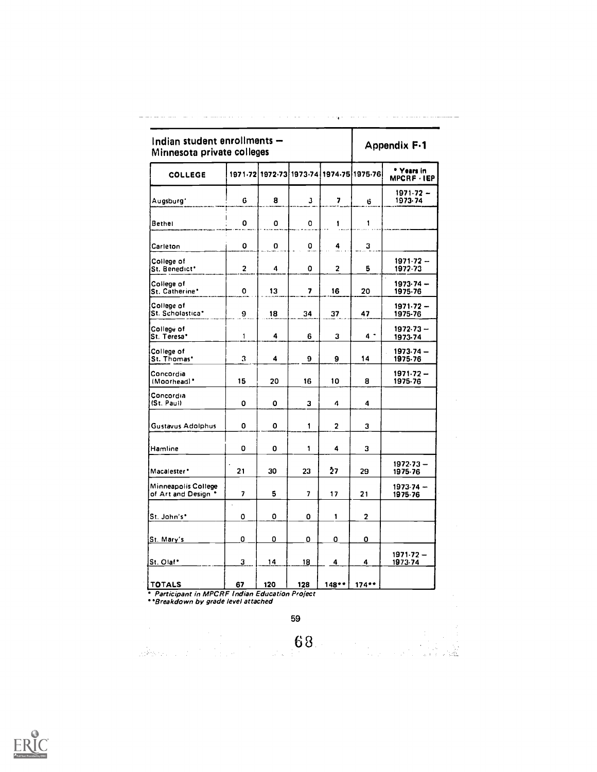## Indian student enrollments — Minnesota private colleges

### Appendix F-1

| COLLEGE | 1971-72 | 1972-73 | 1973-74 | 1974-75 | 1975-76 | * Years in MPCRF - IEP |
|---|---|---|---|---|---|---|
| Augsburg* | 6 | 8 | 3 | 7 | 6 | 1971-72 — 1973-74 |
| Bethel | 0 | 0 | 0 | 1 | 1 | |
| Carleton | 0 | 0 | 0 | 4 | 3 | |
| College of St. Benedict* | 2 | 4 | 0 | 2 | 5 | 1971-72 — 1972-73 |
| College of St. Catherine* | 0 | 13 | 7 | 16 | 20 | 1973-74 — 1975-76 |
| College of St. Scholastica* | 9 | 18 | 34 | 37 | 47 | 1971-72 — 1975-76 |
| College of St. Teresa* | 1 | 4 | 6 | 3 | 4 | 1972-73 — 1973-74 |
| College of St. Thomas* | 3 | 4 | 9 | 9 | 14 | 1973-74 — 1975-76 |
| Concordia (Moorhead)* | 15 | 20 | 16 | 10 | 8 | 1971-72 — 1975-76 |
| Concordia (St. Paul) | 0 | 0 | 3 | 4 | 4 | |
| Gustavus Adolphus | 0 | 0 | 1 | 2 | 3 | |
| Hamline | 0 | 0 | 1 | 4 | 3 | |
| Macalester* | 21 | 30 | 23 | 27 | 29 | 1972-73 — 1975-76 |
| Minneapolis College of Art and Design* | 7 | 5 | 7 | 17 | 21 | 1973-74 — 1975-76 |
| St. John's* | 0 | 0 | 0 | 1 | 2 | |
| St. Mary's | 0 | 0 | 0 | 0 | 0 | |
| St. Olaf* | 3 | 14 | 18 | 4 | 4 | 1971-72 — 1973-74 |
| TOTALS | 67 | 120 | 128 | 148** | 174** | |

*\* Participant in MPCRF Indian Education Project*

*\*\*Breakdown by grade level attached*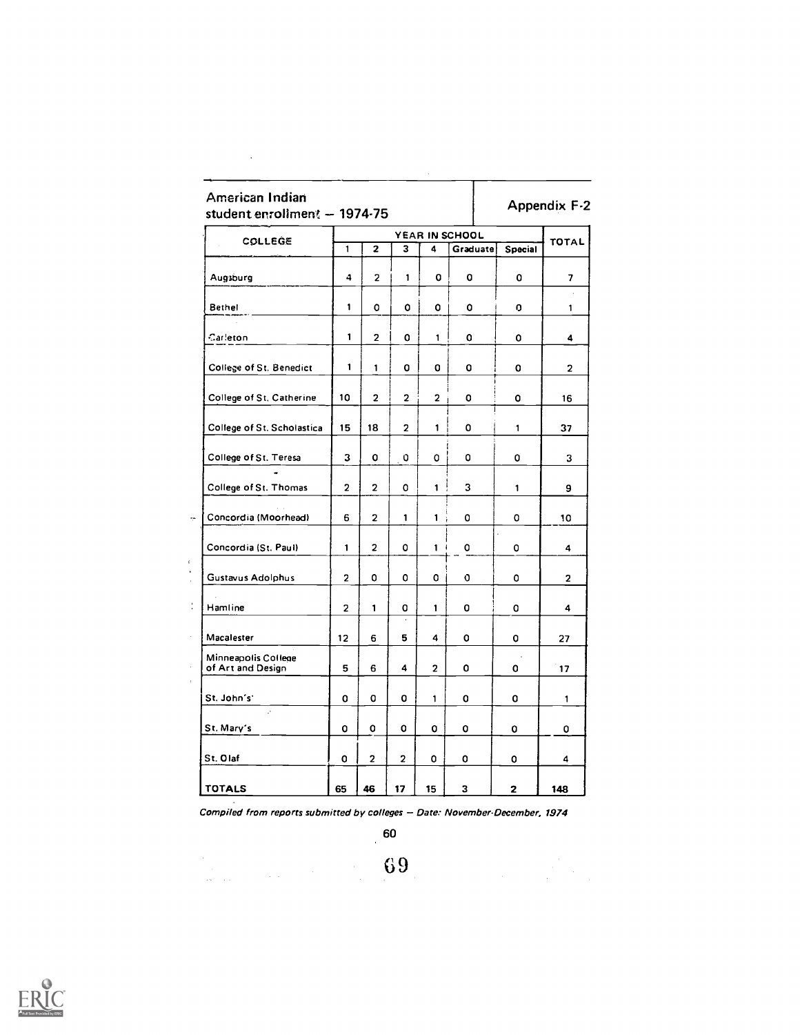## American Indian student enrollment — 1974-75

Appendix F-2

| COLLEGE | YEAR IN SCHOOL | | | | | | TOTAL |
|---|---|---|---|---|---|---|---|
| | 1 | 2 | 3 | 4 | Graduate | Special | |
| Augsburg | 4 | 2 | 1 | 0 | 0 | 0 | 7 |
| Bethel | 1 | 0 | 0 | 0 | 0 | 0 | 1 |
| Carleton | 1 | 2 | 0 | 1 | 0 | 0 | 4 |
| College of St. Benedict | 1 | 1 | 0 | 0 | 0 | 0 | 2 |
| College of St. Catherine | 10 | 2 | 2 | 2 | 0 | 0 | 16 |
| College of St. Scholastica | 15 | 18 | 2 | 1 | 0 | 1 | 37 |
| College of St. Teresa | 3 | 0 | 0 | 0 | 0 | 0 | 3 |
| College of St. Thomas | 2 | 2 | 0 | 1 | 3 | 1 | 9 |
| Concordia (Moorhead) | 6 | 2 | 1 | 1 | 0 | 0 | 10 |
| Concordia (St. Paul) | 1 | 2 | 0 | 1 | 0 | 0 | 4 |
| Gustavus Adolphus | 2 | 0 | 0 | 0 | 0 | 0 | 2 |
| Hamline | 2 | 1 | 0 | 1 | 0 | 0 | 4 |
| Macalester | 12 | 6 | 5 | 4 | 0 | 0 | 27 |
| Minneapolis College of Art and Design | 5 | 6 | 4 | 2 | 0 | 0 | 17 |
| St. John's | 0 | 0 | 0 | 1 | 0 | 0 | 1 |
| St. Mary's | 0 | 0 | 0 | 0 | 0 | 0 | 0 |
| St. Olaf | 0 | 2 | 2 | 0 | 0 | 0 | 4 |
| **TOTALS** | **65** | **46** | **17** | **15** | **3** | **2** | **148** |

*Compiled from reports submitted by colleges — Date: November-December, 1974*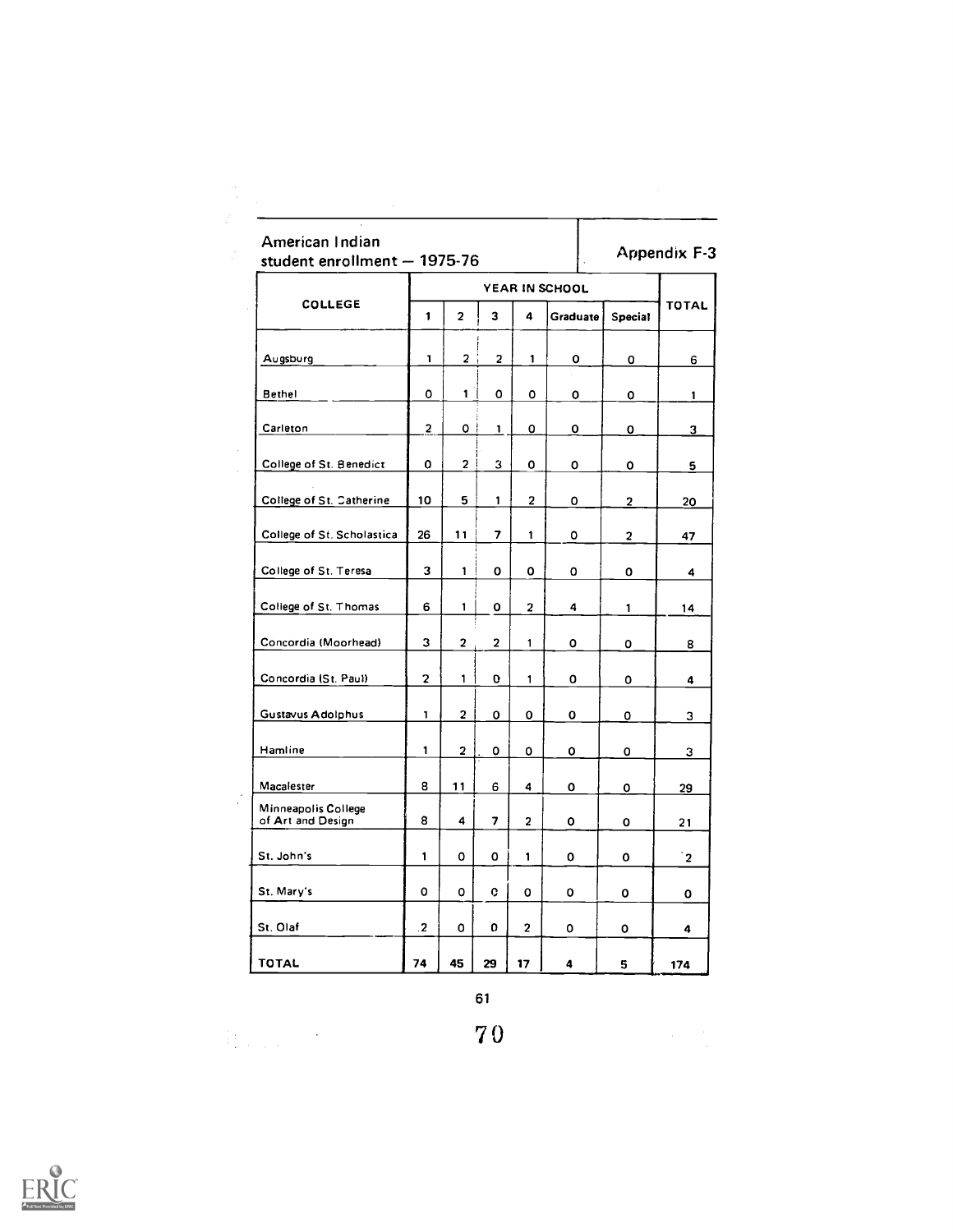## American Indian student enrollment — 1975-76

Appendix F-3

| COLLEGE | YEAR IN SCHOOL | | | | | | TOTAL |
|---|---|---|---|---|---|---|---|
| | 1 | 2 | 3 | 4 | Graduate | Special | |
| Augsburg | 1 | 2 | 2 | 1 | 0 | 0 | 6 |
| Bethel | 0 | 1 | 0 | 0 | 0 | 0 | 1 |
| Carleton | 2 | 0 | 1 | 0 | 0 | 0 | 3 |
| College of St. Benedict | 0 | 2 | 3 | 0 | 0 | 0 | 5 |
| College of St. Catherine | 10 | 5 | 1 | 2 | 0 | 2 | 20 |
| College of St. Scholastica | 26 | 11 | 7 | 1 | 0 | 2 | 47 |
| College of St. Teresa | 3 | 1 | 0 | 0 | 0 | 0 | 4 |
| College of St. Thomas | 6 | 1 | 0 | 2 | 4 | 1 | 14 |
| Concordia (Moorhead) | 3 | 2 | 2 | 1 | 0 | 0 | 8 |
| Concordia (St. Paul) | 2 | 1 | 0 | 1 | 0 | 0 | 4 |
| Gustavus Adolphus | 1 | 2 | 0 | 0 | 0 | 0 | 3 |
| Hamline | 1 | 2 | 0 | 0 | 0 | 0 | 3 |
| Macalester | 8 | 11 | 6 | 4 | 0 | 0 | 29 |
| Minneapolis College of Art and Design | 8 | 4 | 7 | 2 | 0 | 0 | 21 |
| St. John's | 1 | 0 | 0 | 1 | 0 | 0 | 2 |
| St. Mary's | 0 | 0 | 0 | 0 | 0 | 0 | 0 |
| St. Olaf | 2 | 0 | 0 | 2 | 0 | 0 | 4 |
| TOTAL | 74 | 45 | 29 | 17 | 4 | 5 | 174 |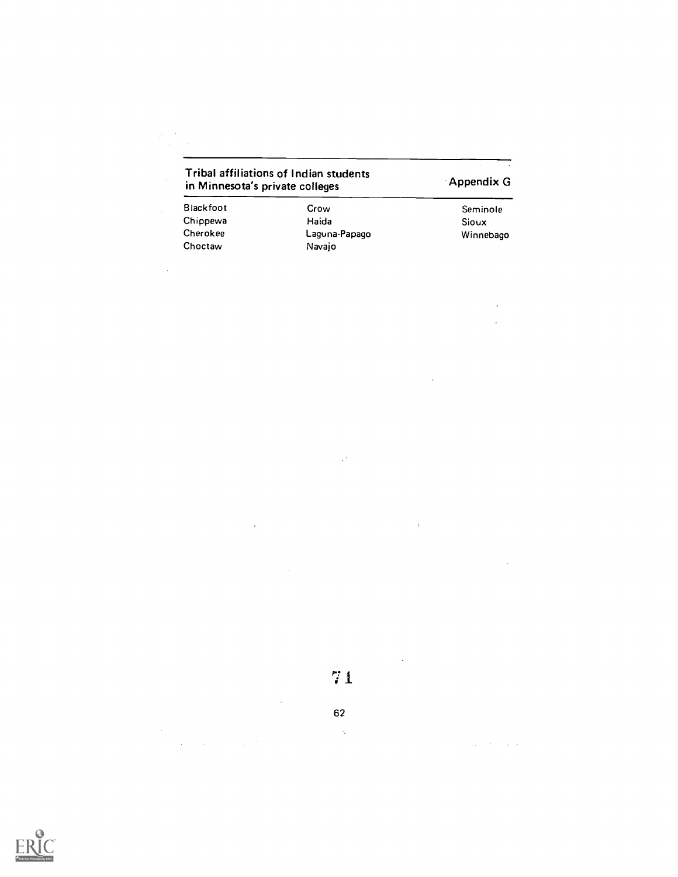## Tribal affiliations of Indian students in Minnesota's private colleges

**Appendix G**

| | | |
|---|---|---|
| Blackfoot | Crow | Seminole |
| Chippewa | Haida | Sioux |
| Cherokee | Laguna-Papago | Winnebago |
| Choctaw | Navajo | |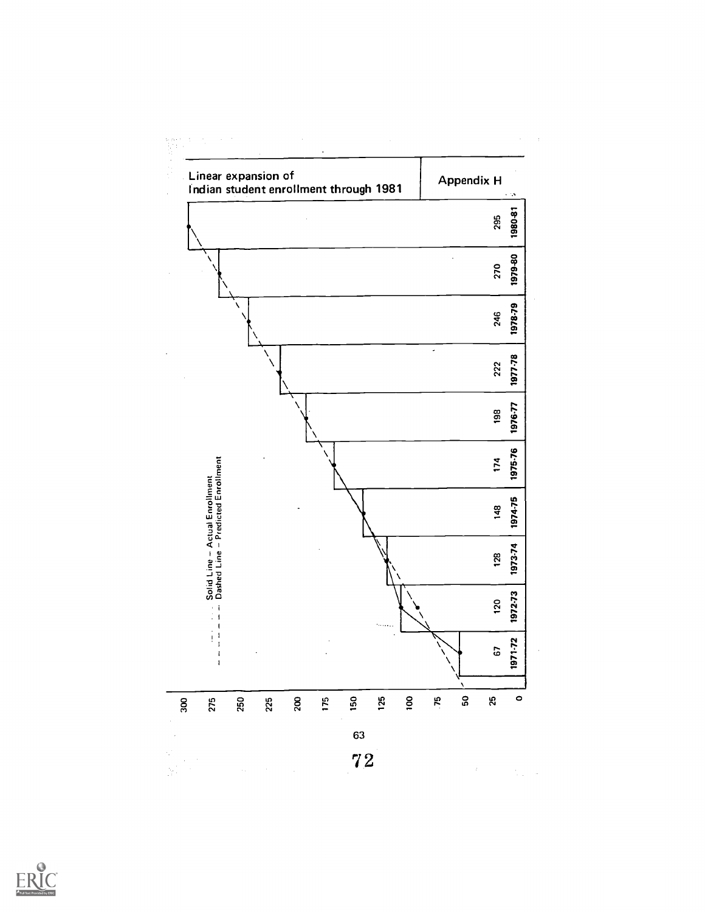## Appendix H

**Linear expansion of Indian student enrollment through 1981**

Solid Line – Actual Enrollment
Dashed Line – Predicted Enrollment

| Year | Enrollment |
|---|---|
| 1971-72 | 67 |
| 1972-73 | 120 |
| 1973-74 | 128 |
| 1974-75 | 148 |
| 1975-76 | 174 |
| 1976-77 | 198 |
| 1977-78 | 222 |
| 1978-79 | 246 |
| 1979-80 | 270 |
| 1980-81 | 295 |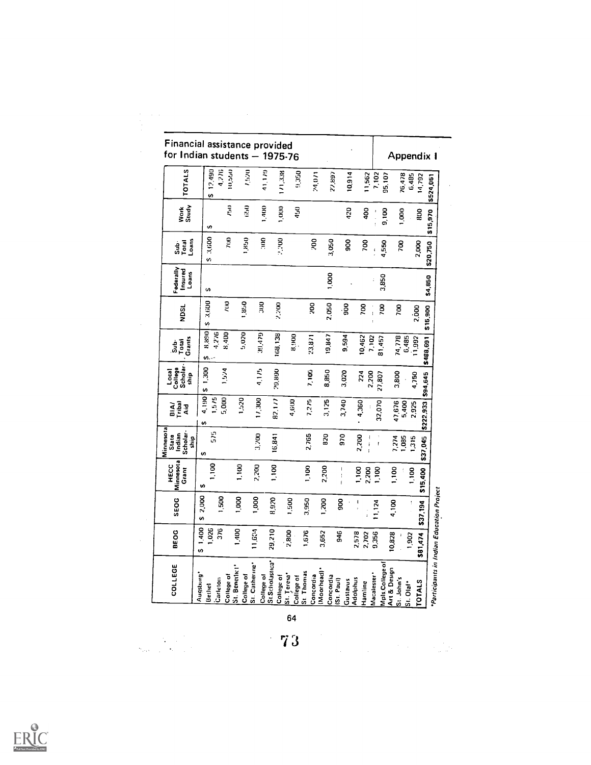# Financial assistance provided for Indian students — 1975-76

## Appendix I

| COLLEGE | BEOG | SEOG | HECC Minnesota Grant | Minnesota State Indian Scholarship | BIA/ Tribal Aid | Local College Scholarship | Sub-Total Grants | NDSL | Federally Insured Loans | Sub-Total Loans | Work Study | TOTALS |
|---|---|---|---|---|---|---|---|---|---|---|---|---|
| Augsburg* | $ 1,400 | $ 2,000 | $ | $ | $ 4,190 | $ 1,300 | $ 8,890 | $ 3,600 | $ | $ 3,600 | $ | $ 12,490 |
| Bethel | 1,026 | | 1,100 | 575 | 1,575 | | 4,276 | | | | | 4,276 |
| Carleton | 376 | 1,500 | | | 5,000 | 1,524 | 8,400 | 700 | | 700 | 750 | 10,550 |
| College of St. Benedict* | 1,400 | 1,000 | 1,100 | | 1,520 | | 5,020 | 1,850 | | 1,850 | 650 | 7,520 |
| College of St. Catherine* | 11,604 | 1,000 | 2,200 | 3,200 | 17,300 | 4,175 | 39,479 | 300 | | 300 | 1,400 | 41,179 |
| College of St Scholastica* | 29,210 | 8,920 | 1,100 | 16,841 | 82,177 | 29,890 | 168,138 | 2,200 | | 2,200 | 1,000 | 171,338 |
| College of St. Teresa* | 2,800 | 1,500 | | | 4,600 | | 8,900 | | | | 450 | 9,350 |
| College of St. Thomas | 1,676 | 3,950 | 1,100 | 2,765 | 7,275 | 7,105 | 23,871 | 200 | | 200 | | 24,071 |
| Concordia (Moorhead)* | 3,652 | 1,200 | 2,200 | 820 | 3,125 | 8,850 | 19,847 | 2,050 | 1,000 | 3,050 | | 22,897 |
| Concordia (St. Paul) | 946 | 900 | — | 970 | 3,740 | 3,020 | 9,594 | 900 | | 900 | 420 | 10,914 |
| Gustavus Adolphus | 2,578 | — | 1,100 | 2,200 | 4,360 | 224 | 10,462 | 700 | | 700 | 400 | 11,562 |
| Hamline | 2,702 | | 2,200 | | | 2,200 | 7,102 | | | | | 7,102 |
| Macalester* | 9,356 | 11,124 | 1,100 | | 32,070 | 27,807 | 81,457 | 700 | 3,850 | 4,550 | 9,100 | 95,107 |
| Mpls College of Art & Design | 10,828 | 4,100 | 1,100 | 7,274 | 47,676 | 3,800 | 74,778 | 700 | | 700 | 1,000 | 76,478 |
| St. John's | | | | 1,085 | 5,400 | | 6,485 | | | | | 6,485 |
| St. Olaf* | 1,902 | | 1,100 | 1,315 | 2,925 | 4,750 | 11,992 | 2,000 | | 2,000 | 800 | 14,792 |
| TOTALS | $81,474 | $37,194 | $15,400 | $37,045 | $222,933 | $94,645 | $488,691 | $15,900 | $4,850 | $20,750 | $15,970 | $524,061 |

*Participants in Indian Education Project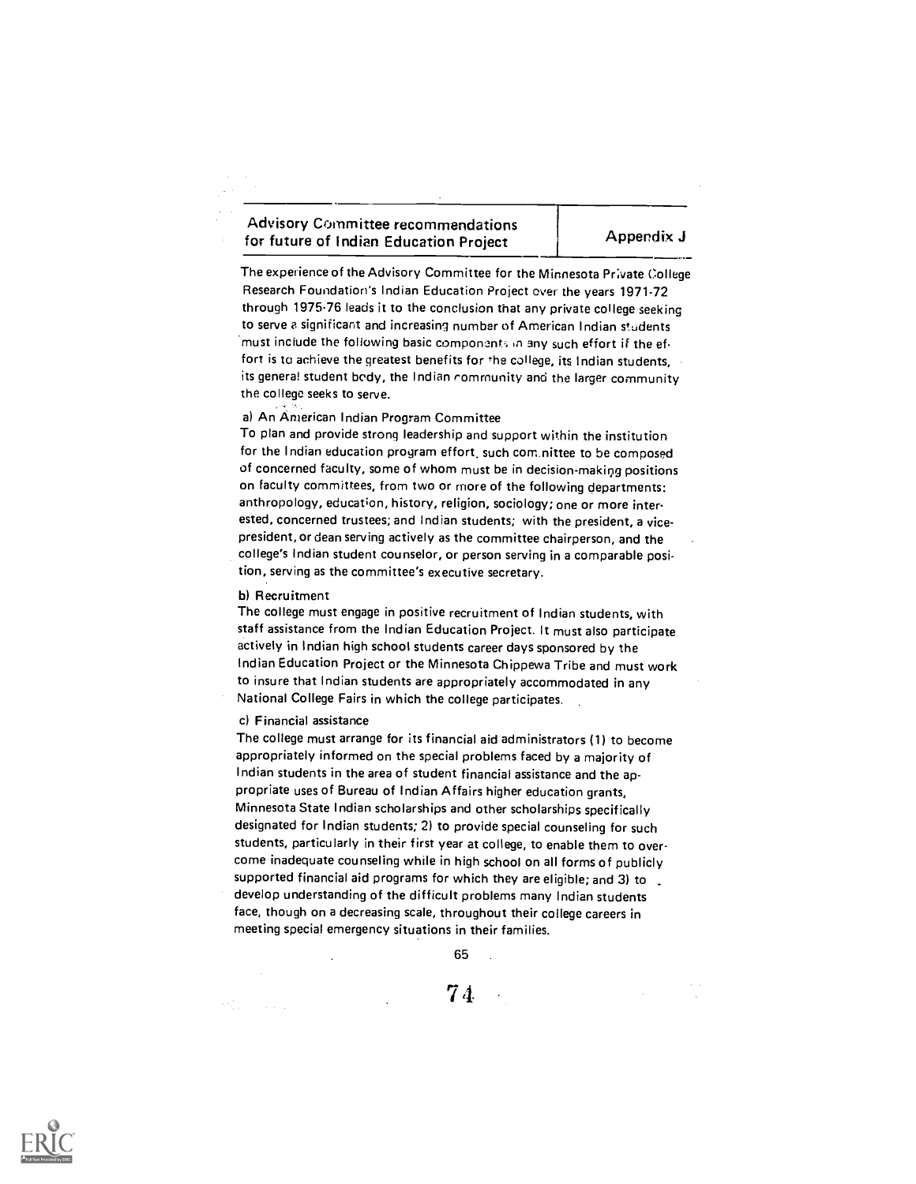## Advisory Committee recommendations for future of Indian Education Project — Appendix J

The experience of the Advisory Committee for the Minnesota Private College Research Foundation's Indian Education Project over the years 1971-72 through 1975-76 leads it to the conclusion that any private college seeking to serve a significant and increasing number of American Indian students must include the following basic components in any such effort if the effort is to achieve the greatest benefits for the college, its Indian students, its general student body, the Indian community and the larger community the college seeks to serve.

a) An American Indian Program Committee

To plan and provide strong leadership and support within the institution for the Indian education program effort, such committee to be composed of concerned faculty, some of whom must be in decision-making positions on faculty committees, from two or more of the following departments: anthropology, education, history, religion, sociology; one or more interested, concerned trustees; and Indian students; with the president, a vice-president, or dean serving actively as the committee chairperson, and the college's Indian student counselor, or person serving in a comparable position, serving as the committee's executive secretary.

b) Recruitment

The college must engage in positive recruitment of Indian students, with staff assistance from the Indian Education Project. It must also participate actively in Indian high school students career days sponsored by the Indian Education Project or the Minnesota Chippewa Tribe and must work to insure that Indian students are appropriately accommodated in any National College Fairs in which the college participates.

c) Financial assistance

The college must arrange for its financial aid administrators (1) to become appropriately informed on the special problems faced by a majority of Indian students in the area of student financial assistance and the appropriate uses of Bureau of Indian Affairs higher education grants, Minnesota State Indian scholarships and other scholarships specifically designated for Indian students; 2) to provide special counseling for such students, particularly in their first year at college, to enable them to overcome inadequate counseling while in high school on all forms of publicly supported financial aid programs for which they are eligible; and 3) to develop understanding of the difficult problems many Indian students face, though on a decreasing scale, throughout their college careers in meeting special emergency situations in their families.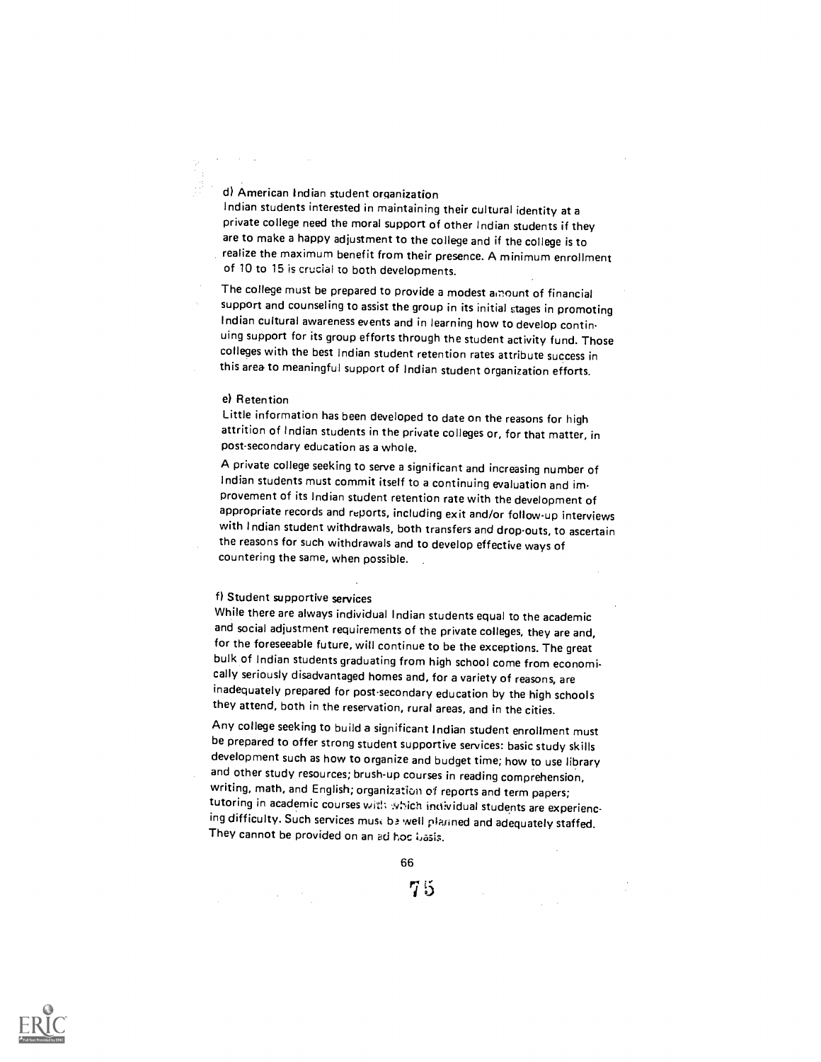d) American Indian student organization

Indian students interested in maintaining their cultural identity at a private college need the moral support of other Indian students if they are to make a happy adjustment to the college and if the college is to realize the maximum benefit from their presence. A minimum enrollment of 10 to 15 is crucial to both developments.

The college must be prepared to provide a modest amount of financial support and counseling to assist the group in its initial stages in promoting Indian cultural awareness events and in learning how to develop continuing support for its group efforts through the student activity fund. Those colleges with the best Indian student retention rates attribute success in this area to meaningful support of Indian student organization efforts.

e) Retention

Little information has been developed to date on the reasons for high attrition of Indian students in the private colleges or, for that matter, in post-secondary education as a whole.

A private college seeking to serve a significant and increasing number of Indian students must commit itself to a continuing evaluation and improvement of its Indian student retention rate with the development of appropriate records and reports, including exit and/or follow-up interviews with Indian student withdrawals, both transfers and drop-outs, to ascertain the reasons for such withdrawals and to develop effective ways of countering the same, when possible.

f) Student supportive services

While there are always individual Indian students equal to the academic and social adjustment requirements of the private colleges, they are and, for the foreseeable future, will continue to be the exceptions. The great bulk of Indian students graduating from high school come from economically seriously disadvantaged homes and, for a variety of reasons, are inadequately prepared for post-secondary education by the high schools they attend, both in the reservation, rural areas, and in the cities.

Any college seeking to build a significant Indian student enrollment must be prepared to offer strong student supportive services: basic study skills development such as how to organize and budget time; how to use library and other study resources; brush-up courses in reading comprehension, writing, math, and English; organization of reports and term papers; tutoring in academic courses with which individual students are experiencing difficulty. Such services must be well planned and adequately staffed. They cannot be provided on an ad hoc basis.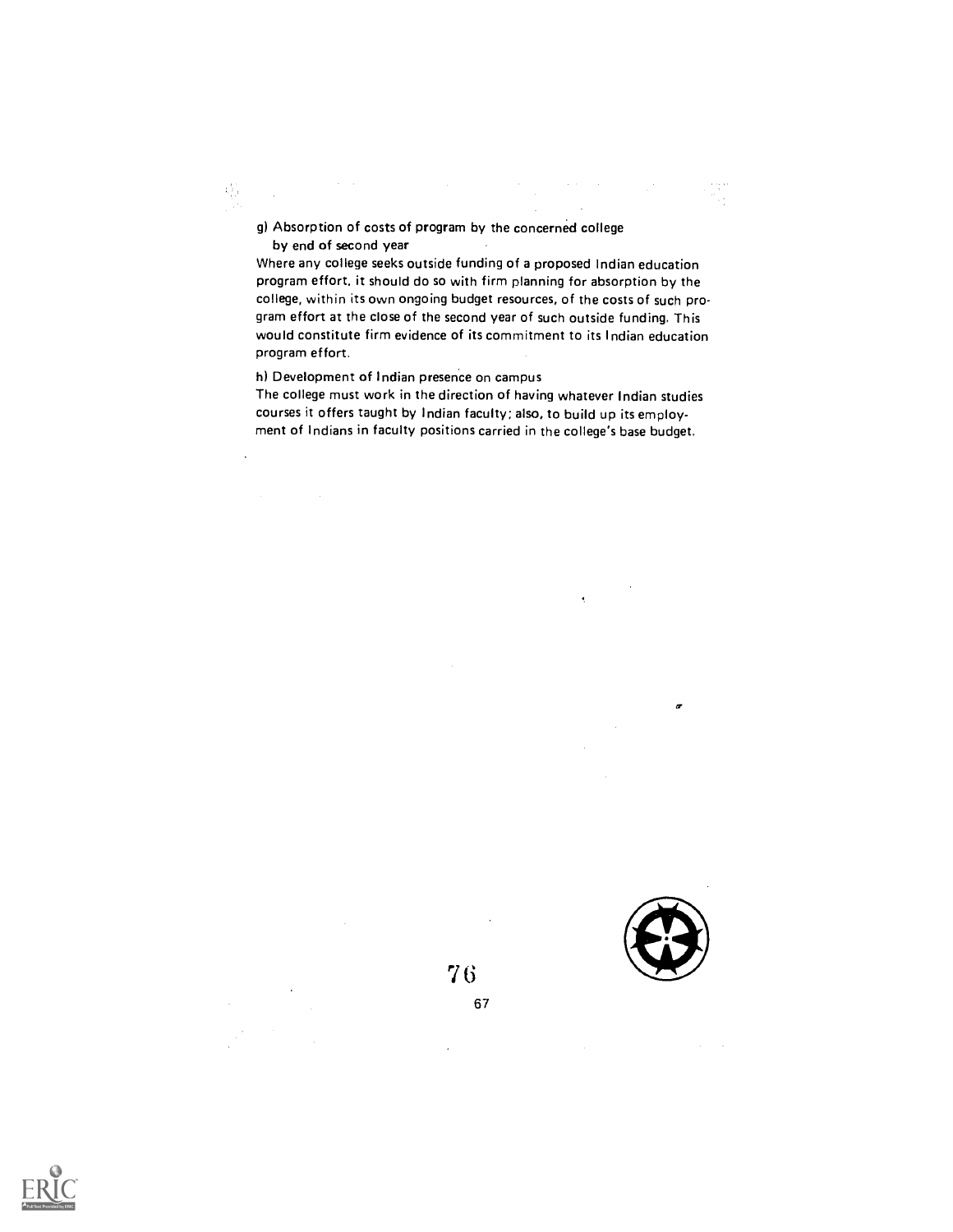g) Absorption of costs of program by the concerned college by end of second year

Where any college seeks outside funding of a proposed Indian education program effort, it should do so with firm planning for absorption by the college, within its own ongoing budget resources, of the costs of such program effort at the close of the second year of such outside funding. This would constitute firm evidence of its commitment to its Indian education program effort.

h) Development of Indian presence on campus

The college must work in the direction of having whatever Indian studies courses it offers taught by Indian faculty; also, to build up its employment of Indians in faculty positions carried in the college's base budget.